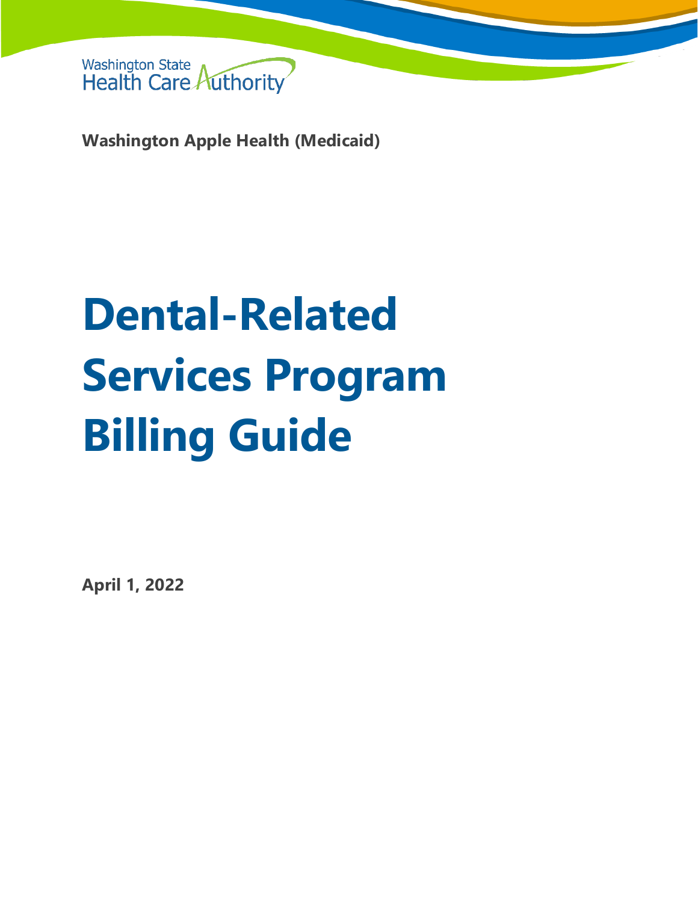Washington State Health Care Authority

**Washington Apple Health (Medicaid)**

# Dental-Related Services Program Billing Guide

**April 1, 2022**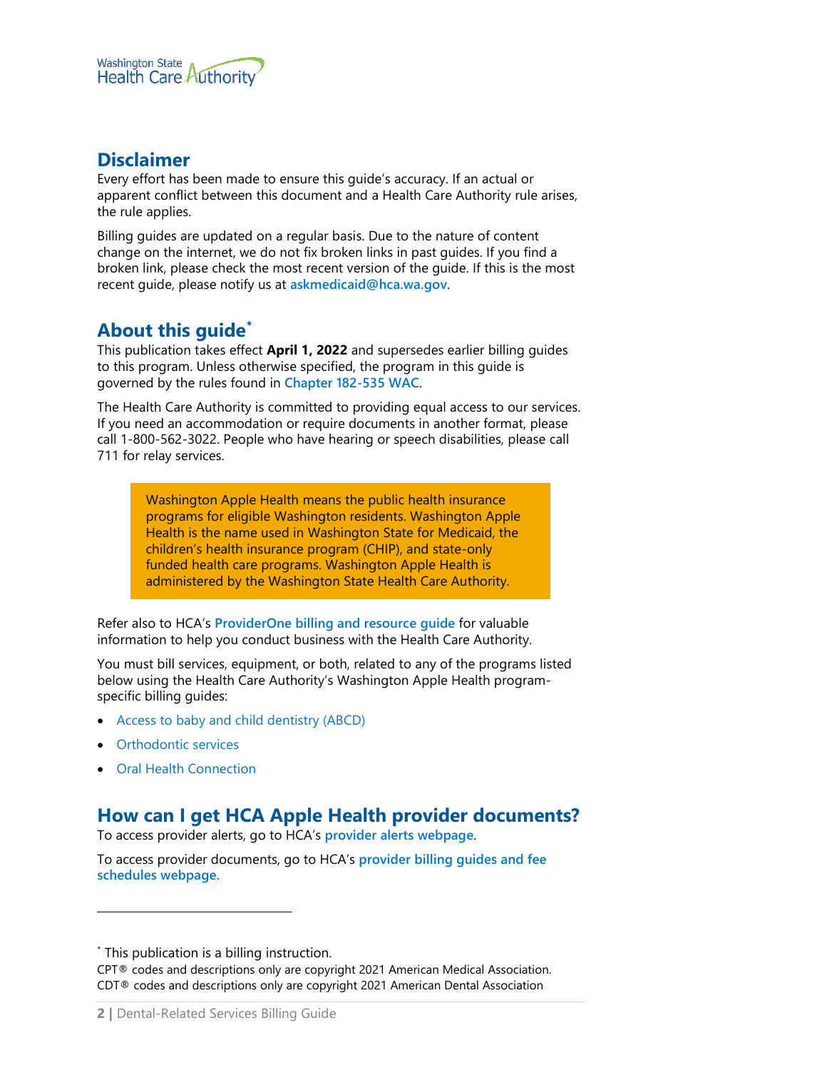## Disclaimer

Every effort has been made to ensure this guide's accuracy. If an actual or apparent conflict between this document and a Health Care Authority rule arises, the rule applies.

Billing guides are updated on a regular basis. Due to the nature of content change on the internet, we do not fix broken links in past guides. If you find a broken link, please check the most recent version of the guide. If this is the most recent guide, please notify us at **askmedicaid@hca.wa.gov**.

## About this guide*

This publication takes effect **April 1, 2022** and supersedes earlier billing guides to this program. Unless otherwise specified, the program in this guide is governed by the rules found in **Chapter 182-535 WAC**.

The Health Care Authority is committed to providing equal access to our services. If you need an accommodation or require documents in another format, please call 1-800-562-3022. People who have hearing or speech disabilities, please call 711 for relay services.

> Washington Apple Health means the public health insurance programs for eligible Washington residents. Washington Apple Health is the name used in Washington State for Medicaid, the children's health insurance program (CHIP), and state-only funded health care programs. Washington Apple Health is administered by the Washington State Health Care Authority.

Refer also to HCA's **ProviderOne billing and resource guide** for valuable information to help you conduct business with the Health Care Authority.

You must bill services, equipment, or both, related to any of the programs listed below using the Health Care Authority's Washington Apple Health program-specific billing guides:

- Access to baby and child dentistry (ABCD)
- Orthodontic services
- Oral Health Connection

## How can I get HCA Apple Health provider documents?

To access provider alerts, go to HCA's **provider alerts webpage**.

To access provider documents, go to HCA's **provider billing guides and fee schedules webpage.**

---

* This publication is a billing instruction.

CPT® codes and descriptions only are copyright 2021 American Medical Association.
CDT® codes and descriptions only are copyright 2021 American Dental Association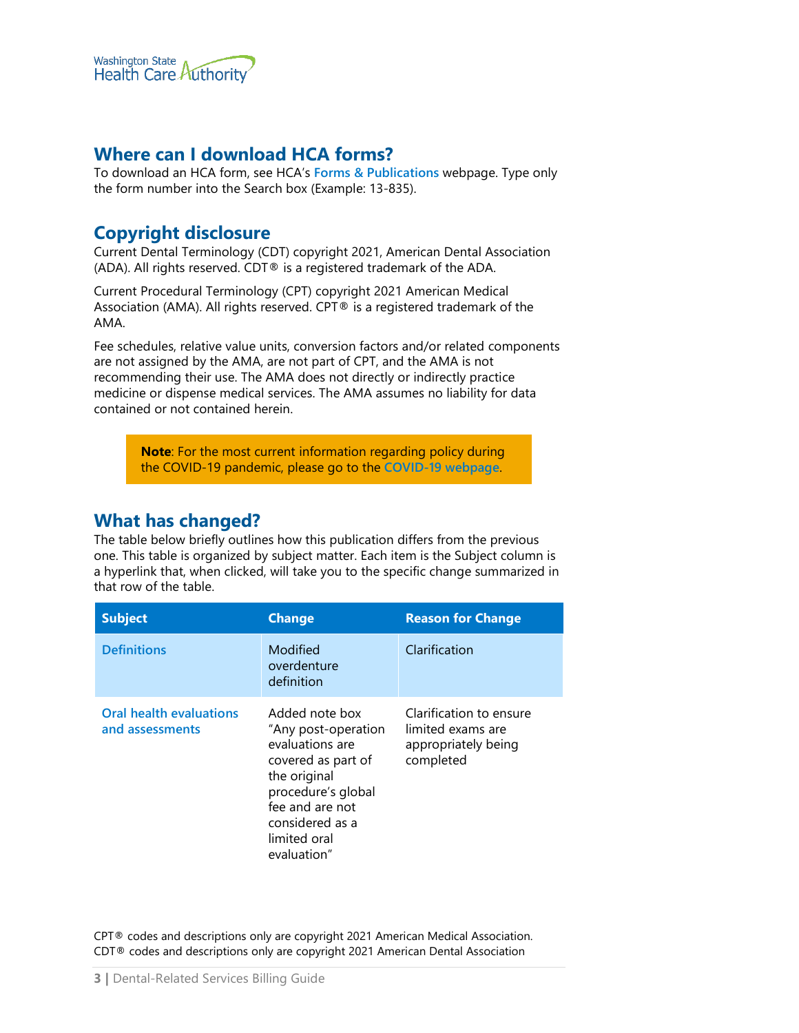## Where can I download HCA forms?

To download an HCA form, see HCA's Forms & Publications webpage. Type only the form number into the Search box (Example: 13-835).

## Copyright disclosure

Current Dental Terminology (CDT) copyright 2021, American Dental Association (ADA). All rights reserved. CDT® is a registered trademark of the ADA.

Current Procedural Terminology (CPT) copyright 2021 American Medical Association (AMA). All rights reserved. CPT® is a registered trademark of the AMA.

Fee schedules, relative value units, conversion factors and/or related components are not assigned by the AMA, are not part of CPT, and the AMA is not recommending their use. The AMA does not directly or indirectly practice medicine or dispense medical services. The AMA assumes no liability for data contained or not contained herein.

> **Note**: For the most current information regarding policy during the COVID-19 pandemic, please go to the COVID-19 webpage.

## What has changed?

The table below briefly outlines how this publication differs from the previous one. This table is organized by subject matter. Each item is the Subject column is a hyperlink that, when clicked, will take you to the specific change summarized in that row of the table.

| Subject | Change | Reason for Change |
|---|---|---|
| Definitions | Modified overdenture definition | Clarification |
| Oral health evaluations and assessments | Added note box "Any post-operation evaluations are covered as part of the original procedure's global fee and are not considered as a limited oral evaluation" | Clarification to ensure limited exams are appropriately being completed |

CPT® codes and descriptions only are copyright 2021 American Medical Association.
CDT® codes and descriptions only are copyright 2021 American Dental Association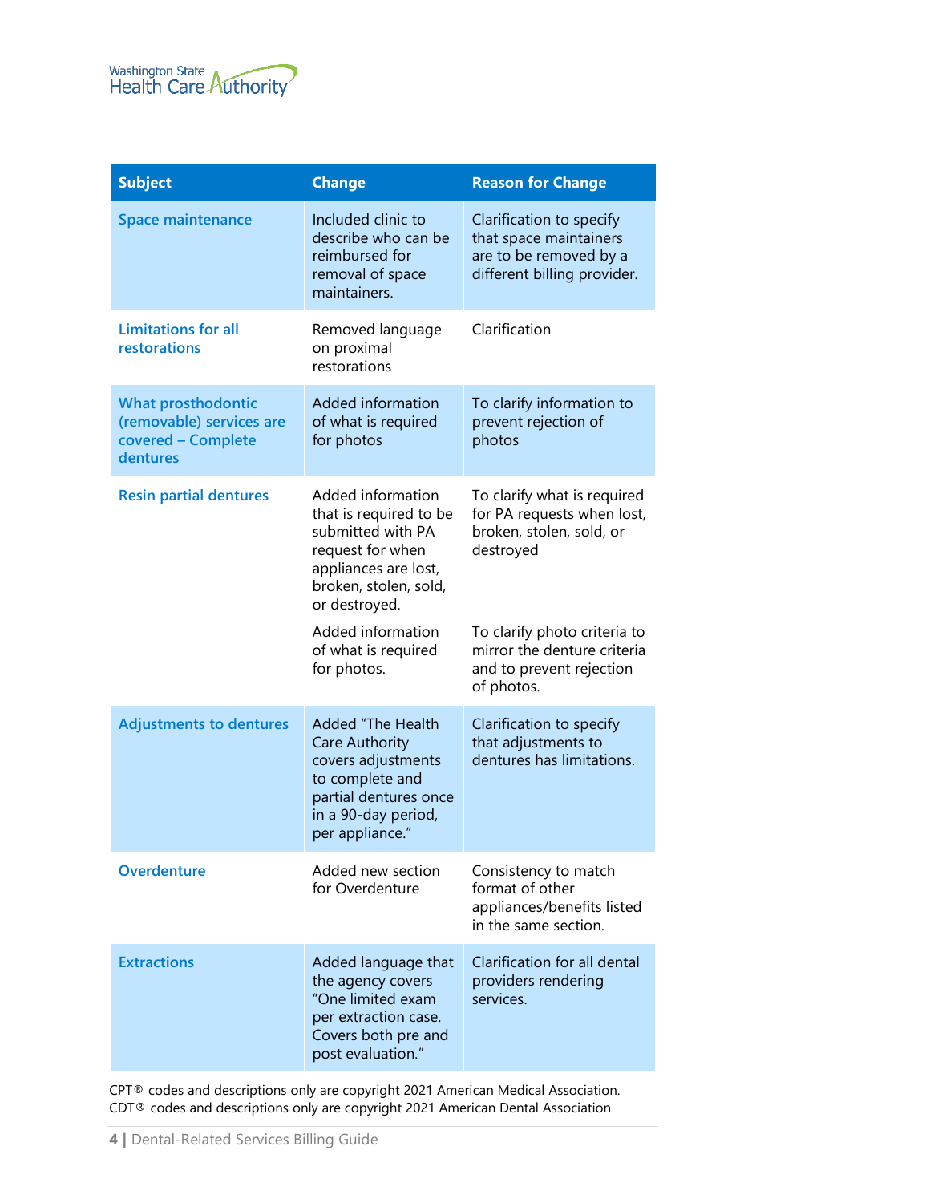| Subject | Change | Reason for Change |
| --- | --- | --- |
| Space maintenance | Included clinic to describe who can be reimbursed for removal of space maintainers. | Clarification to specify that space maintainers are to be removed by a different billing provider. |
| Limitations for all restorations | Removed language on proximal restorations | Clarification |
| What prosthodontic (removable) services are covered – Complete dentures | Added information of what is required for photos | To clarify information to prevent rejection of photos |
| Resin partial dentures | Added information that is required to be submitted with PA request for when appliances are lost, broken, stolen, sold, or destroyed. | To clarify what is required for PA requests when lost, broken, stolen, sold, or destroyed |
| | Added information of what is required for photos. | To clarify photo criteria to mirror the denture criteria and to prevent rejection of photos. |
| Adjustments to dentures | Added "The Health Care Authority covers adjustments to complete and partial dentures once in a 90-day period, per appliance." | Clarification to specify that adjustments to dentures has limitations. |
| Overdenture | Added new section for Overdenture | Consistency to match format of other appliances/benefits listed in the same section. |
| Extractions | Added language that the agency covers "One limited exam per extraction case. Covers both pre and post evaluation." | Clarification for all dental providers rendering services. |

CPT® codes and descriptions only are copyright 2021 American Medical Association.
CDT® codes and descriptions only are copyright 2021 American Dental Association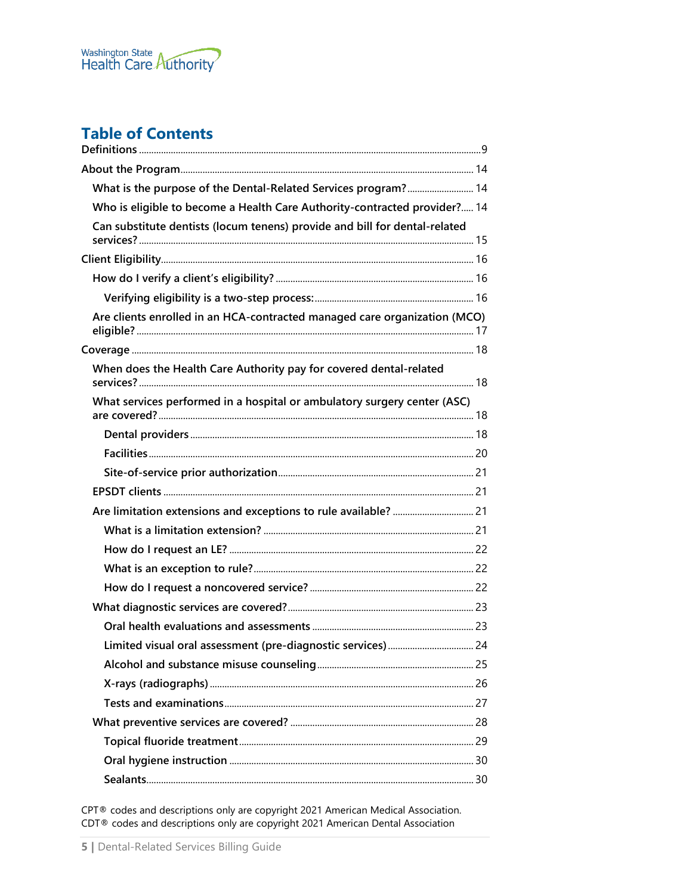# Table of Contents

- Definitions ... 9
- About the Program ... 14
  - What is the purpose of the Dental-Related Services program? ... 14
  - Who is eligible to become a Health Care Authority-contracted provider? ... 14
  - Can substitute dentists (locum tenens) provide and bill for dental-related services? ... 15
- Client Eligibility ... 16
  - How do I verify a client's eligibility? ... 16
    - Verifying eligibility is a two-step process: ... 16
  - Are clients enrolled in an HCA-contracted managed care organization (MCO) eligible? ... 17
- Coverage ... 18
  - When does the Health Care Authority pay for covered dental-related services? ... 18
  - What services performed in a hospital or ambulatory surgery center (ASC) are covered? ... 18
    - Dental providers ... 18
    - Facilities ... 20
    - Site-of-service prior authorization ... 21
  - EPSDT clients ... 21
  - Are limitation extensions and exceptions to rule available? ... 21
    - What is a limitation extension? ... 21
    - How do I request an LE? ... 22
    - What is an exception to rule? ... 22
    - How do I request a noncovered service? ... 22
  - What diagnostic services are covered? ... 23
    - Oral health evaluations and assessments ... 23
    - Limited visual oral assessment (pre-diagnostic services) ... 24
    - Alcohol and substance misuse counseling ... 25
    - X-rays (radiographs) ... 26
    - Tests and examinations ... 27
  - What preventive services are covered? ... 28
    - Topical fluoride treatment ... 29
    - Oral hygiene instruction ... 30
    - Sealants ... 30

CPT® codes and descriptions only are copyright 2021 American Medical Association.
CDT® codes and descriptions only are copyright 2021 American Dental Association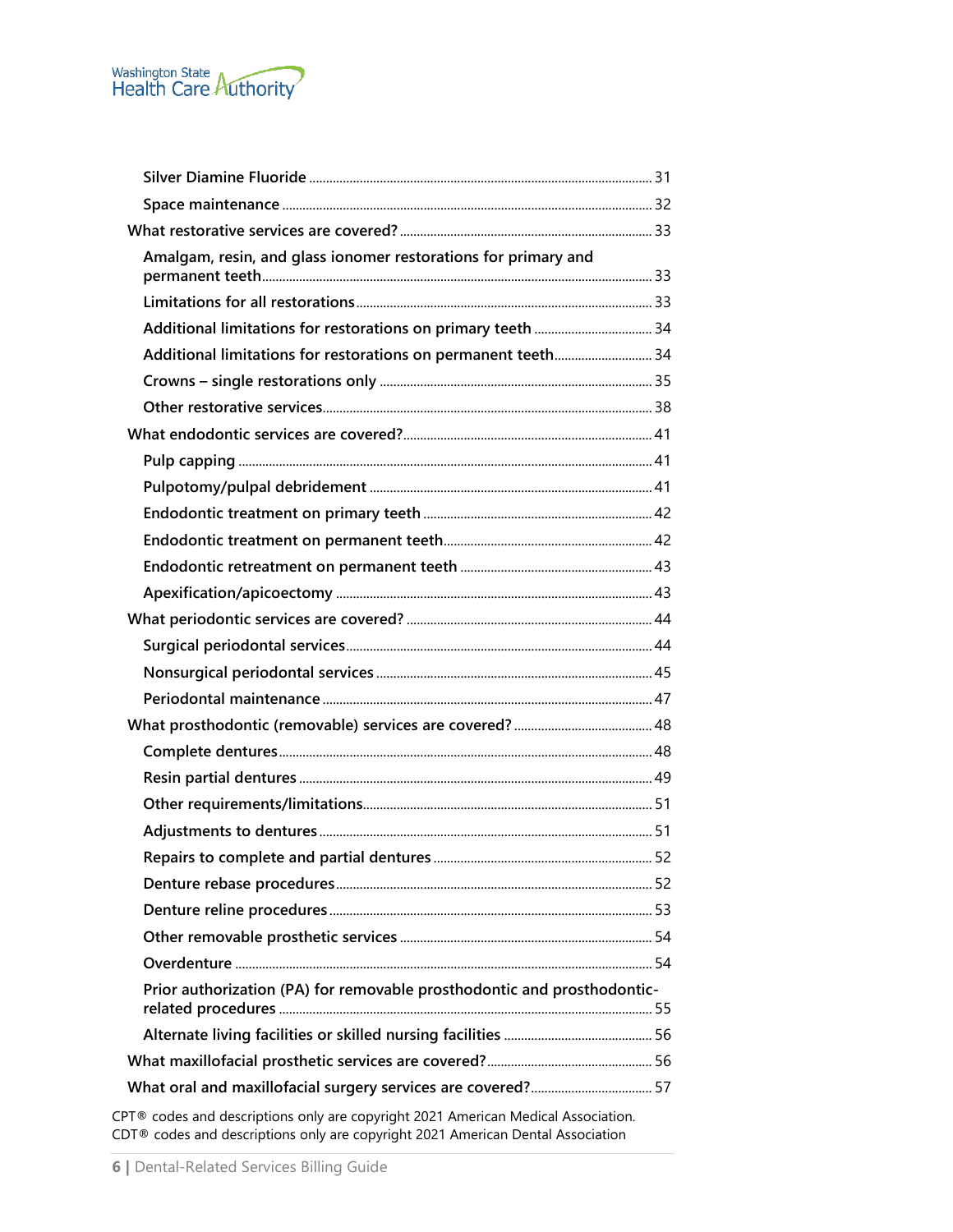- Silver Diamine Fluoride ..... 31
- Space maintenance ..... 32

What restorative services are covered? ..... 33

- Amalgam, resin, and glass ionomer restorations for primary and permanent teeth ..... 33
- Limitations for all restorations ..... 33
- Additional limitations for restorations on primary teeth ..... 34
- Additional limitations for restorations on permanent teeth ..... 34
- Crowns – single restorations only ..... 35
- Other restorative services ..... 38

What endodontic services are covered? ..... 41

- Pulp capping ..... 41
- Pulpotomy/pulpal debridement ..... 41
- Endodontic treatment on primary teeth ..... 42
- Endodontic treatment on permanent teeth ..... 42
- Endodontic retreatment on permanent teeth ..... 43
- Apexification/apicoectomy ..... 43

What periodontic services are covered? ..... 44

- Surgical periodontal services ..... 44
- Nonsurgical periodontal services ..... 45
- Periodontal maintenance ..... 47

What prosthodontic (removable) services are covered? ..... 48

- Complete dentures ..... 48
- Resin partial dentures ..... 49
- Other requirements/limitations ..... 51
- Adjustments to dentures ..... 51
- Repairs to complete and partial dentures ..... 52
- Denture rebase procedures ..... 52
- Denture reline procedures ..... 53
- Other removable prosthetic services ..... 54
- Overdenture ..... 54
- Prior authorization (PA) for removable prosthodontic and prosthodontic-related procedures ..... 55
- Alternate living facilities or skilled nursing facilities ..... 56

What maxillofacial prosthetic services are covered? ..... 56

What oral and maxillofacial surgery services are covered? ..... 57

CPT® codes and descriptions only are copyright 2021 American Medical Association.
CDT® codes and descriptions only are copyright 2021 American Dental Association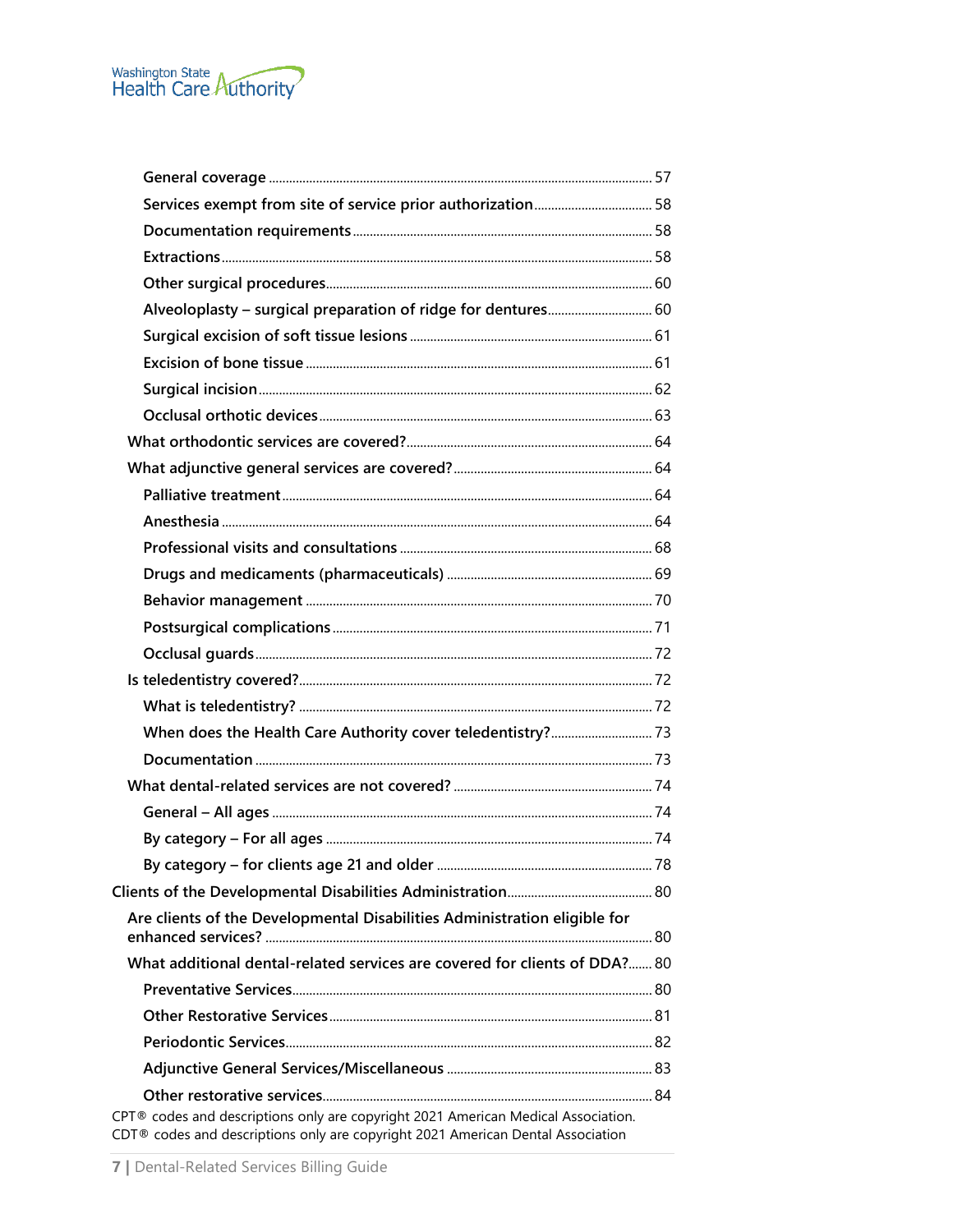- General coverage ..... 57
- Services exempt from site of service prior authorization ..... 58
- Documentation requirements ..... 58
- Extractions ..... 58
- Other surgical procedures ..... 60
- Alveoloplasty – surgical preparation of ridge for dentures ..... 60
- Surgical excision of soft tissue lesions ..... 61
- Excision of bone tissue ..... 61
- Surgical incision ..... 62
- Occlusal orthotic devices ..... 63

What orthodontic services are covered? ..... 64

What adjunctive general services are covered? ..... 64

- Palliative treatment ..... 64
- Anesthesia ..... 64
- Professional visits and consultations ..... 68
- Drugs and medicaments (pharmaceuticals) ..... 69
- Behavior management ..... 70
- Postsurgical complications ..... 71
- Occlusal guards ..... 72

Is teledentistry covered? ..... 72

- What is teledentistry? ..... 72
- When does the Health Care Authority cover teledentistry? ..... 73
- Documentation ..... 73

What dental-related services are not covered? ..... 74

- General – All ages ..... 74
- By category – For all ages ..... 74
- By category – for clients age 21 and older ..... 78

Clients of the Developmental Disabilities Administration ..... 80

Are clients of the Developmental Disabilities Administration eligible for enhanced services? ..... 80

What additional dental-related services are covered for clients of DDA? ..... 80

- Preventative Services ..... 80
- Other Restorative Services ..... 81
- Periodontic Services ..... 82
- Adjunctive General Services/Miscellaneous ..... 83
- Other restorative services ..... 84

CPT® codes and descriptions only are copyright 2021 American Medical Association.
CDT® codes and descriptions only are copyright 2021 American Dental Association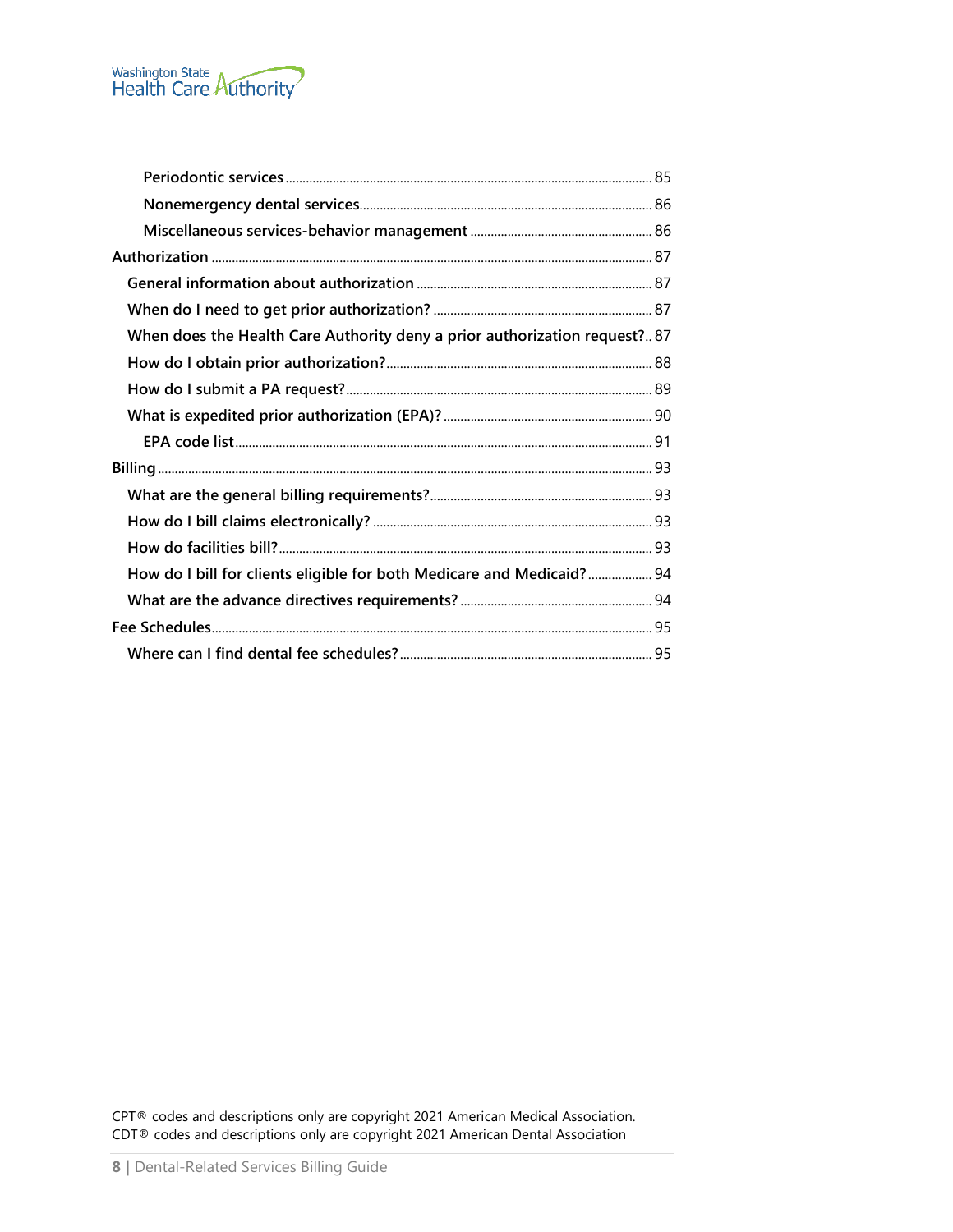- Periodontic services ........ 85
- Nonemergency dental services ........ 86
- Miscellaneous services-behavior management ........ 86

Authorization ........ 87

- General information about authorization ........ 87
- When do I need to get prior authorization? ........ 87
- When does the Health Care Authority deny a prior authorization request? ........ 87
- How do I obtain prior authorization? ........ 88
- How do I submit a PA request? ........ 89
- What is expedited prior authorization (EPA)? ........ 90
    - EPA code list ........ 91

Billing ........ 93

- What are the general billing requirements? ........ 93
- How do I bill claims electronically? ........ 93
- How do facilities bill? ........ 93
- How do I bill for clients eligible for both Medicare and Medicaid? ........ 94
- What are the advance directives requirements? ........ 94

Fee Schedules ........ 95

- Where can I find dental fee schedules? ........ 95

CPT® codes and descriptions only are copyright 2021 American Medical Association.
CDT® codes and descriptions only are copyright 2021 American Dental Association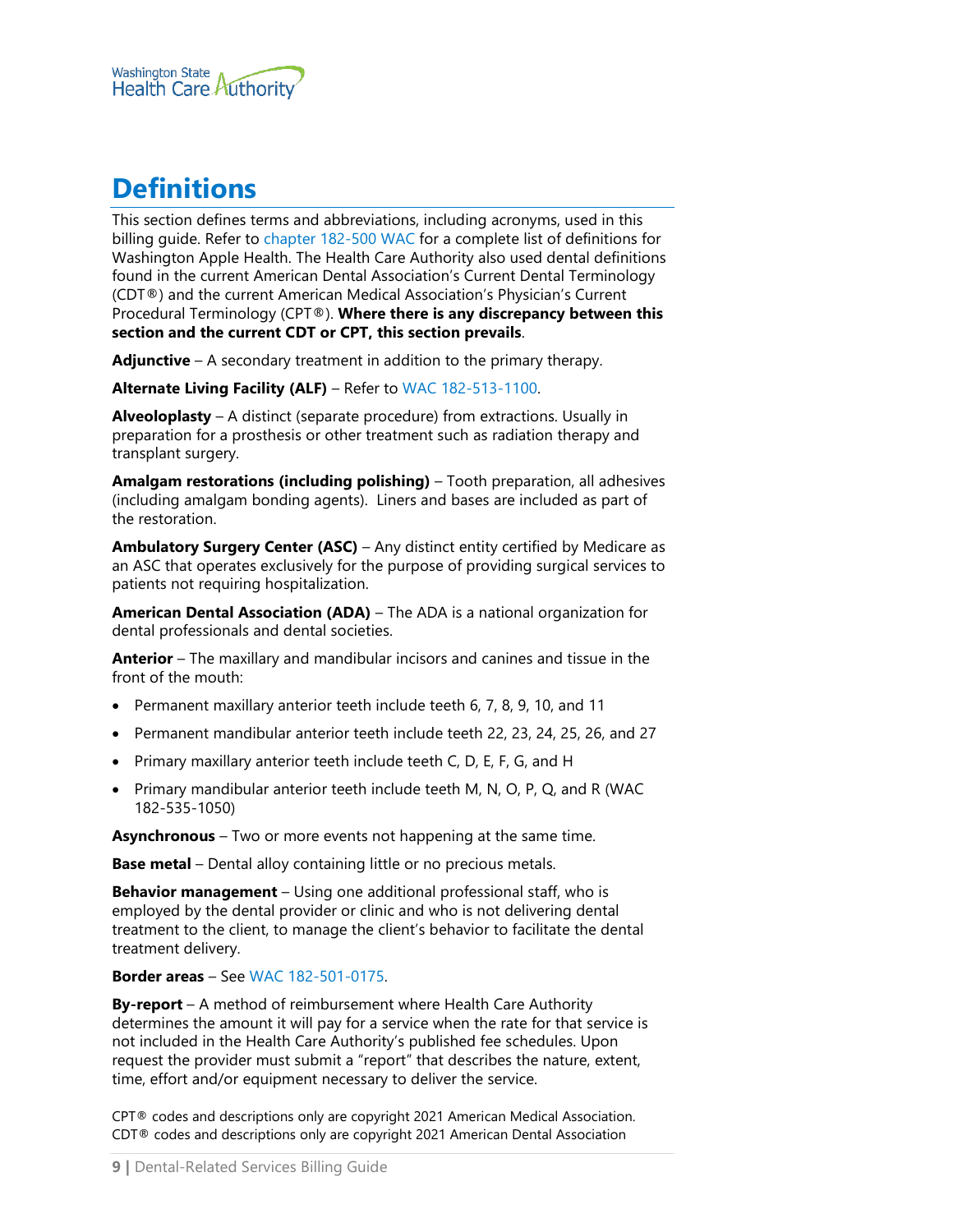# Definitions

This section defines terms and abbreviations, including acronyms, used in this billing guide. Refer to chapter 182-500 WAC for a complete list of definitions for Washington Apple Health. The Health Care Authority also used dental definitions found in the current American Dental Association's Current Dental Terminology (CDT®) and the current American Medical Association's Physician's Current Procedural Terminology (CPT®). **Where there is any discrepancy between this section and the current CDT or CPT, this section prevails**.

**Adjunctive** – A secondary treatment in addition to the primary therapy.

**Alternate Living Facility (ALF)** – Refer to WAC 182-513-1100.

**Alveoloplasty** – A distinct (separate procedure) from extractions. Usually in preparation for a prosthesis or other treatment such as radiation therapy and transplant surgery.

**Amalgam restorations (including polishing)** – Tooth preparation, all adhesives (including amalgam bonding agents). Liners and bases are included as part of the restoration.

**Ambulatory Surgery Center (ASC)** – Any distinct entity certified by Medicare as an ASC that operates exclusively for the purpose of providing surgical services to patients not requiring hospitalization.

**American Dental Association (ADA)** – The ADA is a national organization for dental professionals and dental societies.

**Anterior** – The maxillary and mandibular incisors and canines and tissue in the front of the mouth:

- Permanent maxillary anterior teeth include teeth 6, 7, 8, 9, 10, and 11
- Permanent mandibular anterior teeth include teeth 22, 23, 24, 25, 26, and 27
- Primary maxillary anterior teeth include teeth C, D, E, F, G, and H
- Primary mandibular anterior teeth include teeth M, N, O, P, Q, and R (WAC 182-535-1050)

**Asynchronous** – Two or more events not happening at the same time.

**Base metal** – Dental alloy containing little or no precious metals.

**Behavior management** – Using one additional professional staff, who is employed by the dental provider or clinic and who is not delivering dental treatment to the client, to manage the client's behavior to facilitate the dental treatment delivery.

**Border areas** – See WAC 182-501-0175.

**By-report** – A method of reimbursement where Health Care Authority determines the amount it will pay for a service when the rate for that service is not included in the Health Care Authority's published fee schedules. Upon request the provider must submit a "report" that describes the nature, extent, time, effort and/or equipment necessary to deliver the service.

CPT® codes and descriptions only are copyright 2021 American Medical Association.
CDT® codes and descriptions only are copyright 2021 American Dental Association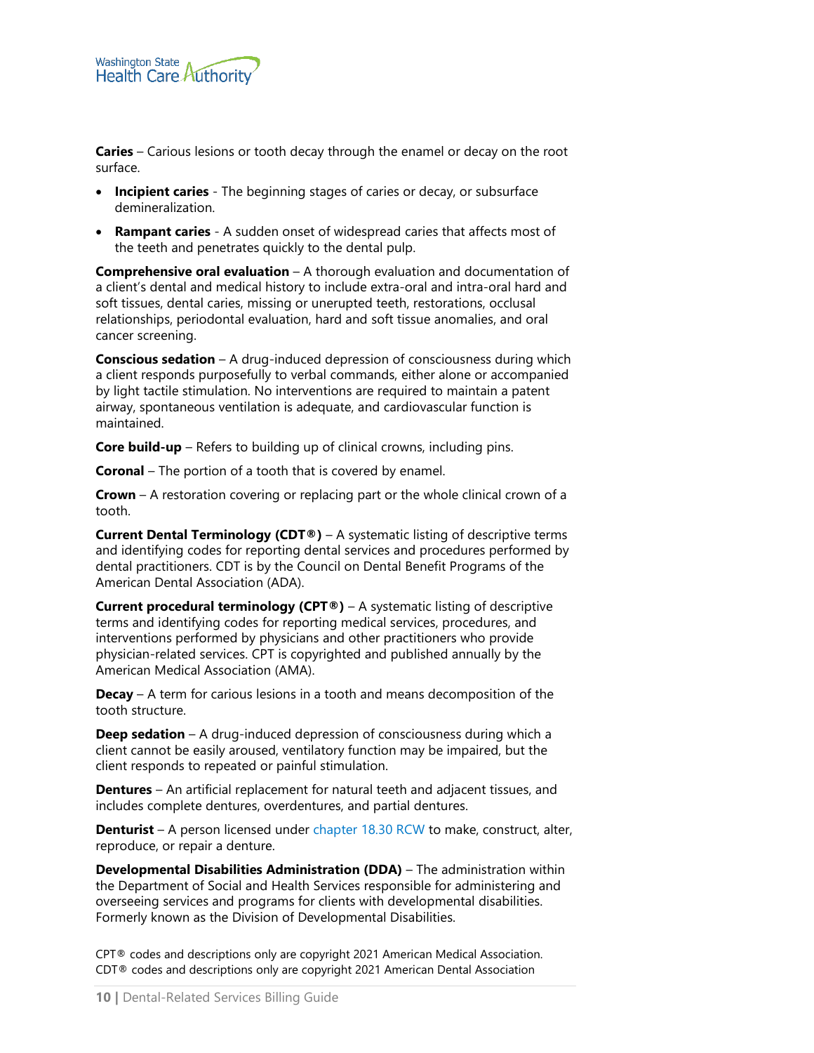**Caries** – Carious lesions or tooth decay through the enamel or decay on the root surface.

- **Incipient caries** - The beginning stages of caries or decay, or subsurface demineralization.
- **Rampant caries** - A sudden onset of widespread caries that affects most of the teeth and penetrates quickly to the dental pulp.

**Comprehensive oral evaluation** – A thorough evaluation and documentation of a client's dental and medical history to include extra-oral and intra-oral hard and soft tissues, dental caries, missing or unerupted teeth, restorations, occlusal relationships, periodontal evaluation, hard and soft tissue anomalies, and oral cancer screening.

**Conscious sedation** – A drug-induced depression of consciousness during which a client responds purposefully to verbal commands, either alone or accompanied by light tactile stimulation. No interventions are required to maintain a patent airway, spontaneous ventilation is adequate, and cardiovascular function is maintained.

**Core build-up** – Refers to building up of clinical crowns, including pins.

**Coronal** – The portion of a tooth that is covered by enamel.

**Crown** – A restoration covering or replacing part or the whole clinical crown of a tooth.

**Current Dental Terminology (CDT®)** – A systematic listing of descriptive terms and identifying codes for reporting dental services and procedures performed by dental practitioners. CDT is by the Council on Dental Benefit Programs of the American Dental Association (ADA).

**Current procedural terminology (CPT®)** – A systematic listing of descriptive terms and identifying codes for reporting medical services, procedures, and interventions performed by physicians and other practitioners who provide physician-related services. CPT is copyrighted and published annually by the American Medical Association (AMA).

**Decay** – A term for carious lesions in a tooth and means decomposition of the tooth structure.

**Deep sedation** – A drug-induced depression of consciousness during which a client cannot be easily aroused, ventilatory function may be impaired, but the client responds to repeated or painful stimulation.

**Dentures** – An artificial replacement for natural teeth and adjacent tissues, and includes complete dentures, overdentures, and partial dentures.

**Denturist** – A person licensed under chapter 18.30 RCW to make, construct, alter, reproduce, or repair a denture.

**Developmental Disabilities Administration (DDA)** – The administration within the Department of Social and Health Services responsible for administering and overseeing services and programs for clients with developmental disabilities. Formerly known as the Division of Developmental Disabilities.

CPT® codes and descriptions only are copyright 2021 American Medical Association.
CDT® codes and descriptions only are copyright 2021 American Dental Association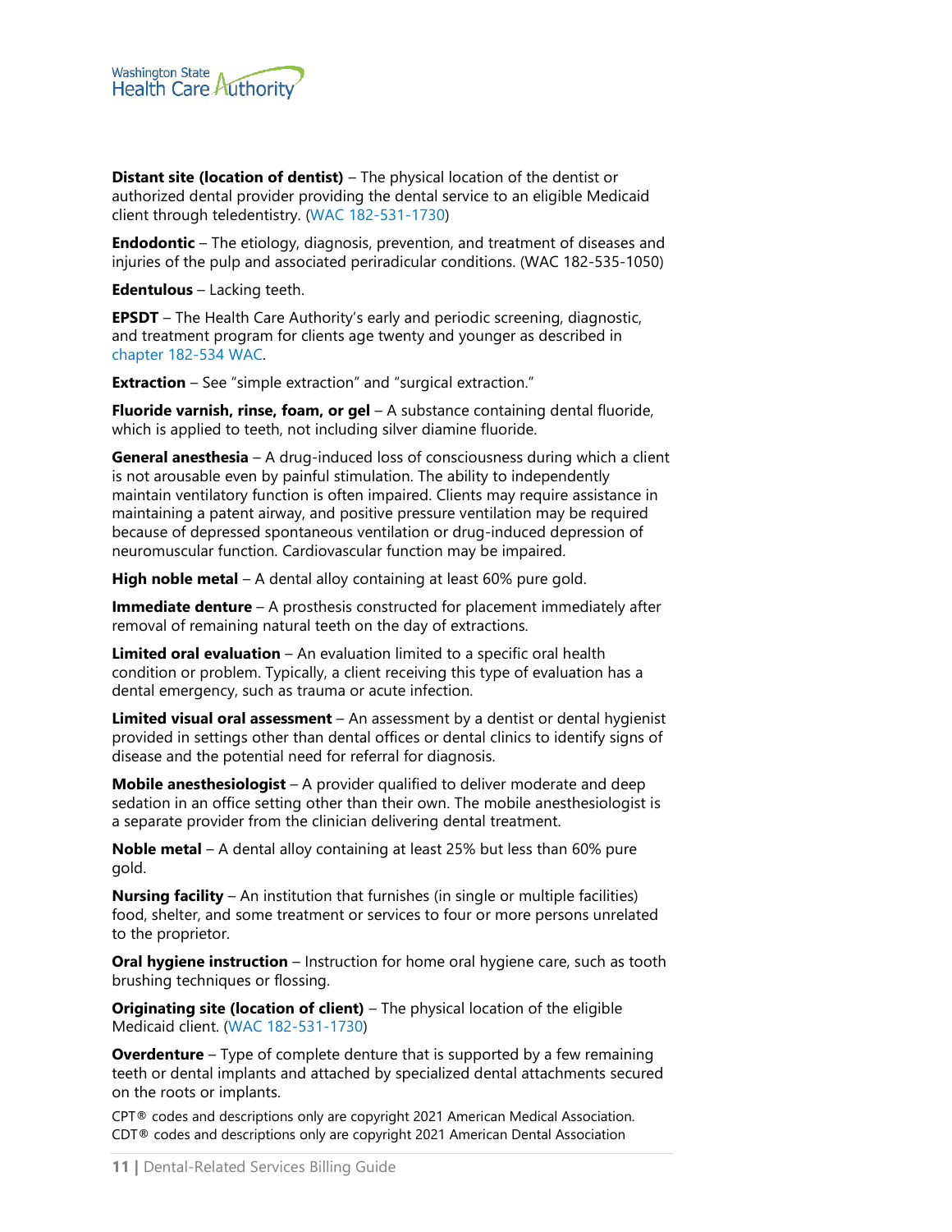**Distant site (location of dentist)** – The physical location of the dentist or authorized dental provider providing the dental service to an eligible Medicaid client through teledentistry. (WAC 182-531-1730)

**Endodontic** – The etiology, diagnosis, prevention, and treatment of diseases and injuries of the pulp and associated periradicular conditions. (WAC 182-535-1050)

**Edentulous** – Lacking teeth.

**EPSDT** – The Health Care Authority's early and periodic screening, diagnostic, and treatment program for clients age twenty and younger as described in chapter 182-534 WAC.

**Extraction** – See "simple extraction" and "surgical extraction."

**Fluoride varnish, rinse, foam, or gel** – A substance containing dental fluoride, which is applied to teeth, not including silver diamine fluoride.

**General anesthesia** – A drug-induced loss of consciousness during which a client is not arousable even by painful stimulation. The ability to independently maintain ventilatory function is often impaired. Clients may require assistance in maintaining a patent airway, and positive pressure ventilation may be required because of depressed spontaneous ventilation or drug-induced depression of neuromuscular function. Cardiovascular function may be impaired.

**High noble metal** – A dental alloy containing at least 60% pure gold.

**Immediate denture** – A prosthesis constructed for placement immediately after removal of remaining natural teeth on the day of extractions.

**Limited oral evaluation** – An evaluation limited to a specific oral health condition or problem. Typically, a client receiving this type of evaluation has a dental emergency, such as trauma or acute infection.

**Limited visual oral assessment** – An assessment by a dentist or dental hygienist provided in settings other than dental offices or dental clinics to identify signs of disease and the potential need for referral for diagnosis.

**Mobile anesthesiologist** – A provider qualified to deliver moderate and deep sedation in an office setting other than their own. The mobile anesthesiologist is a separate provider from the clinician delivering dental treatment.

**Noble metal** – A dental alloy containing at least 25% but less than 60% pure gold.

**Nursing facility** – An institution that furnishes (in single or multiple facilities) food, shelter, and some treatment or services to four or more persons unrelated to the proprietor.

**Oral hygiene instruction** – Instruction for home oral hygiene care, such as tooth brushing techniques or flossing.

**Originating site (location of client)** – The physical location of the eligible Medicaid client. (WAC 182-531-1730)

**Overdenture** – Type of complete denture that is supported by a few remaining teeth or dental implants and attached by specialized dental attachments secured on the roots or implants.

CPT® codes and descriptions only are copyright 2021 American Medical Association.
CDT® codes and descriptions only are copyright 2021 American Dental Association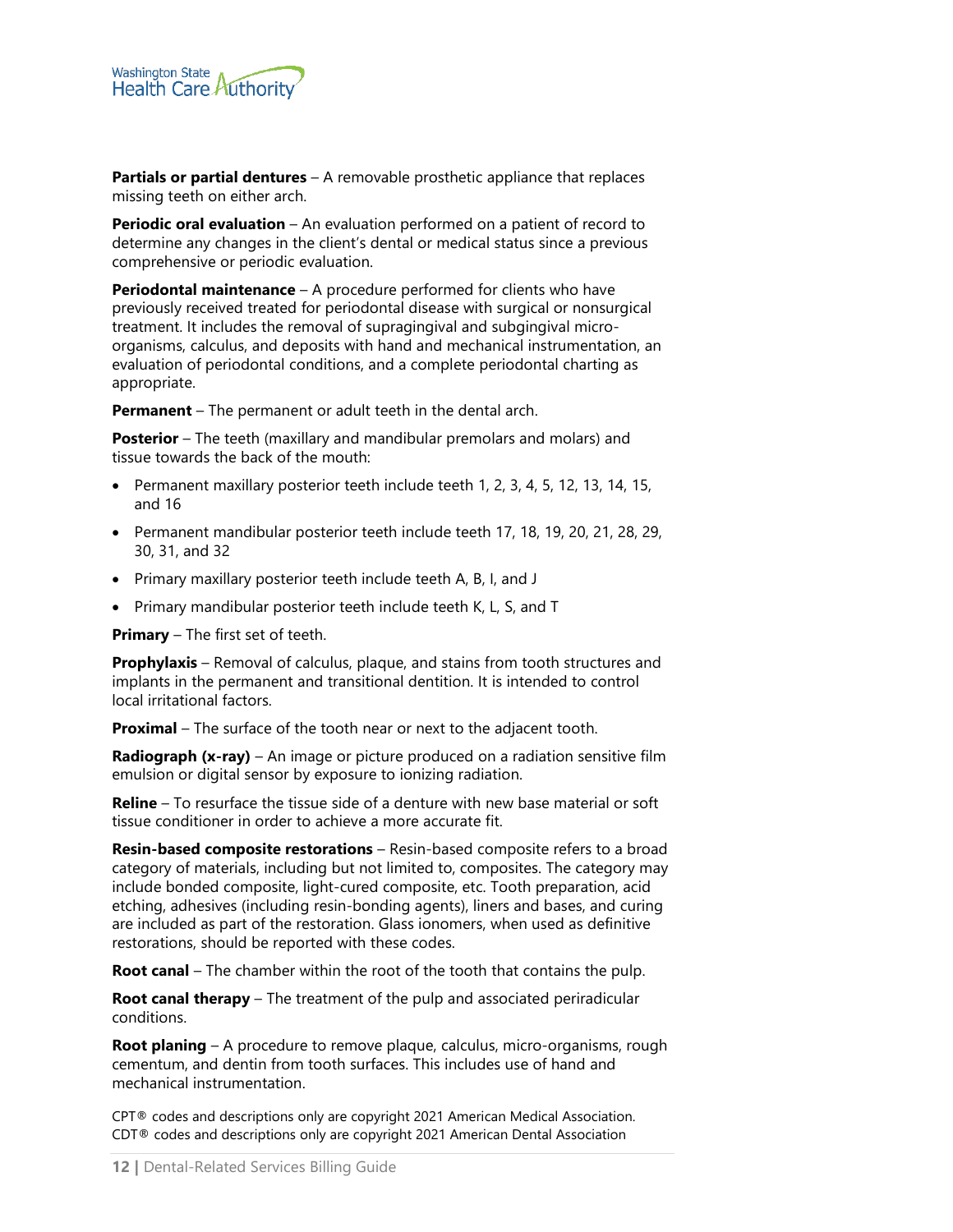**Partials or partial dentures** – A removable prosthetic appliance that replaces missing teeth on either arch.

**Periodic oral evaluation** – An evaluation performed on a patient of record to determine any changes in the client's dental or medical status since a previous comprehensive or periodic evaluation.

**Periodontal maintenance** – A procedure performed for clients who have previously received treated for periodontal disease with surgical or nonsurgical treatment. It includes the removal of supragingival and subgingival micro-organisms, calculus, and deposits with hand and mechanical instrumentation, an evaluation of periodontal conditions, and a complete periodontal charting as appropriate.

**Permanent** – The permanent or adult teeth in the dental arch.

**Posterior** – The teeth (maxillary and mandibular premolars and molars) and tissue towards the back of the mouth:

- Permanent maxillary posterior teeth include teeth 1, 2, 3, 4, 5, 12, 13, 14, 15, and 16
- Permanent mandibular posterior teeth include teeth 17, 18, 19, 20, 21, 28, 29, 30, 31, and 32
- Primary maxillary posterior teeth include teeth A, B, I, and J
- Primary mandibular posterior teeth include teeth K, L, S, and T

**Primary** – The first set of teeth.

**Prophylaxis** – Removal of calculus, plaque, and stains from tooth structures and implants in the permanent and transitional dentition. It is intended to control local irritational factors.

**Proximal** – The surface of the tooth near or next to the adjacent tooth.

**Radiograph (x-ray)** – An image or picture produced on a radiation sensitive film emulsion or digital sensor by exposure to ionizing radiation.

**Reline** – To resurface the tissue side of a denture with new base material or soft tissue conditioner in order to achieve a more accurate fit.

**Resin-based composite restorations** – Resin-based composite refers to a broad category of materials, including but not limited to, composites. The category may include bonded composite, light-cured composite, etc. Tooth preparation, acid etching, adhesives (including resin-bonding agents), liners and bases, and curing are included as part of the restoration. Glass ionomers, when used as definitive restorations, should be reported with these codes.

**Root canal** – The chamber within the root of the tooth that contains the pulp.

**Root canal therapy** – The treatment of the pulp and associated periradicular conditions.

**Root planing** – A procedure to remove plaque, calculus, micro-organisms, rough cementum, and dentin from tooth surfaces. This includes use of hand and mechanical instrumentation.

CPT® codes and descriptions only are copyright 2021 American Medical Association.
CDT® codes and descriptions only are copyright 2021 American Dental Association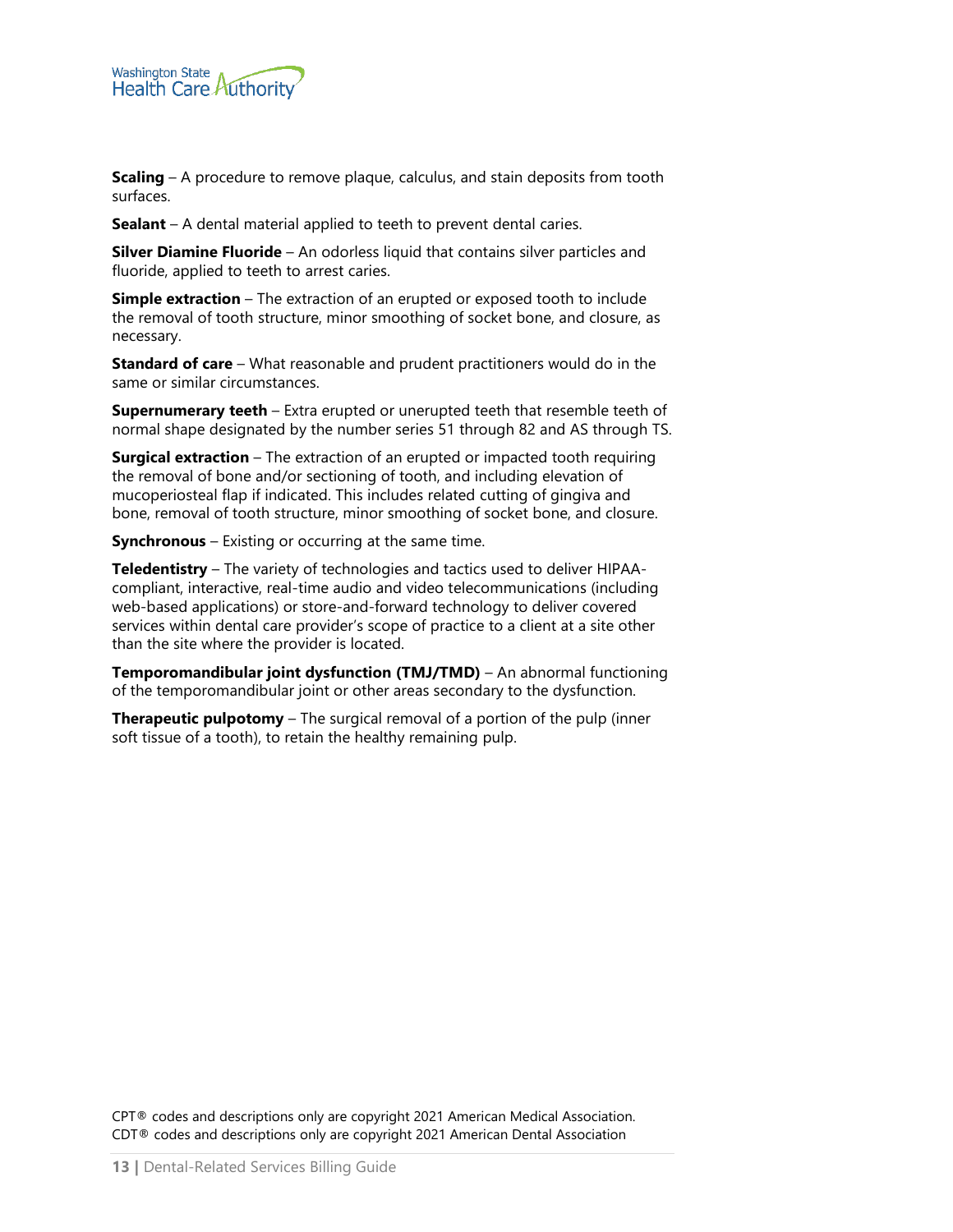**Scaling** – A procedure to remove plaque, calculus, and stain deposits from tooth surfaces.

**Sealant** – A dental material applied to teeth to prevent dental caries.

**Silver Diamine Fluoride** – An odorless liquid that contains silver particles and fluoride, applied to teeth to arrest caries.

**Simple extraction** – The extraction of an erupted or exposed tooth to include the removal of tooth structure, minor smoothing of socket bone, and closure, as necessary.

**Standard of care** – What reasonable and prudent practitioners would do in the same or similar circumstances.

**Supernumerary teeth** – Extra erupted or unerupted teeth that resemble teeth of normal shape designated by the number series 51 through 82 and AS through TS.

**Surgical extraction** – The extraction of an erupted or impacted tooth requiring the removal of bone and/or sectioning of tooth, and including elevation of mucoperiosteal flap if indicated. This includes related cutting of gingiva and bone, removal of tooth structure, minor smoothing of socket bone, and closure.

**Synchronous** – Existing or occurring at the same time.

**Teledentistry** – The variety of technologies and tactics used to deliver HIPAA-compliant, interactive, real-time audio and video telecommunications (including web-based applications) or store-and-forward technology to deliver covered services within dental care provider's scope of practice to a client at a site other than the site where the provider is located.

**Temporomandibular joint dysfunction (TMJ/TMD)** – An abnormal functioning of the temporomandibular joint or other areas secondary to the dysfunction.

**Therapeutic pulpotomy** – The surgical removal of a portion of the pulp (inner soft tissue of a tooth), to retain the healthy remaining pulp.

CPT® codes and descriptions only are copyright 2021 American Medical Association.
CDT® codes and descriptions only are copyright 2021 American Dental Association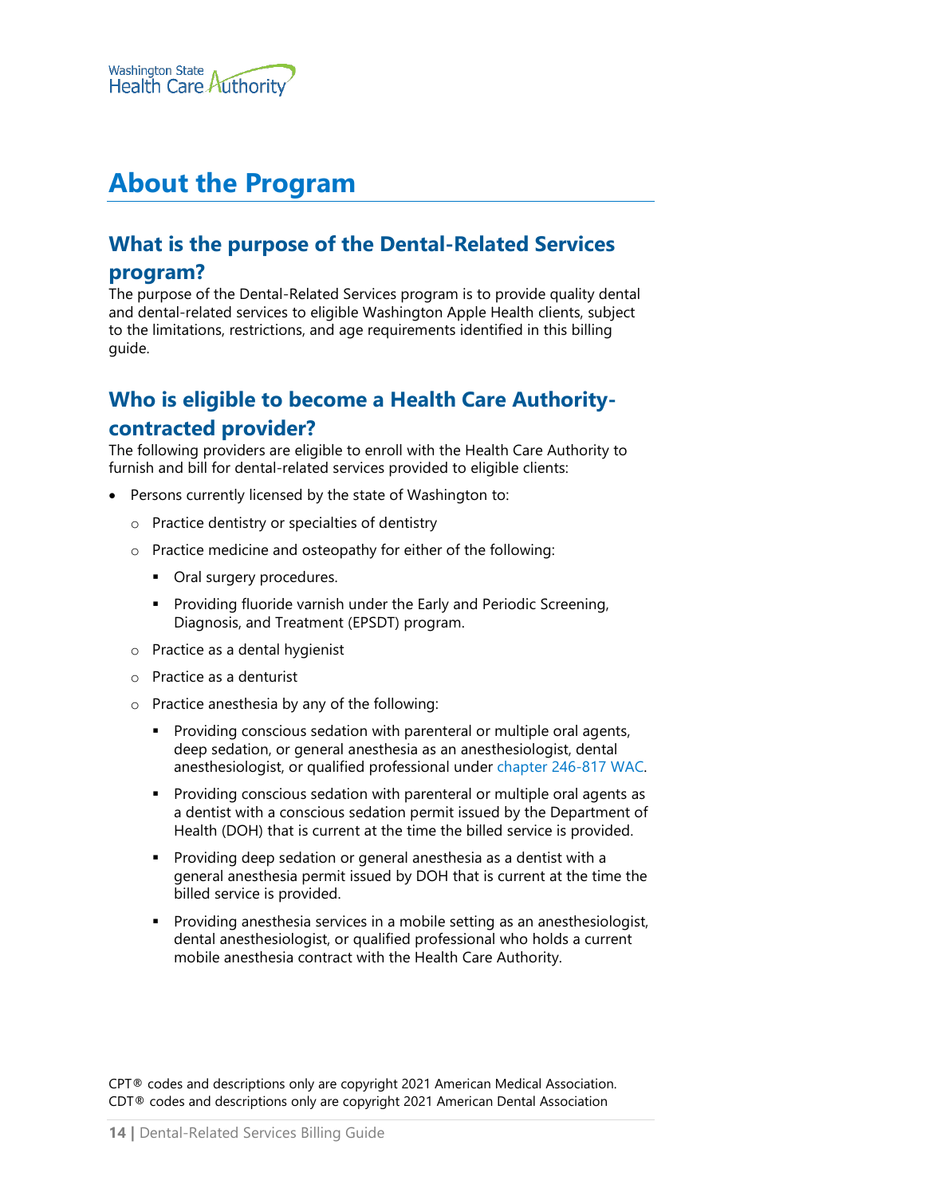# About the Program

## What is the purpose of the Dental-Related Services program?

The purpose of the Dental-Related Services program is to provide quality dental and dental-related services to eligible Washington Apple Health clients, subject to the limitations, restrictions, and age requirements identified in this billing guide.

## Who is eligible to become a Health Care Authority-contracted provider?

The following providers are eligible to enroll with the Health Care Authority to furnish and bill for dental-related services provided to eligible clients:

- Persons currently licensed by the state of Washington to:
  - Practice dentistry or specialties of dentistry
  - Practice medicine and osteopathy for either of the following:
    - Oral surgery procedures.
    - Providing fluoride varnish under the Early and Periodic Screening, Diagnosis, and Treatment (EPSDT) program.
  - Practice as a dental hygienist
  - Practice as a denturist
  - Practice anesthesia by any of the following:
    - Providing conscious sedation with parenteral or multiple oral agents, deep sedation, or general anesthesia as an anesthesiologist, dental anesthesiologist, or qualified professional under chapter 246-817 WAC.
    - Providing conscious sedation with parenteral or multiple oral agents as a dentist with a conscious sedation permit issued by the Department of Health (DOH) that is current at the time the billed service is provided.
    - Providing deep sedation or general anesthesia as a dentist with a general anesthesia permit issued by DOH that is current at the time the billed service is provided.
    - Providing anesthesia services in a mobile setting as an anesthesiologist, dental anesthesiologist, or qualified professional who holds a current mobile anesthesia contract with the Health Care Authority.

CPT® codes and descriptions only are copyright 2021 American Medical Association.
CDT® codes and descriptions only are copyright 2021 American Dental Association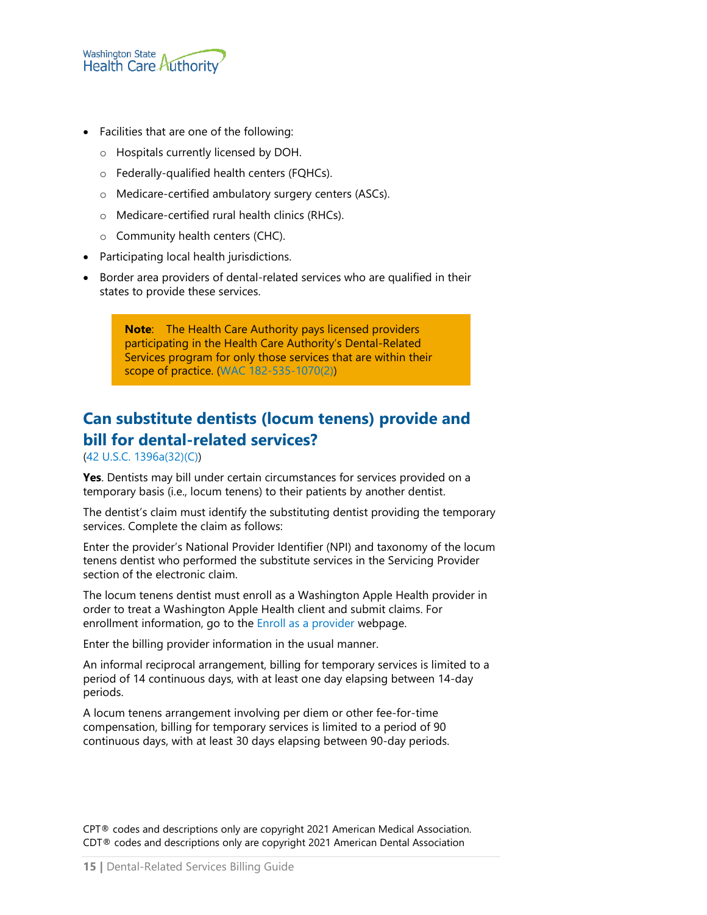- Facilities that are one of the following:
  - Hospitals currently licensed by DOH.
  - Federally-qualified health centers (FQHCs).
  - Medicare-certified ambulatory surgery centers (ASCs).
  - Medicare-certified rural health clinics (RHCs).
  - Community health centers (CHC).
- Participating local health jurisdictions.
- Border area providers of dental-related services who are qualified in their states to provide these services.

> **Note**: The Health Care Authority pays licensed providers participating in the Health Care Authority's Dental-Related Services program for only those services that are within their scope of practice. (WAC 182-535-1070(2))

## Can substitute dentists (locum tenens) provide and bill for dental-related services?

(42 U.S.C. 1396a(32)(C))

**Yes**. Dentists may bill under certain circumstances for services provided on a temporary basis (i.e., locum tenens) to their patients by another dentist.

The dentist's claim must identify the substituting dentist providing the temporary services. Complete the claim as follows:

Enter the provider's National Provider Identifier (NPI) and taxonomy of the locum tenens dentist who performed the substitute services in the Servicing Provider section of the electronic claim.

The locum tenens dentist must enroll as a Washington Apple Health provider in order to treat a Washington Apple Health client and submit claims. For enrollment information, go to the Enroll as a provider webpage.

Enter the billing provider information in the usual manner.

An informal reciprocal arrangement, billing for temporary services is limited to a period of 14 continuous days, with at least one day elapsing between 14-day periods.

A locum tenens arrangement involving per diem or other fee-for-time compensation, billing for temporary services is limited to a period of 90 continuous days, with at least 30 days elapsing between 90-day periods.

CPT® codes and descriptions only are copyright 2021 American Medical Association.
CDT® codes and descriptions only are copyright 2021 American Dental Association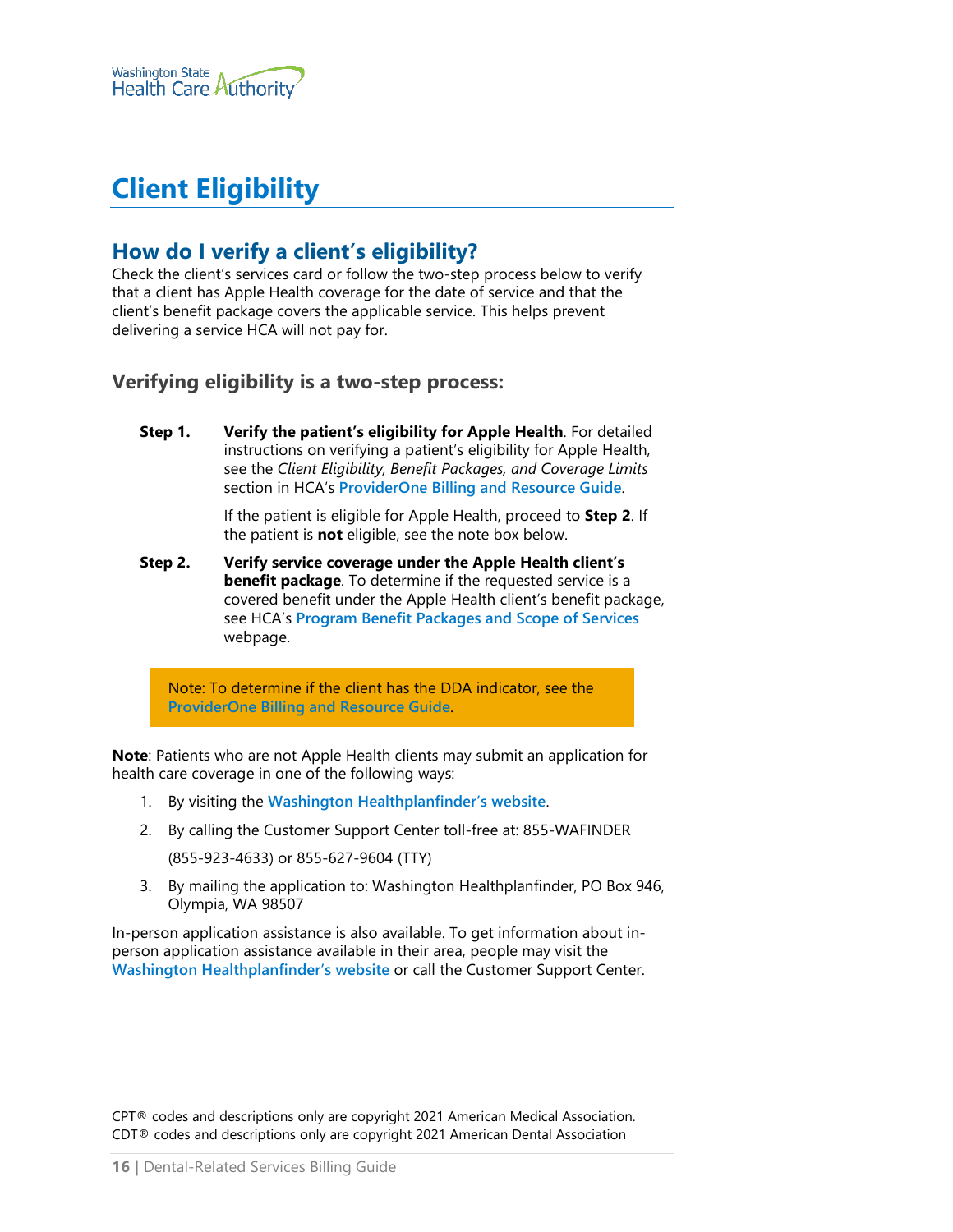# Client Eligibility

## How do I verify a client's eligibility?

Check the client's services card or follow the two-step process below to verify that a client has Apple Health coverage for the date of service and that the client's benefit package covers the applicable service. This helps prevent delivering a service HCA will not pay for.

### Verifying eligibility is a two-step process:

**Step 1.** **Verify the patient's eligibility for Apple Health**. For detailed instructions on verifying a patient's eligibility for Apple Health, see the *Client Eligibility, Benefit Packages, and Coverage Limits* section in HCA's ProviderOne Billing and Resource Guide.

If the patient is eligible for Apple Health, proceed to **Step 2**. If the patient is **not** eligible, see the note box below.

**Step 2.** **Verify service coverage under the Apple Health client's benefit package**. To determine if the requested service is a covered benefit under the Apple Health client's benefit package, see HCA's Program Benefit Packages and Scope of Services webpage.

> Note: To determine if the client has the DDA indicator, see the ProviderOne Billing and Resource Guide.

**Note**: Patients who are not Apple Health clients may submit an application for health care coverage in one of the following ways:

1. By visiting the Washington Healthplanfinder's website.
2. By calling the Customer Support Center toll-free at: 855-WAFINDER (855-923-4633) or 855-627-9604 (TTY)
3. By mailing the application to: Washington Healthplanfinder, PO Box 946, Olympia, WA 98507

In-person application assistance is also available. To get information about in-person application assistance available in their area, people may visit the Washington Healthplanfinder's website or call the Customer Support Center.

CPT® codes and descriptions only are copyright 2021 American Medical Association.
CDT® codes and descriptions only are copyright 2021 American Dental Association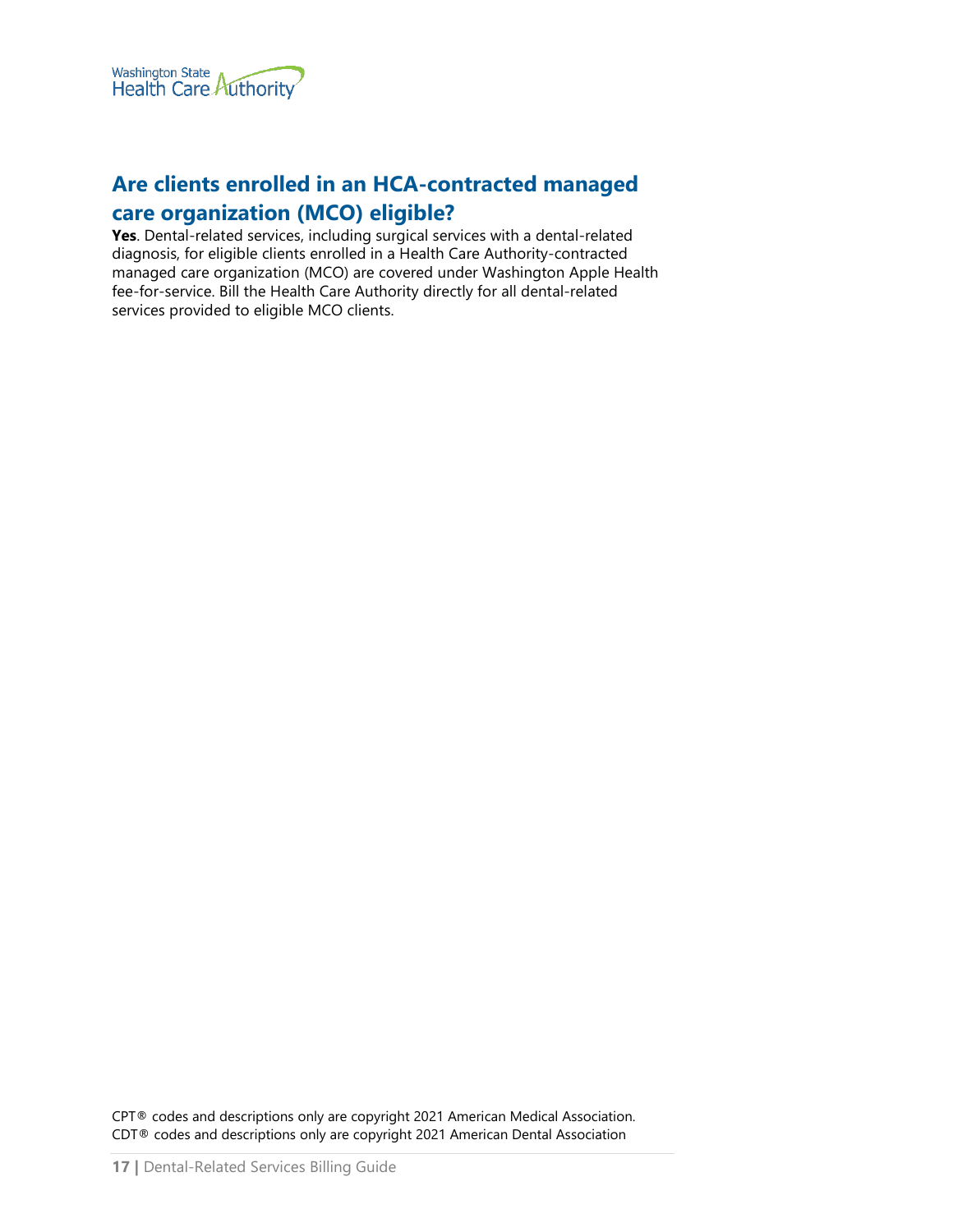## Are clients enrolled in an HCA-contracted managed care organization (MCO) eligible?

**Yes**. Dental-related services, including surgical services with a dental-related diagnosis, for eligible clients enrolled in a Health Care Authority-contracted managed care organization (MCO) are covered under Washington Apple Health fee-for-service. Bill the Health Care Authority directly for all dental-related services provided to eligible MCO clients.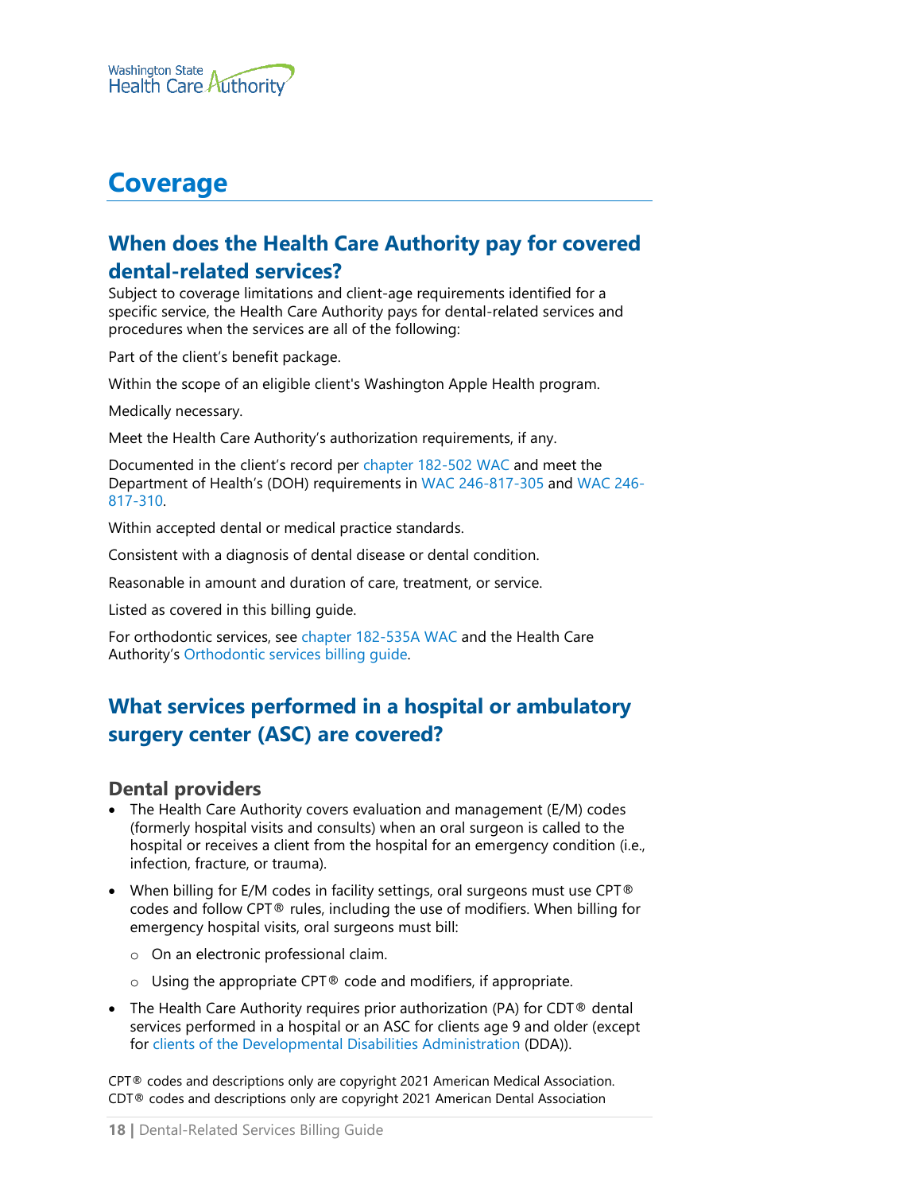# Coverage

## When does the Health Care Authority pay for covered dental-related services?

Subject to coverage limitations and client-age requirements identified for a specific service, the Health Care Authority pays for dental-related services and procedures when the services are all of the following:

Part of the client's benefit package.

Within the scope of an eligible client's Washington Apple Health program.

Medically necessary.

Meet the Health Care Authority's authorization requirements, if any.

Documented in the client's record per chapter 182-502 WAC and meet the Department of Health's (DOH) requirements in WAC 246-817-305 and WAC 246-817-310.

Within accepted dental or medical practice standards.

Consistent with a diagnosis of dental disease or dental condition.

Reasonable in amount and duration of care, treatment, or service.

Listed as covered in this billing guide.

For orthodontic services, see chapter 182-535A WAC and the Health Care Authority's Orthodontic services billing guide.

## What services performed in a hospital or ambulatory surgery center (ASC) are covered?

### Dental providers

- The Health Care Authority covers evaluation and management (E/M) codes (formerly hospital visits and consults) when an oral surgeon is called to the hospital or receives a client from the hospital for an emergency condition (i.e., infection, fracture, or trauma).
- When billing for E/M codes in facility settings, oral surgeons must use CPT® codes and follow CPT® rules, including the use of modifiers. When billing for emergency hospital visits, oral surgeons must bill:
  - On an electronic professional claim.
  - Using the appropriate CPT® code and modifiers, if appropriate.
- The Health Care Authority requires prior authorization (PA) for CDT® dental services performed in a hospital or an ASC for clients age 9 and older (except for clients of the Developmental Disabilities Administration (DDA)).

CPT® codes and descriptions only are copyright 2021 American Medical Association.
CDT® codes and descriptions only are copyright 2021 American Dental Association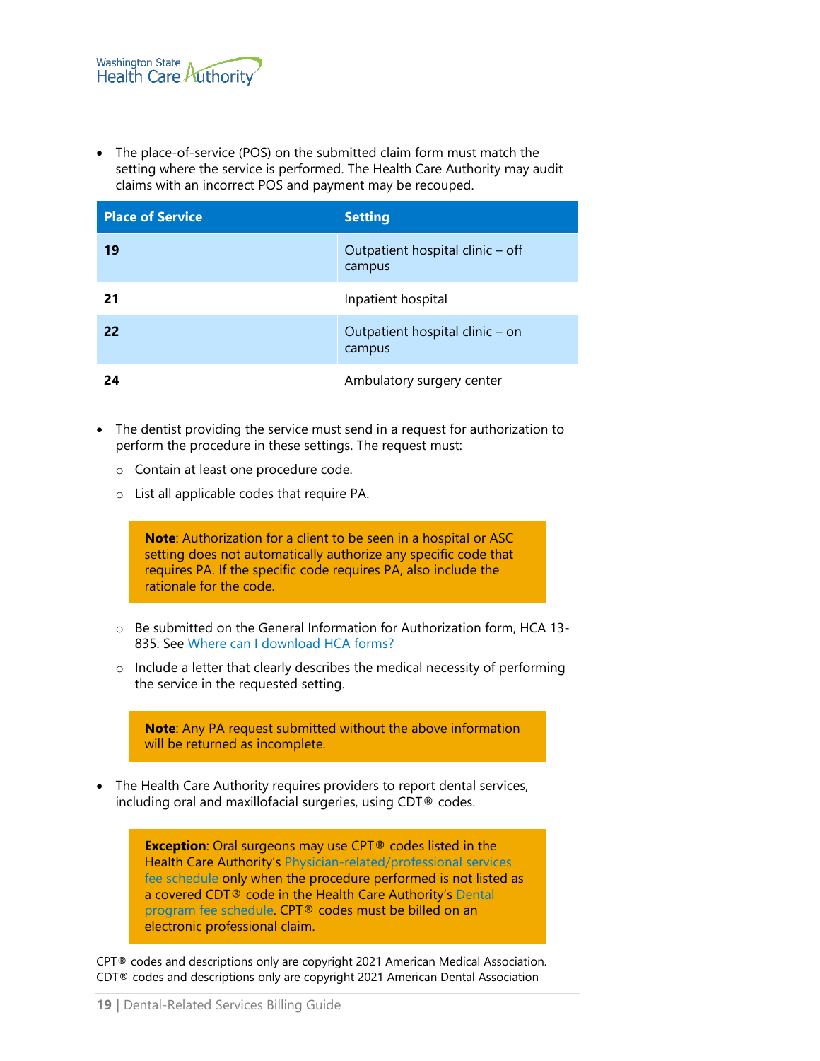- The place-of-service (POS) on the submitted claim form must match the setting where the service is performed. The Health Care Authority may audit claims with an incorrect POS and payment may be recouped.

| Place of Service | Setting |
|---|---|
| **19** | Outpatient hospital clinic – off campus |
| **21** | Inpatient hospital |
| **22** | Outpatient hospital clinic – on campus |
| **24** | Ambulatory surgery center |

- The dentist providing the service must send in a request for authorization to perform the procedure in these settings. The request must:
  - Contain at least one procedure code.
  - List all applicable codes that require PA.

  > **Note**: Authorization for a client to be seen in a hospital or ASC setting does not automatically authorize any specific code that requires PA. If the specific code requires PA, also include the rationale for the code.

  - Be submitted on the General Information for Authorization form, HCA 13-835. See Where can I download HCA forms?
  - Include a letter that clearly describes the medical necessity of performing the service in the requested setting.

  > **Note**: Any PA request submitted without the above information will be returned as incomplete.

- The Health Care Authority requires providers to report dental services, including oral and maxillofacial surgeries, using CDT® codes.

  > **Exception**: Oral surgeons may use CPT® codes listed in the Health Care Authority's Physician-related/professional services fee schedule only when the procedure performed is not listed as a covered CDT® code in the Health Care Authority's Dental program fee schedule. CPT® codes must be billed on an electronic professional claim.

CPT® codes and descriptions only are copyright 2021 American Medical Association.
CDT® codes and descriptions only are copyright 2021 American Dental Association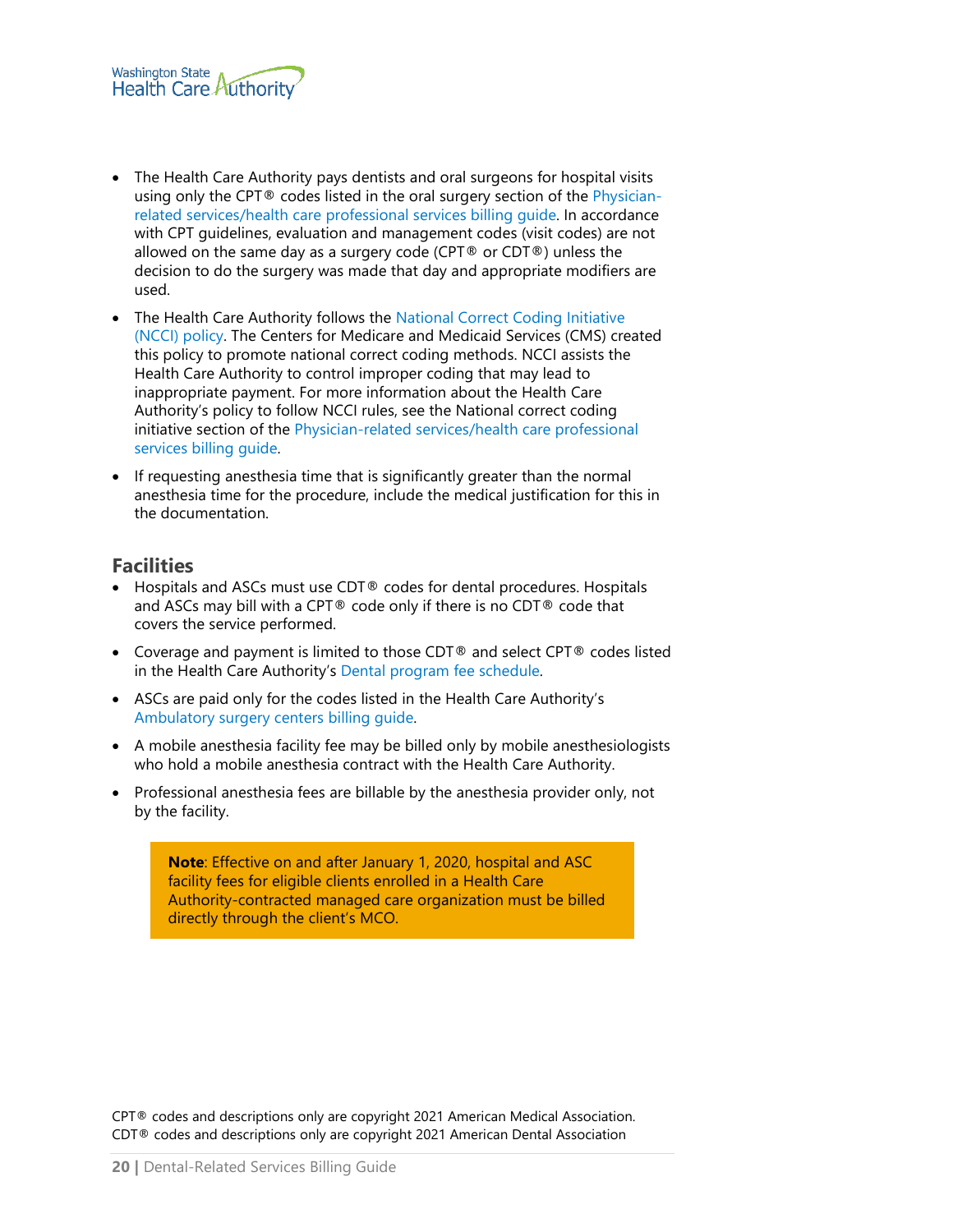- The Health Care Authority pays dentists and oral surgeons for hospital visits using only the CPT® codes listed in the oral surgery section of the Physician-related services/health care professional services billing guide. In accordance with CPT guidelines, evaluation and management codes (visit codes) are not allowed on the same day as a surgery code (CPT® or CDT®) unless the decision to do the surgery was made that day and appropriate modifiers are used.
- The Health Care Authority follows the National Correct Coding Initiative (NCCI) policy. The Centers for Medicare and Medicaid Services (CMS) created this policy to promote national correct coding methods. NCCI assists the Health Care Authority to control improper coding that may lead to inappropriate payment. For more information about the Health Care Authority's policy to follow NCCI rules, see the National correct coding initiative section of the Physician-related services/health care professional services billing guide.
- If requesting anesthesia time that is significantly greater than the normal anesthesia time for the procedure, include the medical justification for this in the documentation.

## Facilities

- Hospitals and ASCs must use CDT® codes for dental procedures. Hospitals and ASCs may bill with a CPT® code only if there is no CDT® code that covers the service performed.
- Coverage and payment is limited to those CDT® and select CPT® codes listed in the Health Care Authority's Dental program fee schedule.
- ASCs are paid only for the codes listed in the Health Care Authority's Ambulatory surgery centers billing guide.
- A mobile anesthesia facility fee may be billed only by mobile anesthesiologists who hold a mobile anesthesia contract with the Health Care Authority.
- Professional anesthesia fees are billable by the anesthesia provider only, not by the facility.

> **Note**: Effective on and after January 1, 2020, hospital and ASC facility fees for eligible clients enrolled in a Health Care Authority-contracted managed care organization must be billed directly through the client's MCO.

CPT® codes and descriptions only are copyright 2021 American Medical Association.
CDT® codes and descriptions only are copyright 2021 American Dental Association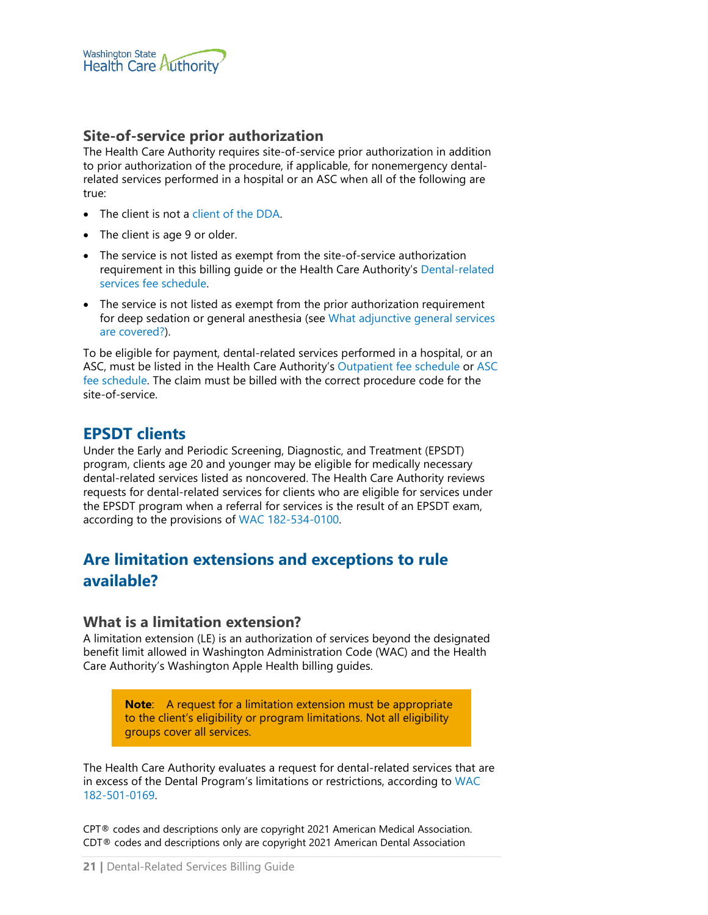### Site-of-service prior authorization

The Health Care Authority requires site-of-service prior authorization in addition to prior authorization of the procedure, if applicable, for nonemergency dental-related services performed in a hospital or an ASC when all of the following are true:

- The client is not a client of the DDA.
- The client is age 9 or older.
- The service is not listed as exempt from the site-of-service authorization requirement in this billing guide or the Health Care Authority's Dental-related services fee schedule.
- The service is not listed as exempt from the prior authorization requirement for deep sedation or general anesthesia (see What adjunctive general services are covered?).

To be eligible for payment, dental-related services performed in a hospital, or an ASC, must be listed in the Health Care Authority's Outpatient fee schedule or ASC fee schedule. The claim must be billed with the correct procedure code for the site-of-service.

## EPSDT clients

Under the Early and Periodic Screening, Diagnostic, and Treatment (EPSDT) program, clients age 20 and younger may be eligible for medically necessary dental-related services listed as noncovered. The Health Care Authority reviews requests for dental-related services for clients who are eligible for services under the EPSDT program when a referral for services is the result of an EPSDT exam, according to the provisions of WAC 182-534-0100.

## Are limitation extensions and exceptions to rule available?

### What is a limitation extension?

A limitation extension (LE) is an authorization of services beyond the designated benefit limit allowed in Washington Administration Code (WAC) and the Health Care Authority's Washington Apple Health billing guides.

> **Note**: A request for a limitation extension must be appropriate to the client's eligibility or program limitations. Not all eligibility groups cover all services.

The Health Care Authority evaluates a request for dental-related services that are in excess of the Dental Program's limitations or restrictions, according to WAC 182-501-0169.

CPT® codes and descriptions only are copyright 2021 American Medical Association.
CDT® codes and descriptions only are copyright 2021 American Dental Association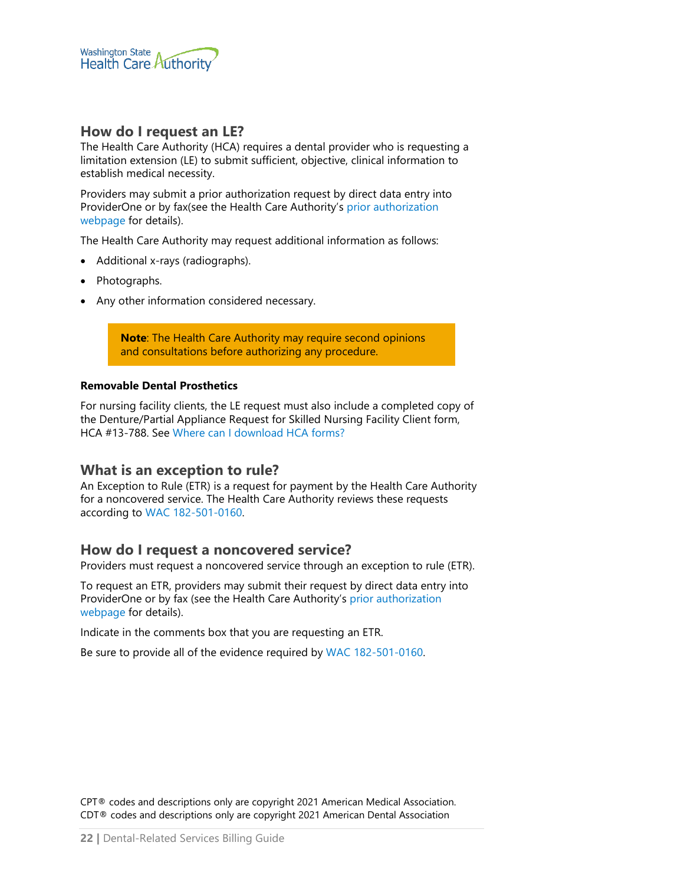## How do I request an LE?

The Health Care Authority (HCA) requires a dental provider who is requesting a limitation extension (LE) to submit sufficient, objective, clinical information to establish medical necessity.

Providers may submit a prior authorization request by direct data entry into ProviderOne or by fax(see the Health Care Authority's prior authorization webpage for details).

The Health Care Authority may request additional information as follows:

- Additional x-rays (radiographs).
- Photographs.
- Any other information considered necessary.

> **Note**: The Health Care Authority may require second opinions and consultations before authorizing any procedure.

#### Removable Dental Prosthetics

For nursing facility clients, the LE request must also include a completed copy of the Denture/Partial Appliance Request for Skilled Nursing Facility Client form, HCA #13-788. See Where can I download HCA forms?

## What is an exception to rule?

An Exception to Rule (ETR) is a request for payment by the Health Care Authority for a noncovered service. The Health Care Authority reviews these requests according to WAC 182-501-0160.

## How do I request a noncovered service?

Providers must request a noncovered service through an exception to rule (ETR).

To request an ETR, providers may submit their request by direct data entry into ProviderOne or by fax (see the Health Care Authority's prior authorization webpage for details).

Indicate in the comments box that you are requesting an ETR.

Be sure to provide all of the evidence required by WAC 182-501-0160.

CPT® codes and descriptions only are copyright 2021 American Medical Association.
CDT® codes and descriptions only are copyright 2021 American Dental Association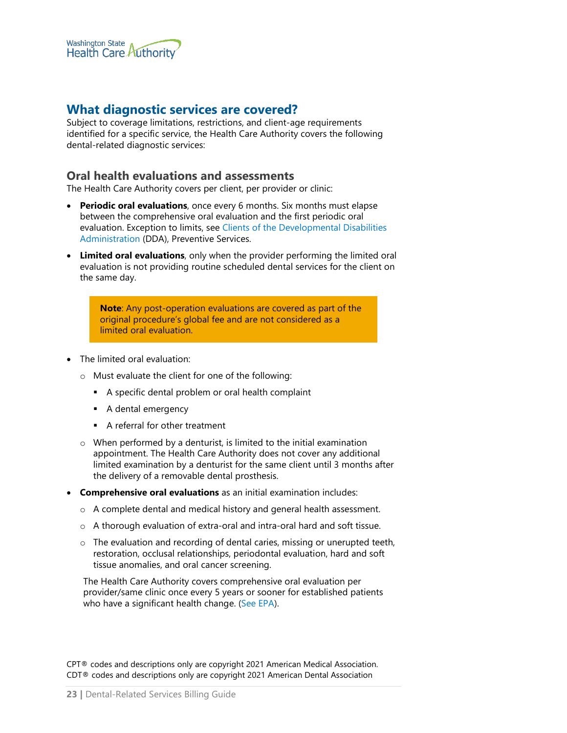## What diagnostic services are covered?

Subject to coverage limitations, restrictions, and client-age requirements identified for a specific service, the Health Care Authority covers the following dental-related diagnostic services:

### Oral health evaluations and assessments

The Health Care Authority covers per client, per provider or clinic:

- **Periodic oral evaluations**, once every 6 months. Six months must elapse between the comprehensive oral evaluation and the first periodic oral evaluation. Exception to limits, see Clients of the Developmental Disabilities Administration (DDA), Preventive Services.
- **Limited oral evaluations**, only when the provider performing the limited oral evaluation is not providing routine scheduled dental services for the client on the same day.

> **Note**: Any post-operation evaluations are covered as part of the original procedure's global fee and are not considered as a limited oral evaluation.

- The limited oral evaluation:
  - Must evaluate the client for one of the following:
    - A specific dental problem or oral health complaint
    - A dental emergency
    - A referral for other treatment
  - When performed by a denturist, is limited to the initial examination appointment. The Health Care Authority does not cover any additional limited examination by a denturist for the same client until 3 months after the delivery of a removable dental prosthesis.
- **Comprehensive oral evaluations** as an initial examination includes:
  - A complete dental and medical history and general health assessment.
  - A thorough evaluation of extra-oral and intra-oral hard and soft tissue.
  - The evaluation and recording of dental caries, missing or unerupted teeth, restoration, occlusal relationships, periodontal evaluation, hard and soft tissue anomalies, and oral cancer screening.

  The Health Care Authority covers comprehensive oral evaluation per provider/same clinic once every 5 years or sooner for established patients who have a significant health change. (See EPA).

CPT® codes and descriptions only are copyright 2021 American Medical Association.
CDT® codes and descriptions only are copyright 2021 American Dental Association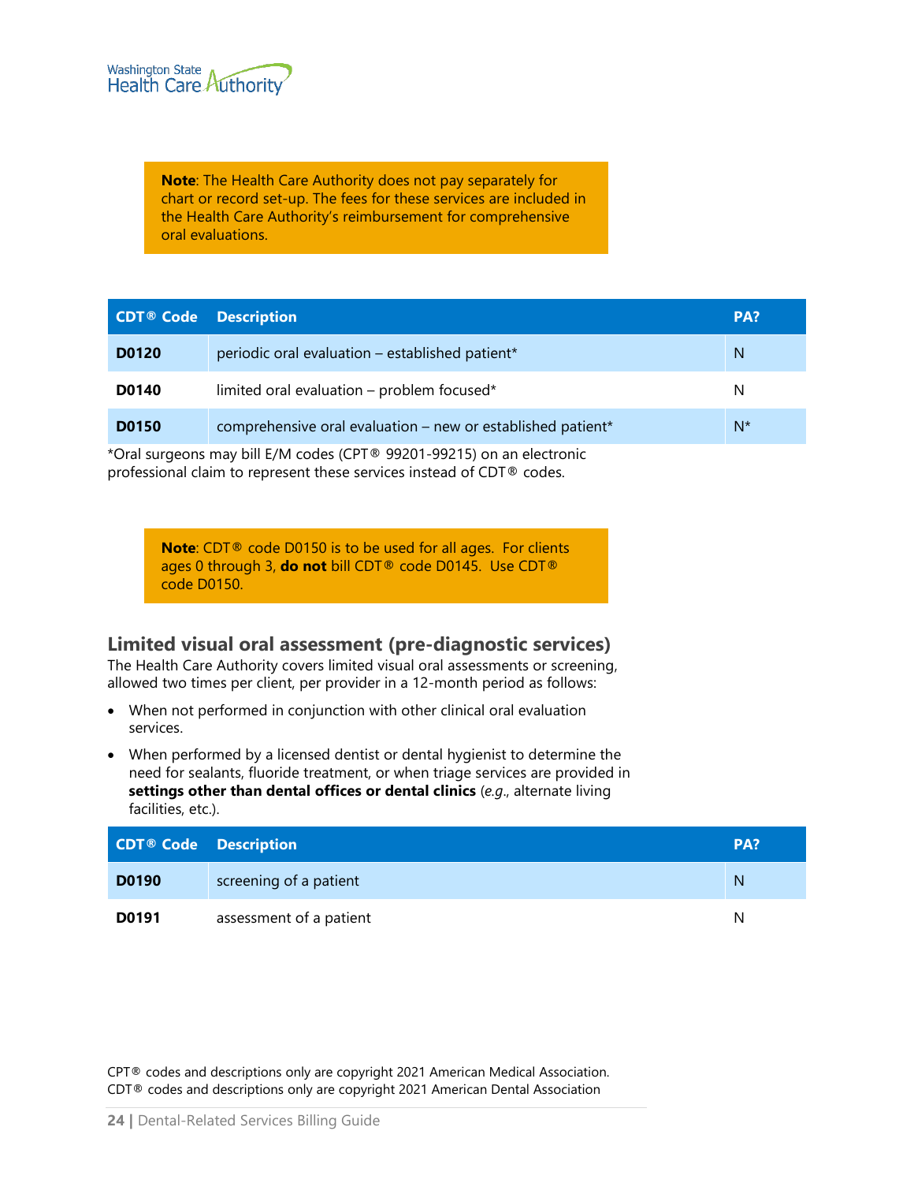> **Note**: The Health Care Authority does not pay separately for chart or record set-up. The fees for these services are included in the Health Care Authority's reimbursement for comprehensive oral evaluations.

| CDT® Code | Description | PA? |
|---|---|---|
| **D0120** | periodic oral evaluation – established patient* | N |
| **D0140** | limited oral evaluation – problem focused* | N |
| **D0150** | comprehensive oral evaluation – new or established patient* | N* |

*Oral surgeons may bill E/M codes (CPT® 99201-99215) on an electronic professional claim to represent these services instead of CDT® codes.

> **Note**: CDT® code D0150 is to be used for all ages. For clients ages 0 through 3, **do not** bill CDT® code D0145. Use CDT® code D0150.

### Limited visual oral assessment (pre-diagnostic services)

The Health Care Authority covers limited visual oral assessments or screening, allowed two times per client, per provider in a 12-month period as follows:

- When not performed in conjunction with other clinical oral evaluation services.
- When performed by a licensed dentist or dental hygienist to determine the need for sealants, fluoride treatment, or when triage services are provided in **settings other than dental offices or dental clinics** (*e.g.*, alternate living facilities, etc.).

| CDT® Code | Description | PA? |
|---|---|---|
| **D0190** | screening of a patient | N |
| **D0191** | assessment of a patient | N |

CPT® codes and descriptions only are copyright 2021 American Medical Association.
CDT® codes and descriptions only are copyright 2021 American Dental Association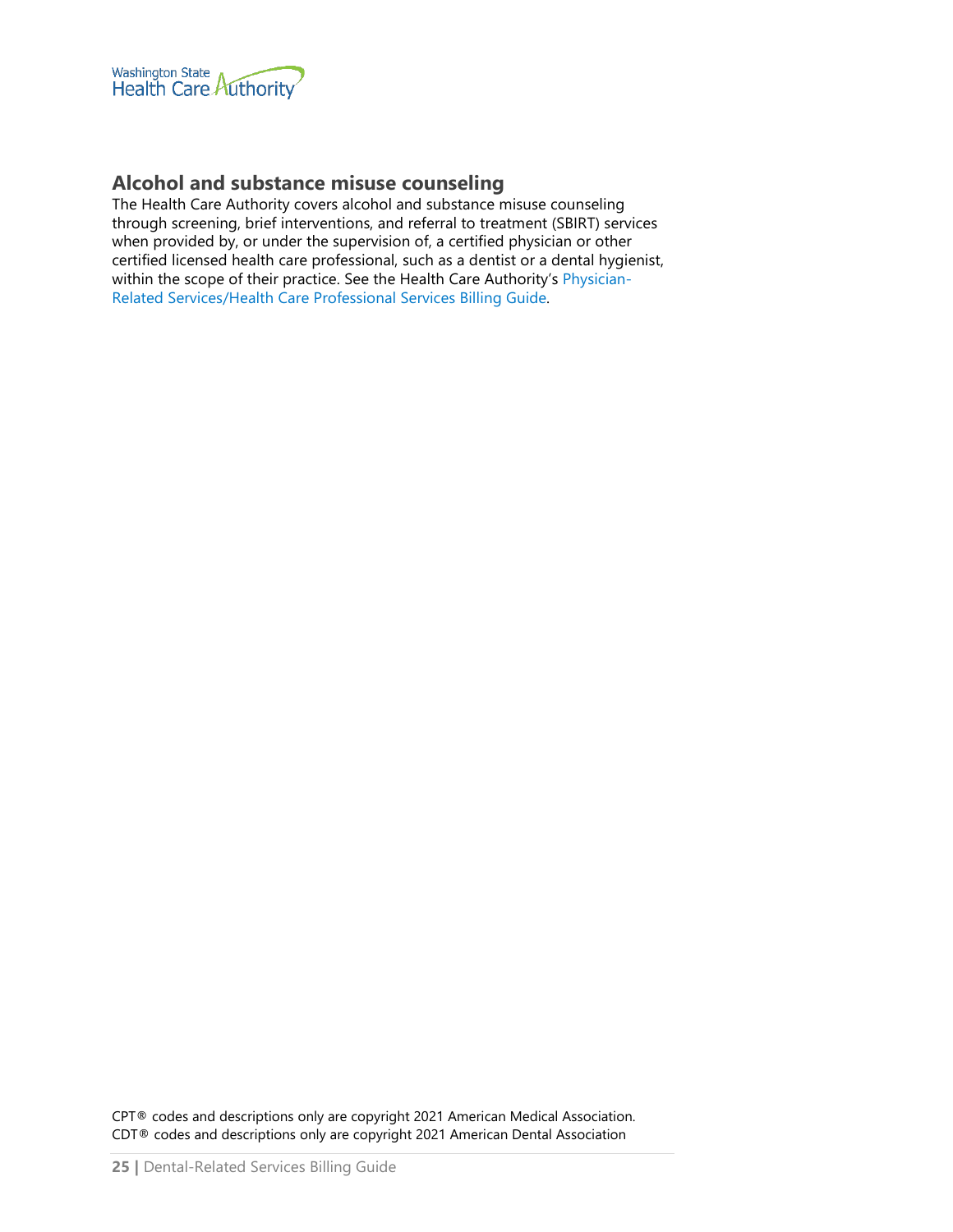## Alcohol and substance misuse counseling

The Health Care Authority covers alcohol and substance misuse counseling through screening, brief interventions, and referral to treatment (SBIRT) services when provided by, or under the supervision of, a certified physician or other certified licensed health care professional, such as a dentist or a dental hygienist, within the scope of their practice. See the Health Care Authority's Physician-Related Services/Health Care Professional Services Billing Guide.

CPT® codes and descriptions only are copyright 2021 American Medical Association.
CDT® codes and descriptions only are copyright 2021 American Dental Association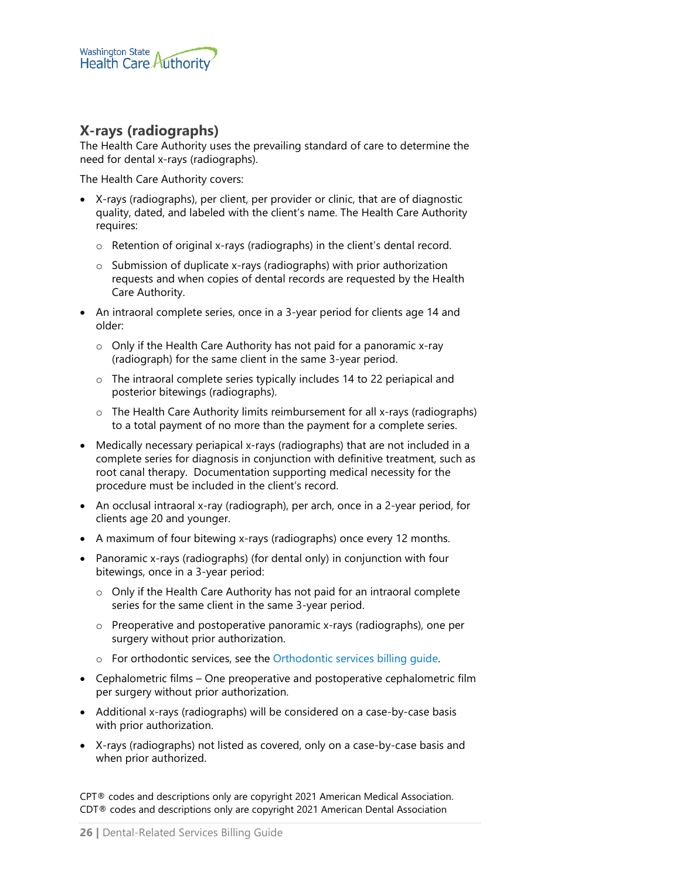## X-rays (radiographs)

The Health Care Authority uses the prevailing standard of care to determine the need for dental x-rays (radiographs).

The Health Care Authority covers:

- X-rays (radiographs), per client, per provider or clinic, that are of diagnostic quality, dated, and labeled with the client's name. The Health Care Authority requires:
  - Retention of original x-rays (radiographs) in the client's dental record.
  - Submission of duplicate x-rays (radiographs) with prior authorization requests and when copies of dental records are requested by the Health Care Authority.
- An intraoral complete series, once in a 3-year period for clients age 14 and older:
  - Only if the Health Care Authority has not paid for a panoramic x-ray (radiograph) for the same client in the same 3-year period.
  - The intraoral complete series typically includes 14 to 22 periapical and posterior bitewings (radiographs).
  - The Health Care Authority limits reimbursement for all x-rays (radiographs) to a total payment of no more than the payment for a complete series.
- Medically necessary periapical x-rays (radiographs) that are not included in a complete series for diagnosis in conjunction with definitive treatment, such as root canal therapy. Documentation supporting medical necessity for the procedure must be included in the client's record.
- An occlusal intraoral x-ray (radiograph), per arch, once in a 2-year period, for clients age 20 and younger.
- A maximum of four bitewing x-rays (radiographs) once every 12 months.
- Panoramic x-rays (radiographs) (for dental only) in conjunction with four bitewings, once in a 3-year period:
  - Only if the Health Care Authority has not paid for an intraoral complete series for the same client in the same 3-year period.
  - Preoperative and postoperative panoramic x-rays (radiographs), one per surgery without prior authorization.
  - For orthodontic services, see the Orthodontic services billing guide.
- Cephalometric films – One preoperative and postoperative cephalometric film per surgery without prior authorization.
- Additional x-rays (radiographs) will be considered on a case-by-case basis with prior authorization.
- X-rays (radiographs) not listed as covered, only on a case-by-case basis and when prior authorized.

CPT® codes and descriptions only are copyright 2021 American Medical Association.
CDT® codes and descriptions only are copyright 2021 American Dental Association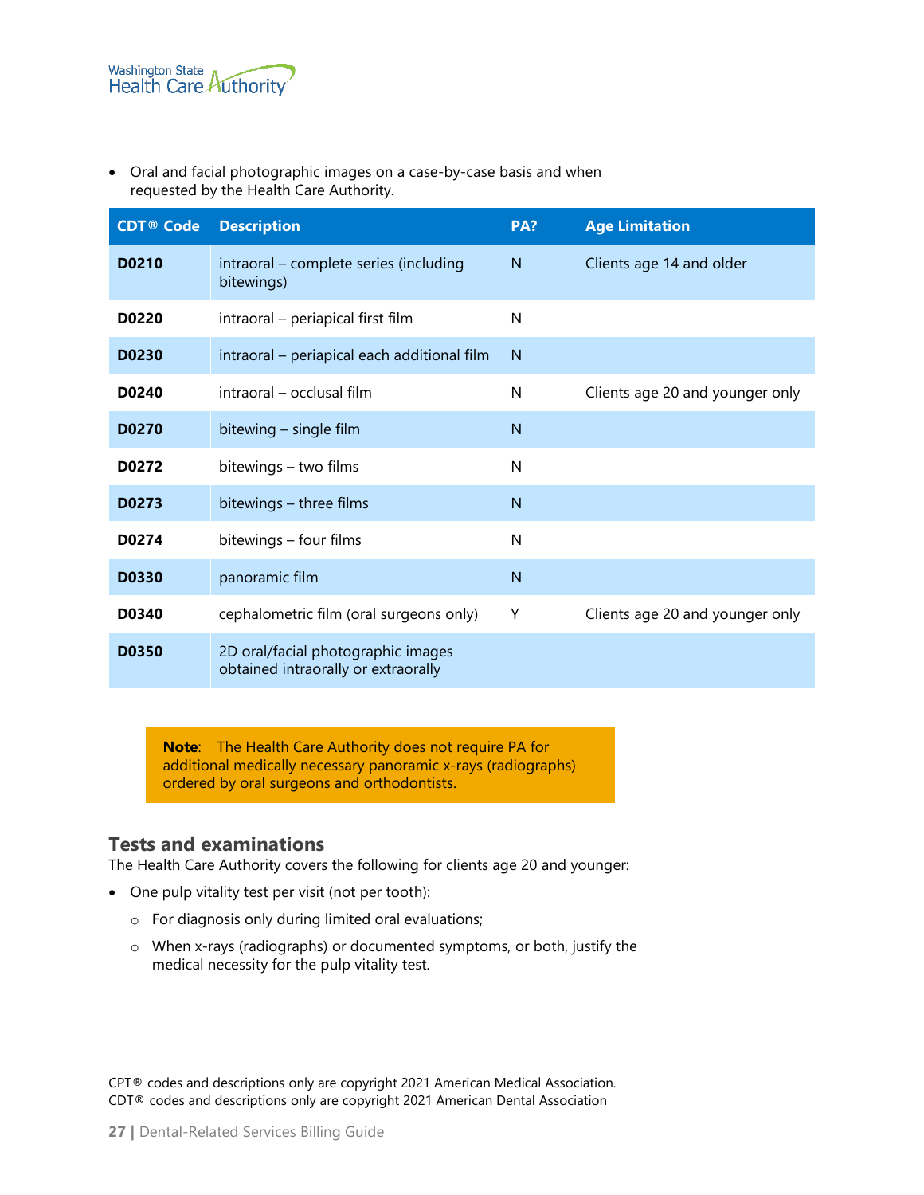- Oral and facial photographic images on a case-by-case basis and when requested by the Health Care Authority.

| CDT® Code | Description | PA? | Age Limitation |
|---|---|---|---|
| **D0210** | intraoral – complete series (including bitewings) | N | Clients age 14 and older |
| **D0220** | intraoral – periapical first film | N | |
| **D0230** | intraoral – periapical each additional film | N | |
| **D0240** | intraoral – occlusal film | N | Clients age 20 and younger only |
| **D0270** | bitewing – single film | N | |
| **D0272** | bitewings – two films | N | |
| **D0273** | bitewings – three films | N | |
| **D0274** | bitewings – four films | N | |
| **D0330** | panoramic film | N | |
| **D0340** | cephalometric film (oral surgeons only) | Y | Clients age 20 and younger only |
| **D0350** | 2D oral/facial photographic images obtained intraorally or extraorally | | |

> **Note**: The Health Care Authority does not require PA for additional medically necessary panoramic x-rays (radiographs) ordered by oral surgeons and orthodontists.

## Tests and examinations

The Health Care Authority covers the following for clients age 20 and younger:

- One pulp vitality test per visit (not per tooth):
  - For diagnosis only during limited oral evaluations;
  - When x-rays (radiographs) or documented symptoms, or both, justify the medical necessity for the pulp vitality test.

CPT® codes and descriptions only are copyright 2021 American Medical Association.
CDT® codes and descriptions only are copyright 2021 American Dental Association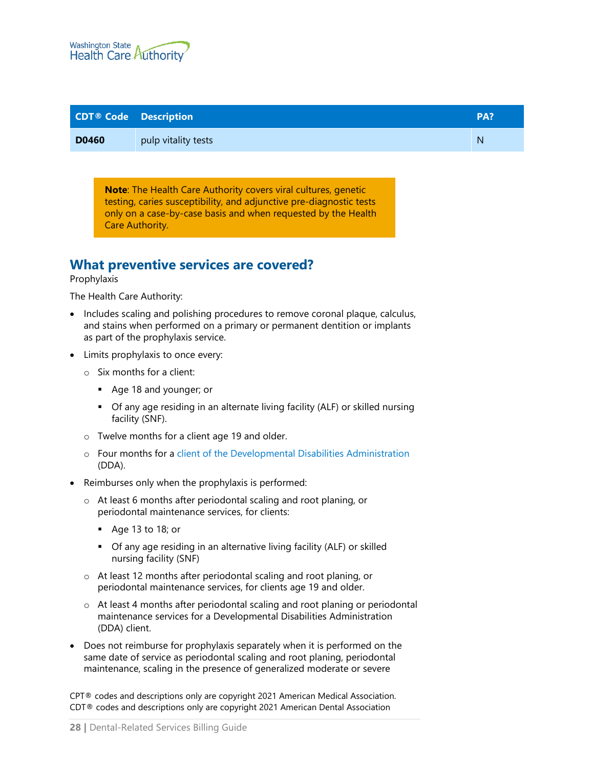| CDT® Code | Description | PA? |
|---|---|---|
| **D0460** | pulp vitality tests | N |

> **Note**: The Health Care Authority covers viral cultures, genetic testing, caries susceptibility, and adjunctive pre-diagnostic tests only on a case-by-case basis and when requested by the Health Care Authority.

## What preventive services are covered?

Prophylaxis

The Health Care Authority:

- Includes scaling and polishing procedures to remove coronal plaque, calculus, and stains when performed on a primary or permanent dentition or implants as part of the prophylaxis service.
- Limits prophylaxis to once every:
  - Six months for a client:
    - Age 18 and younger; or
    - Of any age residing in an alternate living facility (ALF) or skilled nursing facility (SNF).
  - Twelve months for a client age 19 and older.
  - Four months for a client of the Developmental Disabilities Administration (DDA).
- Reimburses only when the prophylaxis is performed:
  - At least 6 months after periodontal scaling and root planing, or periodontal maintenance services, for clients:
    - Age 13 to 18; or
    - Of any age residing in an alternative living facility (ALF) or skilled nursing facility (SNF)
  - At least 12 months after periodontal scaling and root planing, or periodontal maintenance services, for clients age 19 and older.
  - At least 4 months after periodontal scaling and root planing or periodontal maintenance services for a Developmental Disabilities Administration (DDA) client.
- Does not reimburse for prophylaxis separately when it is performed on the same date of service as periodontal scaling and root planing, periodontal maintenance, scaling in the presence of generalized moderate or severe

CPT® codes and descriptions only are copyright 2021 American Medical Association.
CDT® codes and descriptions only are copyright 2021 American Dental Association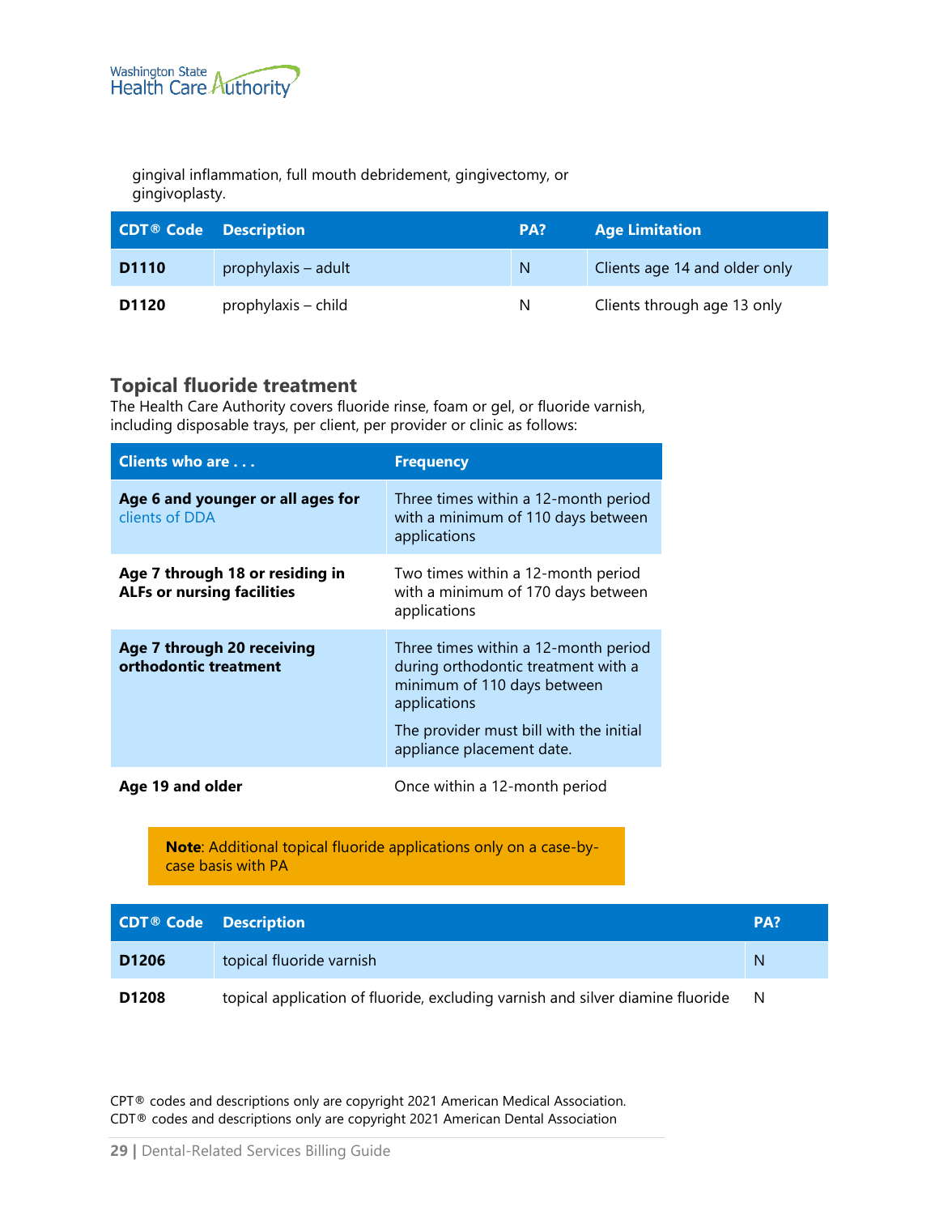gingival inflammation, full mouth debridement, gingivectomy, or gingivoplasty.

| CDT® Code | Description | PA? | Age Limitation |
|---|---|---|---|
| **D1110** | prophylaxis – adult | N | Clients age 14 and older only |
| **D1120** | prophylaxis – child | N | Clients through age 13 only |

### Topical fluoride treatment

The Health Care Authority covers fluoride rinse, foam or gel, or fluoride varnish, including disposable trays, per client, per provider or clinic as follows:

| Clients who are . . . | Frequency |
|---|---|
| **Age 6 and younger or all ages for** clients of DDA | Three times within a 12-month period with a minimum of 110 days between applications |
| **Age 7 through 18 or residing in ALFs or nursing facilities** | Two times within a 12-month period with a minimum of 170 days between applications |
| **Age 7 through 20 receiving orthodontic treatment** | Three times within a 12-month period during orthodontic treatment with a minimum of 110 days between applications<br>The provider must bill with the initial appliance placement date. |
| **Age 19 and older** | Once within a 12-month period |

> **Note**: Additional topical fluoride applications only on a case-by-case basis with PA

| CDT® Code | Description | PA? |
|---|---|---|
| **D1206** | topical fluoride varnish | N |
| **D1208** | topical application of fluoride, excluding varnish and silver diamine fluoride | N |

CPT® codes and descriptions only are copyright 2021 American Medical Association.
CDT® codes and descriptions only are copyright 2021 American Dental Association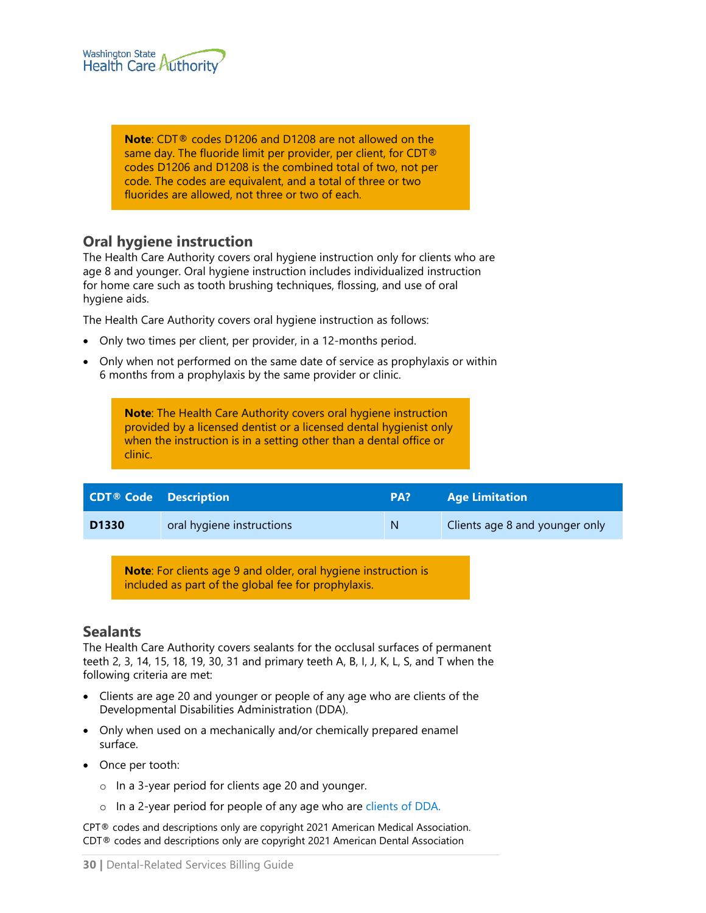> **Note**: CDT® codes D1206 and D1208 are not allowed on the same day. The fluoride limit per provider, per client, for CDT® codes D1206 and D1208 is the combined total of two, not per code. The codes are equivalent, and a total of three or two fluorides are allowed, not three or two of each.

## Oral hygiene instruction

The Health Care Authority covers oral hygiene instruction only for clients who are age 8 and younger. Oral hygiene instruction includes individualized instruction for home care such as tooth brushing techniques, flossing, and use of oral hygiene aids.

The Health Care Authority covers oral hygiene instruction as follows:

- Only two times per client, per provider, in a 12-months period.
- Only when not performed on the same date of service as prophylaxis or within 6 months from a prophylaxis by the same provider or clinic.

> **Note**: The Health Care Authority covers oral hygiene instruction provided by a licensed dentist or a licensed dental hygienist only when the instruction is in a setting other than a dental office or clinic.

| CDT® Code | Description | PA? | Age Limitation |
|---|---|---|---|
| **D1330** | oral hygiene instructions | N | Clients age 8 and younger only |

> **Note**: For clients age 9 and older, oral hygiene instruction is included as part of the global fee for prophylaxis.

## Sealants

The Health Care Authority covers sealants for the occlusal surfaces of permanent teeth 2, 3, 14, 15, 18, 19, 30, 31 and primary teeth A, B, I, J, K, L, S, and T when the following criteria are met:

- Clients are age 20 and younger or people of any age who are clients of the Developmental Disabilities Administration (DDA).
- Only when used on a mechanically and/or chemically prepared enamel surface.
- Once per tooth:
  - In a 3-year period for clients age 20 and younger.
  - In a 2-year period for people of any age who are clients of DDA.

CPT® codes and descriptions only are copyright 2021 American Medical Association.
CDT® codes and descriptions only are copyright 2021 American Dental Association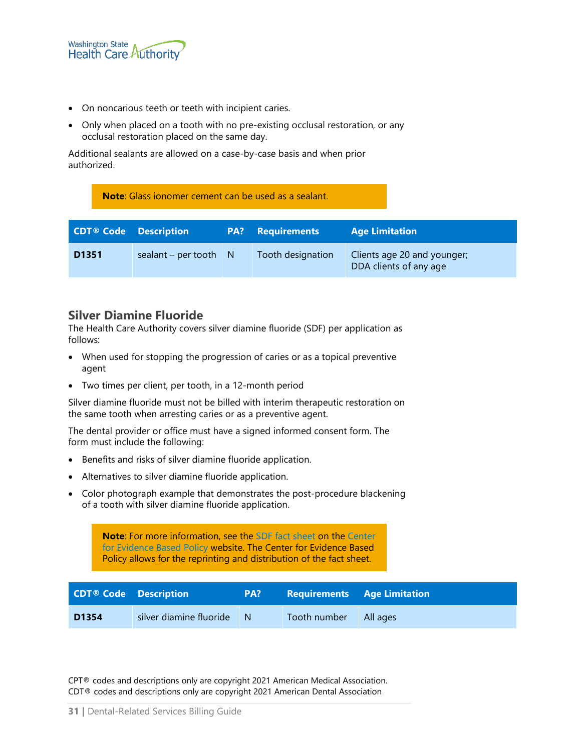- On noncarious teeth or teeth with incipient caries.
- Only when placed on a tooth with no pre-existing occlusal restoration, or any occlusal restoration placed on the same day.

Additional sealants are allowed on a case-by-case basis and when prior authorized.

> **Note**: Glass ionomer cement can be used as a sealant.

| CDT® Code | Description | PA? | Requirements | Age Limitation |
|---|---|---|---|---|
| **D1351** | sealant – per tooth | N | Tooth designation | Clients age 20 and younger; DDA clients of any age |

## Silver Diamine Fluoride

The Health Care Authority covers silver diamine fluoride (SDF) per application as follows:

- When used for stopping the progression of caries or as a topical preventive agent
- Two times per client, per tooth, in a 12-month period

Silver diamine fluoride must not be billed with interim therapeutic restoration on the same tooth when arresting caries or as a preventive agent.

The dental provider or office must have a signed informed consent form. The form must include the following:

- Benefits and risks of silver diamine fluoride application.
- Alternatives to silver diamine fluoride application.
- Color photograph example that demonstrates the post-procedure blackening of a tooth with silver diamine fluoride application.

> **Note**: For more information, see the SDF fact sheet on the Center for Evidence Based Policy website. The Center for Evidence Based Policy allows for the reprinting and distribution of the fact sheet.

| CDT® Code | Description | PA? | Requirements | Age Limitation |
|---|---|---|---|---|
| **D1354** | silver diamine fluoride | N | Tooth number | All ages |

CPT® codes and descriptions only are copyright 2021 American Medical Association.
CDT® codes and descriptions only are copyright 2021 American Dental Association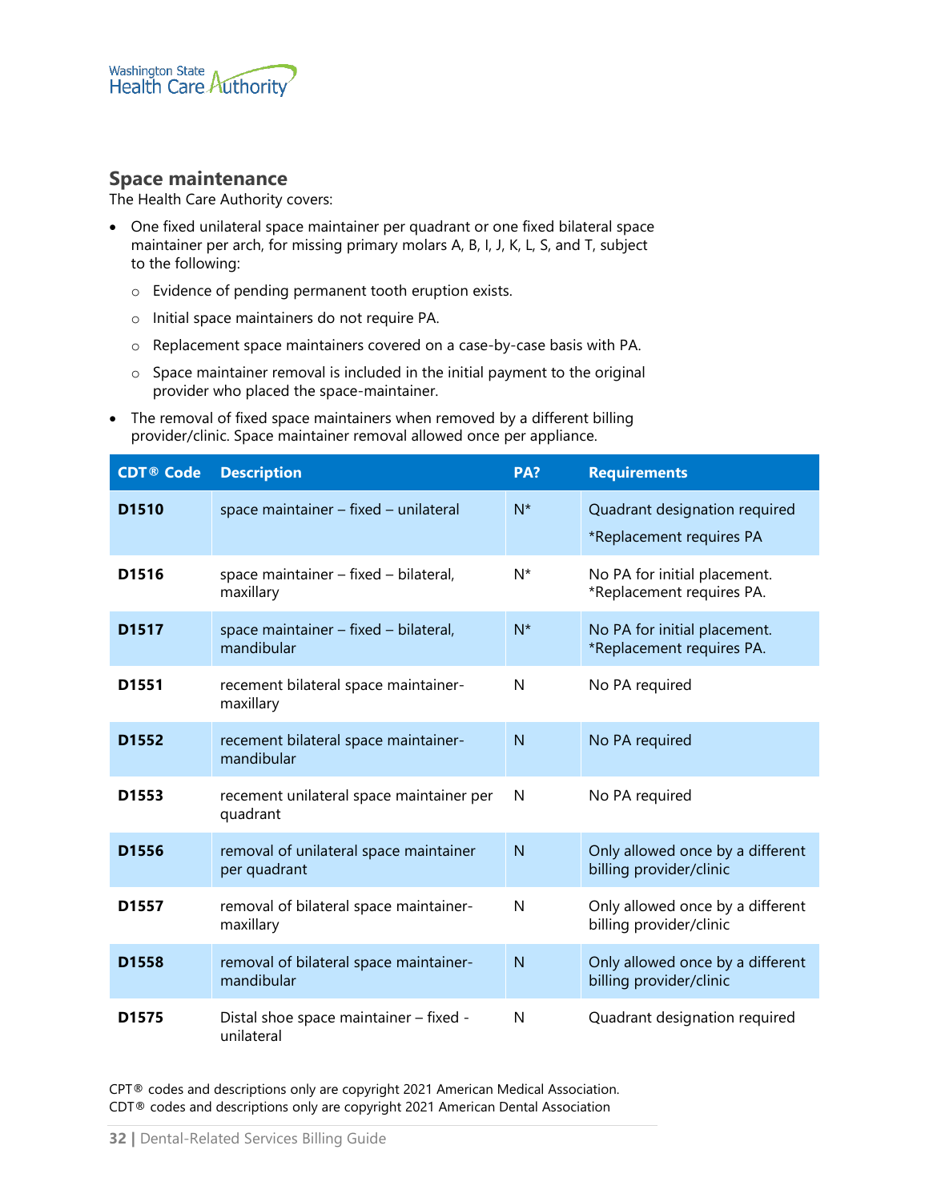## Space maintenance

The Health Care Authority covers:

- One fixed unilateral space maintainer per quadrant or one fixed bilateral space maintainer per arch, for missing primary molars A, B, I, J, K, L, S, and T, subject to the following:
  - Evidence of pending permanent tooth eruption exists.
  - Initial space maintainers do not require PA.
  - Replacement space maintainers covered on a case-by-case basis with PA.
  - Space maintainer removal is included in the initial payment to the original provider who placed the space-maintainer.
- The removal of fixed space maintainers when removed by a different billing provider/clinic. Space maintainer removal allowed once per appliance.

| CDT® Code | Description | PA? | Requirements |
|---|---|---|---|
| **D1510** | space maintainer – fixed – unilateral | N* | Quadrant designation required<br>*Replacement requires PA |
| **D1516** | space maintainer – fixed – bilateral, maxillary | N* | No PA for initial placement. *Replacement requires PA. |
| **D1517** | space maintainer – fixed – bilateral, mandibular | N* | No PA for initial placement. *Replacement requires PA. |
| **D1551** | recement bilateral space maintainer-maxillary | N | No PA required |
| **D1552** | recement bilateral space maintainer-mandibular | N | No PA required |
| **D1553** | recement unilateral space maintainer per quadrant | N | No PA required |
| **D1556** | removal of unilateral space maintainer per quadrant | N | Only allowed once by a different billing provider/clinic |
| **D1557** | removal of bilateral space maintainer-maxillary | N | Only allowed once by a different billing provider/clinic |
| **D1558** | removal of bilateral space maintainer-mandibular | N | Only allowed once by a different billing provider/clinic |
| **D1575** | Distal shoe space maintainer – fixed - unilateral | N | Quadrant designation required |

CPT® codes and descriptions only are copyright 2021 American Medical Association.
CDT® codes and descriptions only are copyright 2021 American Dental Association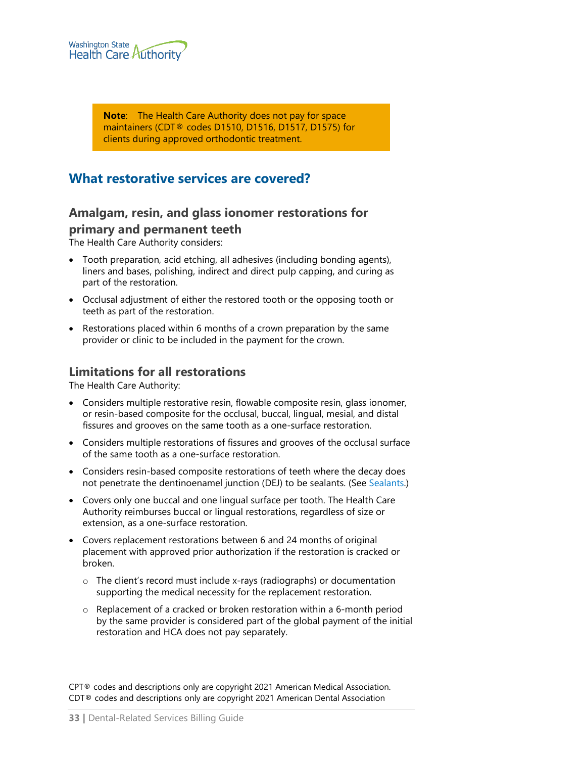> **Note**: The Health Care Authority does not pay for space maintainers (CDT® codes D1510, D1516, D1517, D1575) for clients during approved orthodontic treatment.

## What restorative services are covered?

### Amalgam, resin, and glass ionomer restorations for primary and permanent teeth

The Health Care Authority considers:

- Tooth preparation, acid etching, all adhesives (including bonding agents), liners and bases, polishing, indirect and direct pulp capping, and curing as part of the restoration.
- Occlusal adjustment of either the restored tooth or the opposing tooth or teeth as part of the restoration.
- Restorations placed within 6 months of a crown preparation by the same provider or clinic to be included in the payment for the crown.

### Limitations for all restorations

The Health Care Authority:

- Considers multiple restorative resin, flowable composite resin, glass ionomer, or resin-based composite for the occlusal, buccal, lingual, mesial, and distal fissures and grooves on the same tooth as a one-surface restoration.
- Considers multiple restorations of fissures and grooves of the occlusal surface of the same tooth as a one-surface restoration.
- Considers resin-based composite restorations of teeth where the decay does not penetrate the dentinoenamel junction (DEJ) to be sealants. (See Sealants.)
- Covers only one buccal and one lingual surface per tooth. The Health Care Authority reimburses buccal or lingual restorations, regardless of size or extension, as a one-surface restoration.
- Covers replacement restorations between 6 and 24 months of original placement with approved prior authorization if the restoration is cracked or broken.
  - The client's record must include x-rays (radiographs) or documentation supporting the medical necessity for the replacement restoration.
  - Replacement of a cracked or broken restoration within a 6-month period by the same provider is considered part of the global payment of the initial restoration and HCA does not pay separately.

CPT® codes and descriptions only are copyright 2021 American Medical Association.
CDT® codes and descriptions only are copyright 2021 American Dental Association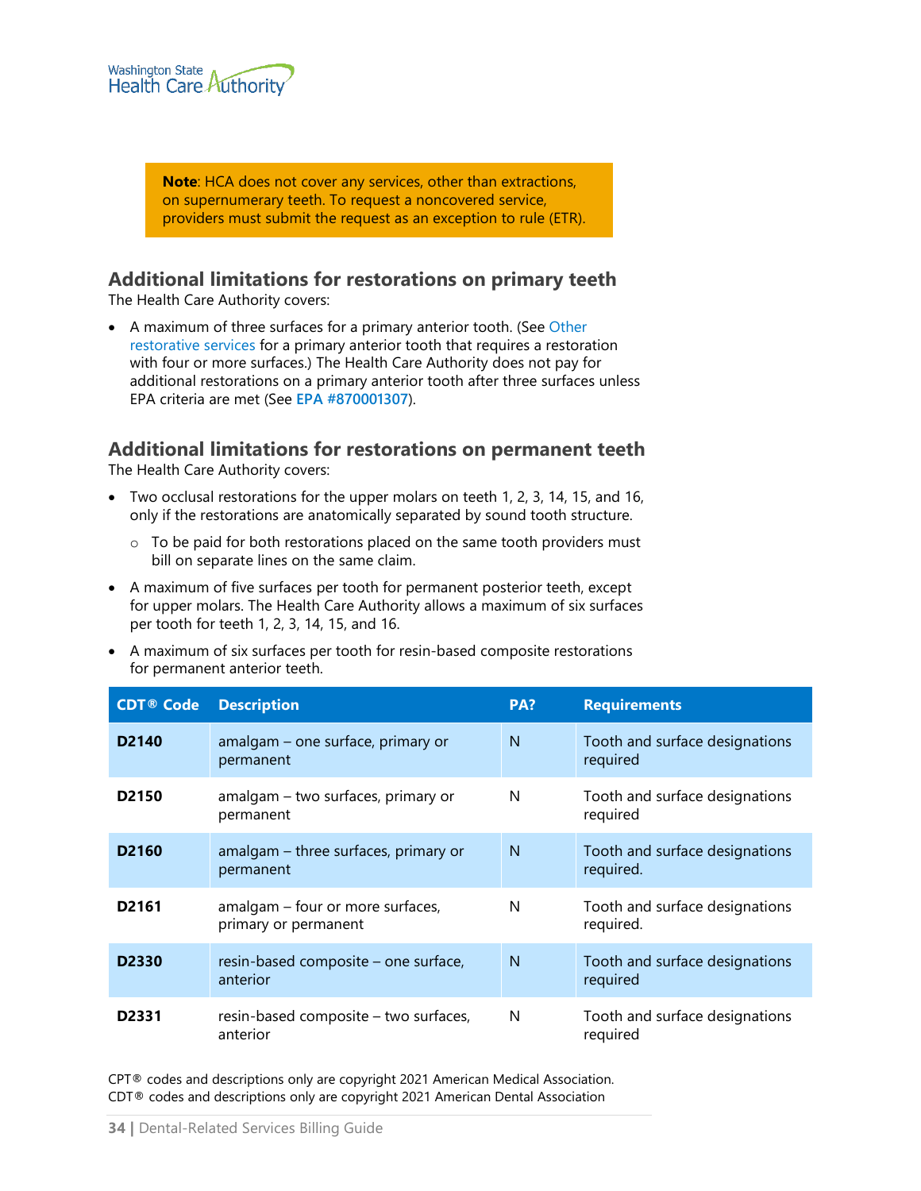> **Note**: HCA does not cover any services, other than extractions, on supernumerary teeth. To request a noncovered service, providers must submit the request as an exception to rule (ETR).

## Additional limitations for restorations on primary teeth

The Health Care Authority covers:

- A maximum of three surfaces for a primary anterior tooth. (See Other restorative services for a primary anterior tooth that requires a restoration with four or more surfaces.) The Health Care Authority does not pay for additional restorations on a primary anterior tooth after three surfaces unless EPA criteria are met (See **EPA #870001307**).

## Additional limitations for restorations on permanent teeth

The Health Care Authority covers:

- Two occlusal restorations for the upper molars on teeth 1, 2, 3, 14, 15, and 16, only if the restorations are anatomically separated by sound tooth structure.
  - To be paid for both restorations placed on the same tooth providers must bill on separate lines on the same claim.
- A maximum of five surfaces per tooth for permanent posterior teeth, except for upper molars. The Health Care Authority allows a maximum of six surfaces per tooth for teeth 1, 2, 3, 14, 15, and 16.
- A maximum of six surfaces per tooth for resin-based composite restorations for permanent anterior teeth.

| CDT® Code | Description | PA? | Requirements |
|---|---|---|---|
| **D2140** | amalgam – one surface, primary or permanent | N | Tooth and surface designations required |
| **D2150** | amalgam – two surfaces, primary or permanent | N | Tooth and surface designations required |
| **D2160** | amalgam – three surfaces, primary or permanent | N | Tooth and surface designations required. |
| **D2161** | amalgam – four or more surfaces, primary or permanent | N | Tooth and surface designations required. |
| **D2330** | resin-based composite – one surface, anterior | N | Tooth and surface designations required |
| **D2331** | resin-based composite – two surfaces, anterior | N | Tooth and surface designations required |

CPT® codes and descriptions only are copyright 2021 American Medical Association.
CDT® codes and descriptions only are copyright 2021 American Dental Association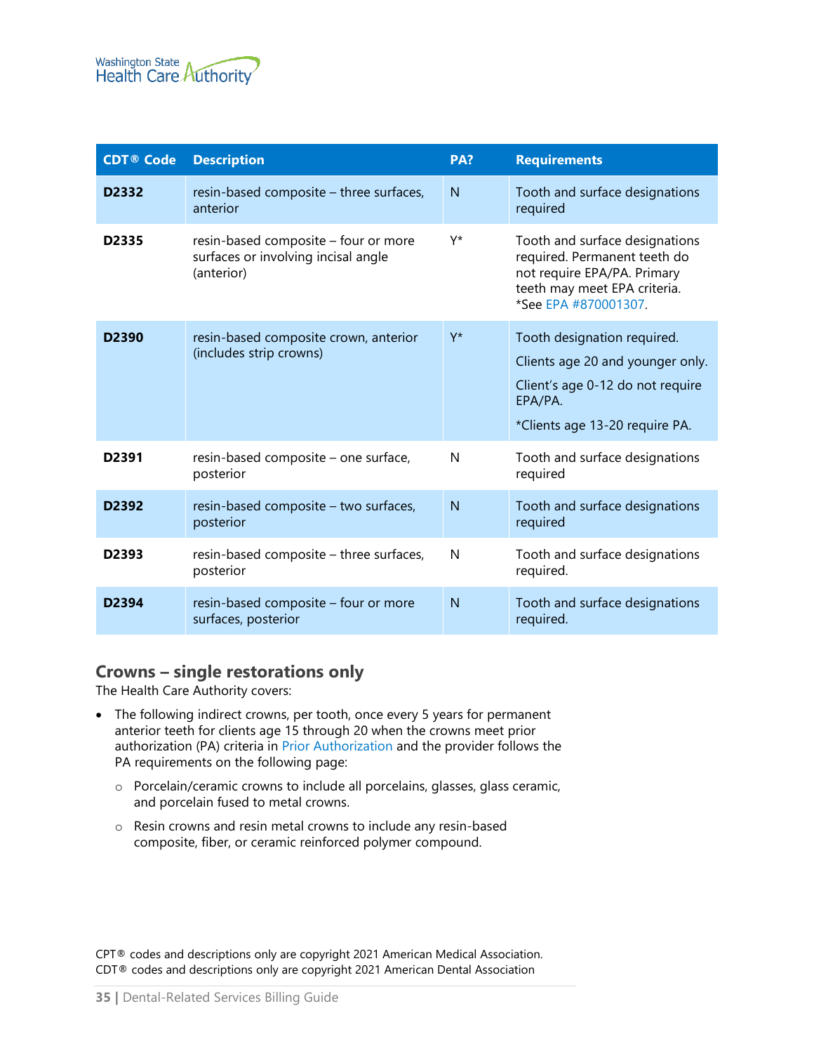| CDT® Code | Description | PA? | Requirements |
|---|---|---|---|
| **D2332** | resin-based composite – three surfaces, anterior | N | Tooth and surface designations required |
| **D2335** | resin-based composite – four or more surfaces or involving incisal angle (anterior) | Y* | Tooth and surface designations required. Permanent teeth do not require EPA/PA. Primary teeth may meet EPA criteria. *See EPA #870001307. |
| **D2390** | resin-based composite crown, anterior (includes strip crowns) | Y* | Tooth designation required. Clients age 20 and younger only. Client's age 0-12 do not require EPA/PA. *Clients age 13-20 require PA. |
| **D2391** | resin-based composite – one surface, posterior | N | Tooth and surface designations required |
| **D2392** | resin-based composite – two surfaces, posterior | N | Tooth and surface designations required |
| **D2393** | resin-based composite – three surfaces, posterior | N | Tooth and surface designations required. |
| **D2394** | resin-based composite – four or more surfaces, posterior | N | Tooth and surface designations required. |

## Crowns – single restorations only

The Health Care Authority covers:

- The following indirect crowns, per tooth, once every 5 years for permanent anterior teeth for clients age 15 through 20 when the crowns meet prior authorization (PA) criteria in Prior Authorization and the provider follows the PA requirements on the following page:
  - Porcelain/ceramic crowns to include all porcelains, glasses, glass ceramic, and porcelain fused to metal crowns.
  - Resin crowns and resin metal crowns to include any resin-based composite, fiber, or ceramic reinforced polymer compound.

CPT® codes and descriptions only are copyright 2021 American Medical Association.
CDT® codes and descriptions only are copyright 2021 American Dental Association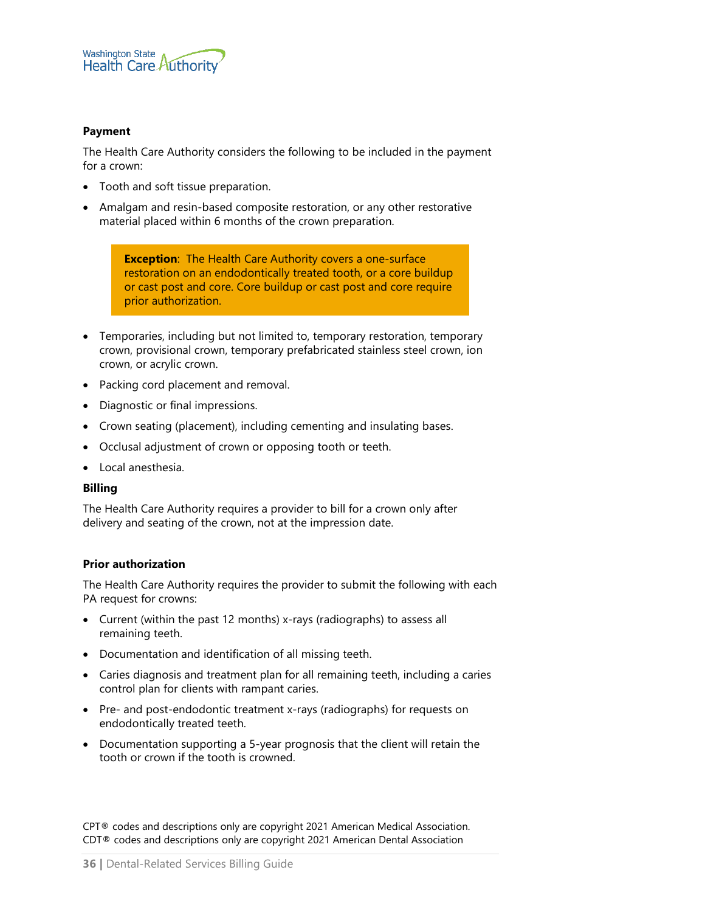**Payment**

The Health Care Authority considers the following to be included in the payment for a crown:

- Tooth and soft tissue preparation.
- Amalgam and resin-based composite restoration, or any other restorative material placed within 6 months of the crown preparation.

> **Exception**: The Health Care Authority covers a one-surface restoration on an endodontically treated tooth, or a core buildup or cast post and core. Core buildup or cast post and core require prior authorization.

- Temporaries, including but not limited to, temporary restoration, temporary crown, provisional crown, temporary prefabricated stainless steel crown, ion crown, or acrylic crown.
- Packing cord placement and removal.
- Diagnostic or final impressions.
- Crown seating (placement), including cementing and insulating bases.
- Occlusal adjustment of crown or opposing tooth or teeth.
- Local anesthesia.

**Billing**

The Health Care Authority requires a provider to bill for a crown only after delivery and seating of the crown, not at the impression date.

**Prior authorization**

The Health Care Authority requires the provider to submit the following with each PA request for crowns:

- Current (within the past 12 months) x-rays (radiographs) to assess all remaining teeth.
- Documentation and identification of all missing teeth.
- Caries diagnosis and treatment plan for all remaining teeth, including a caries control plan for clients with rampant caries.
- Pre- and post-endodontic treatment x-rays (radiographs) for requests on endodontically treated teeth.
- Documentation supporting a 5-year prognosis that the client will retain the tooth or crown if the tooth is crowned.

CPT® codes and descriptions only are copyright 2021 American Medical Association.
CDT® codes and descriptions only are copyright 2021 American Dental Association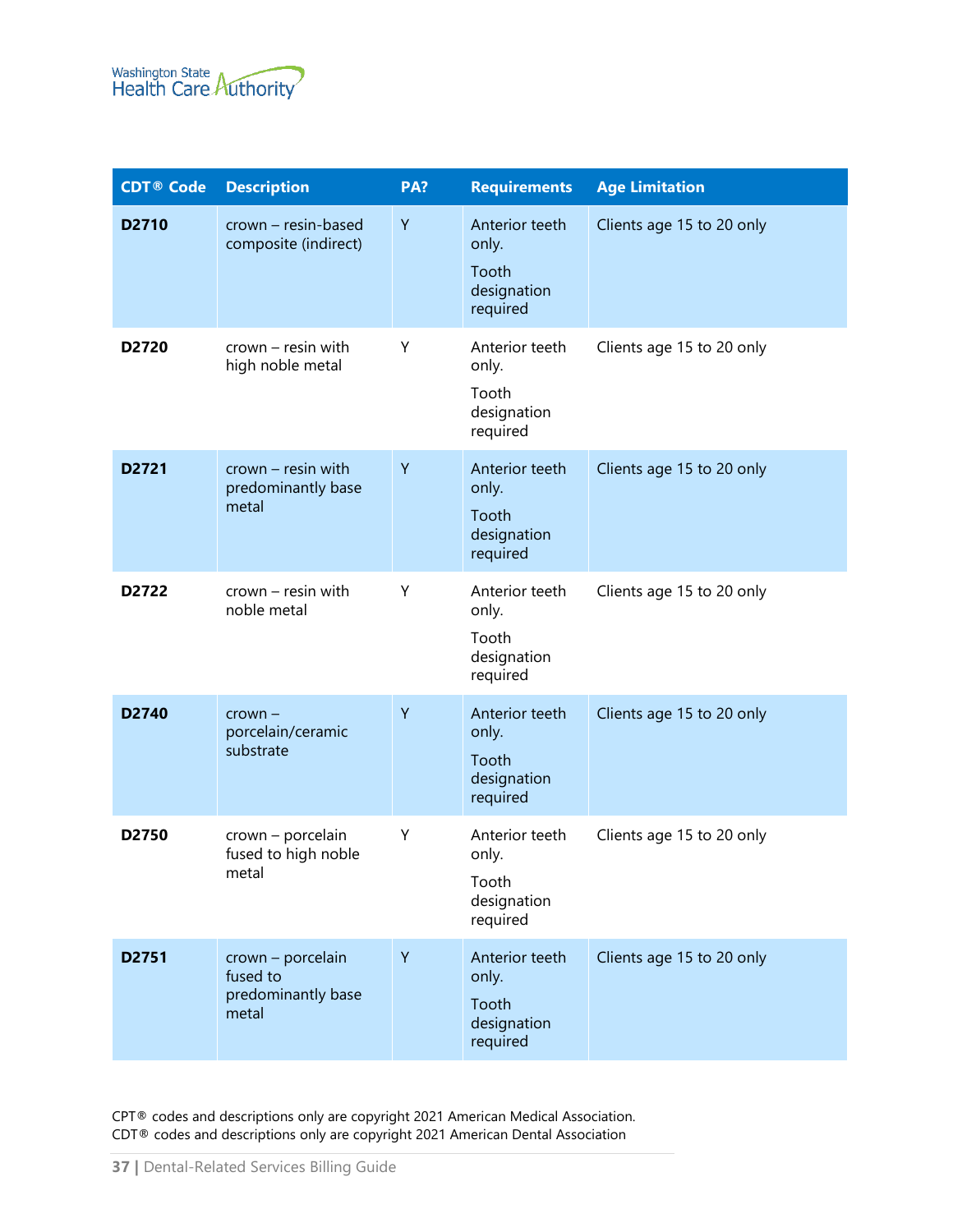| CDT® Code | Description | PA? | Requirements | Age Limitation |
|---|---|---|---|---|
| **D2710** | crown – resin-based composite (indirect) | Y | Anterior teeth only.<br>Tooth designation required | Clients age 15 to 20 only |
| **D2720** | crown – resin with high noble metal | Y | Anterior teeth only.<br>Tooth designation required | Clients age 15 to 20 only |
| **D2721** | crown – resin with predominantly base metal | Y | Anterior teeth only.<br>Tooth designation required | Clients age 15 to 20 only |
| **D2722** | crown – resin with noble metal | Y | Anterior teeth only.<br>Tooth designation required | Clients age 15 to 20 only |
| **D2740** | crown – porcelain/ceramic substrate | Y | Anterior teeth only.<br>Tooth designation required | Clients age 15 to 20 only |
| **D2750** | crown – porcelain fused to high noble metal | Y | Anterior teeth only.<br>Tooth designation required | Clients age 15 to 20 only |
| **D2751** | crown – porcelain fused to predominantly base metal | Y | Anterior teeth only.<br>Tooth designation required | Clients age 15 to 20 only |

CPT® codes and descriptions only are copyright 2021 American Medical Association.
CDT® codes and descriptions only are copyright 2021 American Dental Association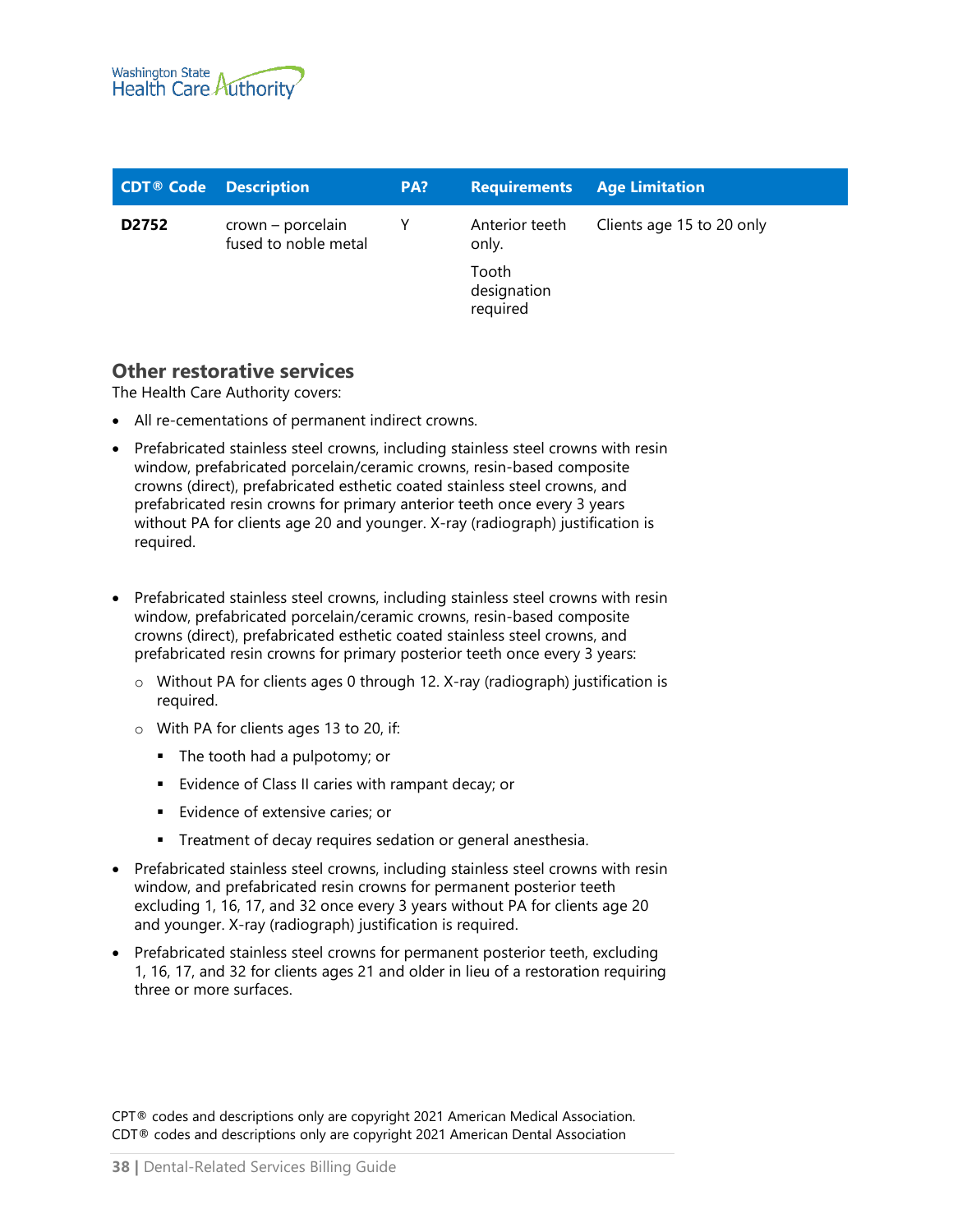| CDT® Code | Description | PA? | Requirements | Age Limitation |
|---|---|---|---|---|
| **D2752** | crown – porcelain fused to noble metal | Y | Anterior teeth only.<br><br>Tooth designation required | Clients age 15 to 20 only |

## Other restorative services

The Health Care Authority covers:

- All re-cementations of permanent indirect crowns.
- Prefabricated stainless steel crowns, including stainless steel crowns with resin window, prefabricated porcelain/ceramic crowns, resin-based composite crowns (direct), prefabricated esthetic coated stainless steel crowns, and prefabricated resin crowns for primary anterior teeth once every 3 years without PA for clients age 20 and younger. X-ray (radiograph) justification is required.
- Prefabricated stainless steel crowns, including stainless steel crowns with resin window, prefabricated porcelain/ceramic crowns, resin-based composite crowns (direct), prefabricated esthetic coated stainless steel crowns, and prefabricated resin crowns for primary posterior teeth once every 3 years:
    - Without PA for clients ages 0 through 12. X-ray (radiograph) justification is required.
    - With PA for clients ages 13 to 20, if:
        - The tooth had a pulpotomy; or
        - Evidence of Class II caries with rampant decay; or
        - Evidence of extensive caries; or
        - Treatment of decay requires sedation or general anesthesia.
- Prefabricated stainless steel crowns, including stainless steel crowns with resin window, and prefabricated resin crowns for permanent posterior teeth excluding 1, 16, 17, and 32 once every 3 years without PA for clients age 20 and younger. X-ray (radiograph) justification is required.
- Prefabricated stainless steel crowns for permanent posterior teeth, excluding 1, 16, 17, and 32 for clients ages 21 and older in lieu of a restoration requiring three or more surfaces.

CPT® codes and descriptions only are copyright 2021 American Medical Association.
CDT® codes and descriptions only are copyright 2021 American Dental Association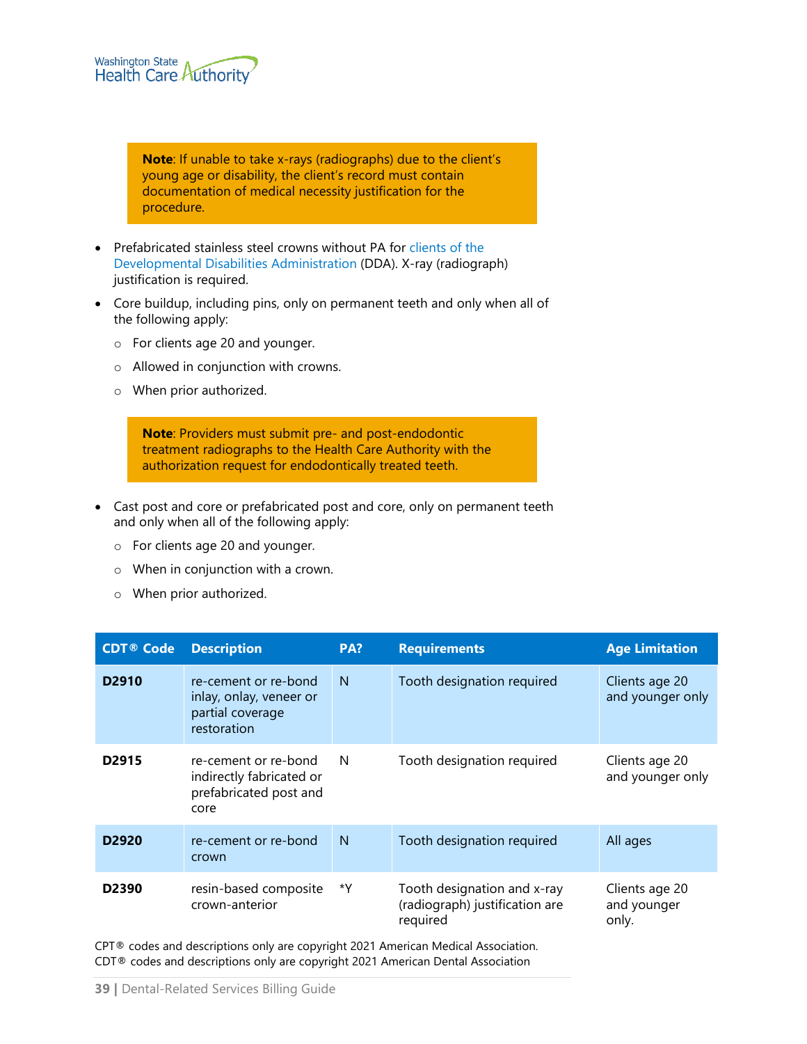> **Note**: If unable to take x-rays (radiographs) due to the client's young age or disability, the client's record must contain documentation of medical necessity justification for the procedure.

- Prefabricated stainless steel crowns without PA for clients of the Developmental Disabilities Administration (DDA). X-ray (radiograph) justification is required.
- Core buildup, including pins, only on permanent teeth and only when all of the following apply:
  - For clients age 20 and younger.
  - Allowed in conjunction with crowns.
  - When prior authorized.

> **Note**: Providers must submit pre- and post-endodontic treatment radiographs to the Health Care Authority with the authorization request for endodontically treated teeth.

- Cast post and core or prefabricated post and core, only on permanent teeth and only when all of the following apply:
  - For clients age 20 and younger.
  - When in conjunction with a crown.
  - When prior authorized.

| CDT® Code | Description | PA? | Requirements | Age Limitation |
|---|---|---|---|---|
| **D2910** | re-cement or re-bond inlay, onlay, veneer or partial coverage restoration | N | Tooth designation required | Clients age 20 and younger only |
| **D2915** | re-cement or re-bond indirectly fabricated or prefabricated post and core | N | Tooth designation required | Clients age 20 and younger only |
| **D2920** | re-cement or re-bond crown | N | Tooth designation required | All ages |
| **D2390** | resin-based composite crown-anterior | *Y | Tooth designation and x-ray (radiograph) justification are required | Clients age 20 and younger only. |

CPT® codes and descriptions only are copyright 2021 American Medical Association.
CDT® codes and descriptions only are copyright 2021 American Dental Association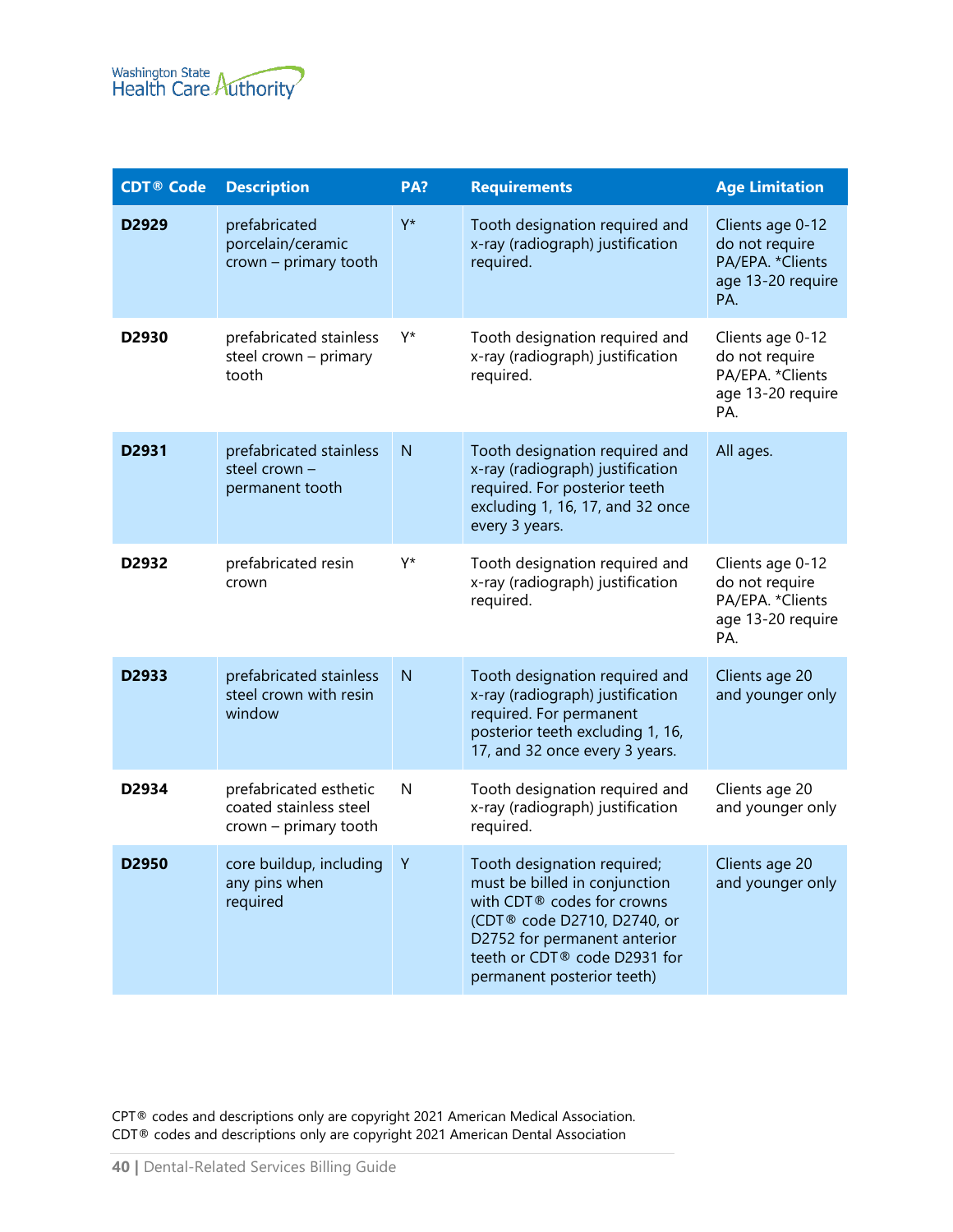| CDT® Code | Description | PA? | Requirements | Age Limitation |
|---|---|---|---|---|
| **D2929** | prefabricated porcelain/ceramic crown – primary tooth | Y* | Tooth designation required and x-ray (radiograph) justification required. | Clients age 0-12 do not require PA/EPA. *Clients age 13-20 require PA. |
| **D2930** | prefabricated stainless steel crown – primary tooth | Y* | Tooth designation required and x-ray (radiograph) justification required. | Clients age 0-12 do not require PA/EPA. *Clients age 13-20 require PA. |
| **D2931** | prefabricated stainless steel crown – permanent tooth | N | Tooth designation required and x-ray (radiograph) justification required. For posterior teeth excluding 1, 16, 17, and 32 once every 3 years. | All ages. |
| **D2932** | prefabricated resin crown | Y* | Tooth designation required and x-ray (radiograph) justification required. | Clients age 0-12 do not require PA/EPA. *Clients age 13-20 require PA. |
| **D2933** | prefabricated stainless steel crown with resin window | N | Tooth designation required and x-ray (radiograph) justification required. For permanent posterior teeth excluding 1, 16, 17, and 32 once every 3 years. | Clients age 20 and younger only |
| **D2934** | prefabricated esthetic coated stainless steel crown – primary tooth | N | Tooth designation required and x-ray (radiograph) justification required. | Clients age 20 and younger only |
| **D2950** | core buildup, including any pins when required | Y | Tooth designation required; must be billed in conjunction with CDT® codes for crowns (CDT® code D2710, D2740, or D2752 for permanent anterior teeth or CDT® code D2931 for permanent posterior teeth) | Clients age 20 and younger only |

CPT® codes and descriptions only are copyright 2021 American Medical Association.
CDT® codes and descriptions only are copyright 2021 American Dental Association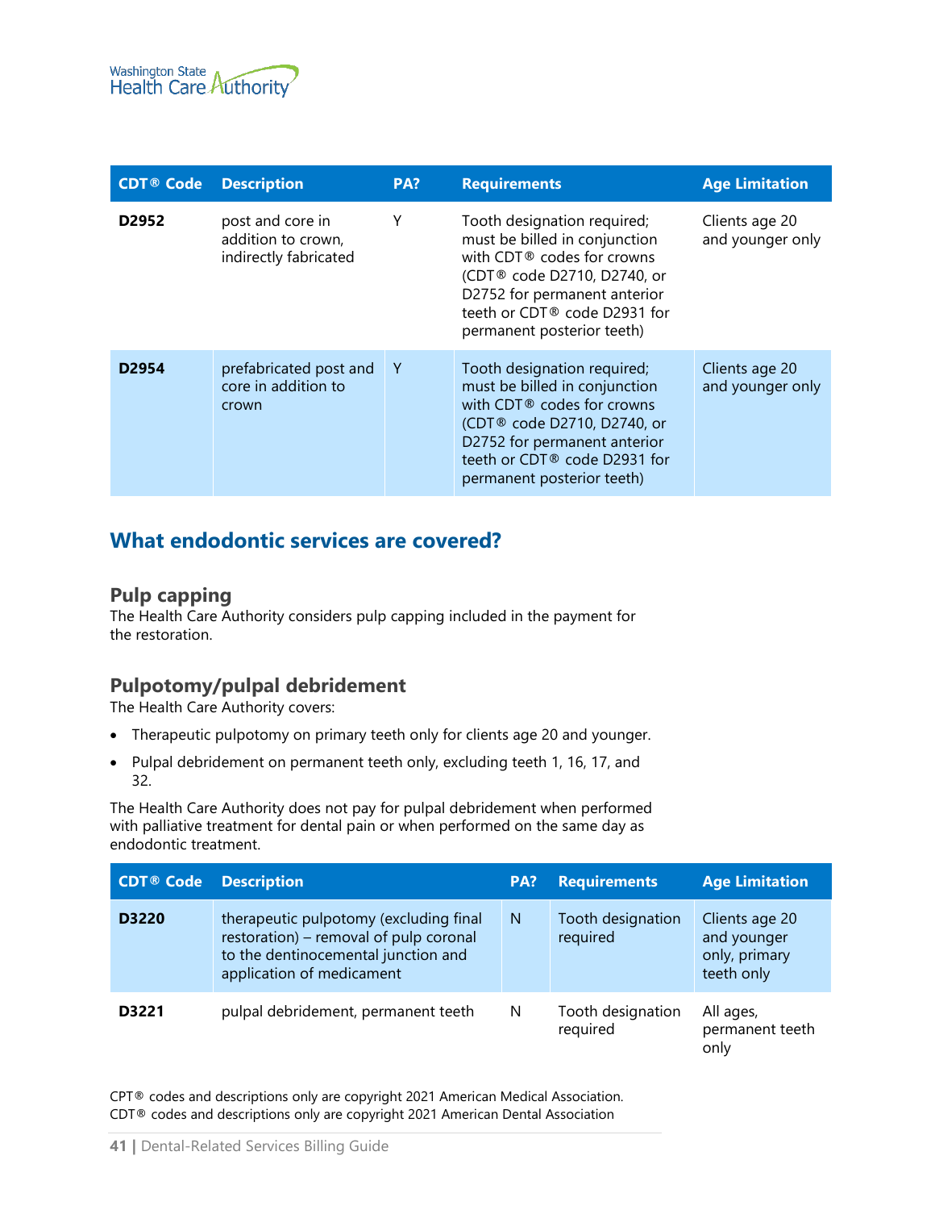| CDT® Code | Description | PA? | Requirements | Age Limitation |
|---|---|---|---|---|
| **D2952** | post and core in addition to crown, indirectly fabricated | Y | Tooth designation required; must be billed in conjunction with CDT® codes for crowns (CDT® code D2710, D2740, or D2752 for permanent anterior teeth or CDT® code D2931 for permanent posterior teeth) | Clients age 20 and younger only |
| **D2954** | prefabricated post and core in addition to crown | Y | Tooth designation required; must be billed in conjunction with CDT® codes for crowns (CDT® code D2710, D2740, or D2752 for permanent anterior teeth or CDT® code D2931 for permanent posterior teeth) | Clients age 20 and younger only |

## What endodontic services are covered?

### Pulp capping

The Health Care Authority considers pulp capping included in the payment for the restoration.

### Pulpotomy/pulpal debridement

The Health Care Authority covers:

- Therapeutic pulpotomy on primary teeth only for clients age 20 and younger.
- Pulpal debridement on permanent teeth only, excluding teeth 1, 16, 17, and 32.

The Health Care Authority does not pay for pulpal debridement when performed with palliative treatment for dental pain or when performed on the same day as endodontic treatment.

| CDT® Code | Description | PA? | Requirements | Age Limitation |
|---|---|---|---|---|
| **D3220** | therapeutic pulpotomy (excluding final restoration) – removal of pulp coronal to the dentinocemental junction and application of medicament | N | Tooth designation required | Clients age 20 and younger only, primary teeth only |
| **D3221** | pulpal debridement, permanent teeth | N | Tooth designation required | All ages, permanent teeth only |

CPT® codes and descriptions only are copyright 2021 American Medical Association.
CDT® codes and descriptions only are copyright 2021 American Dental Association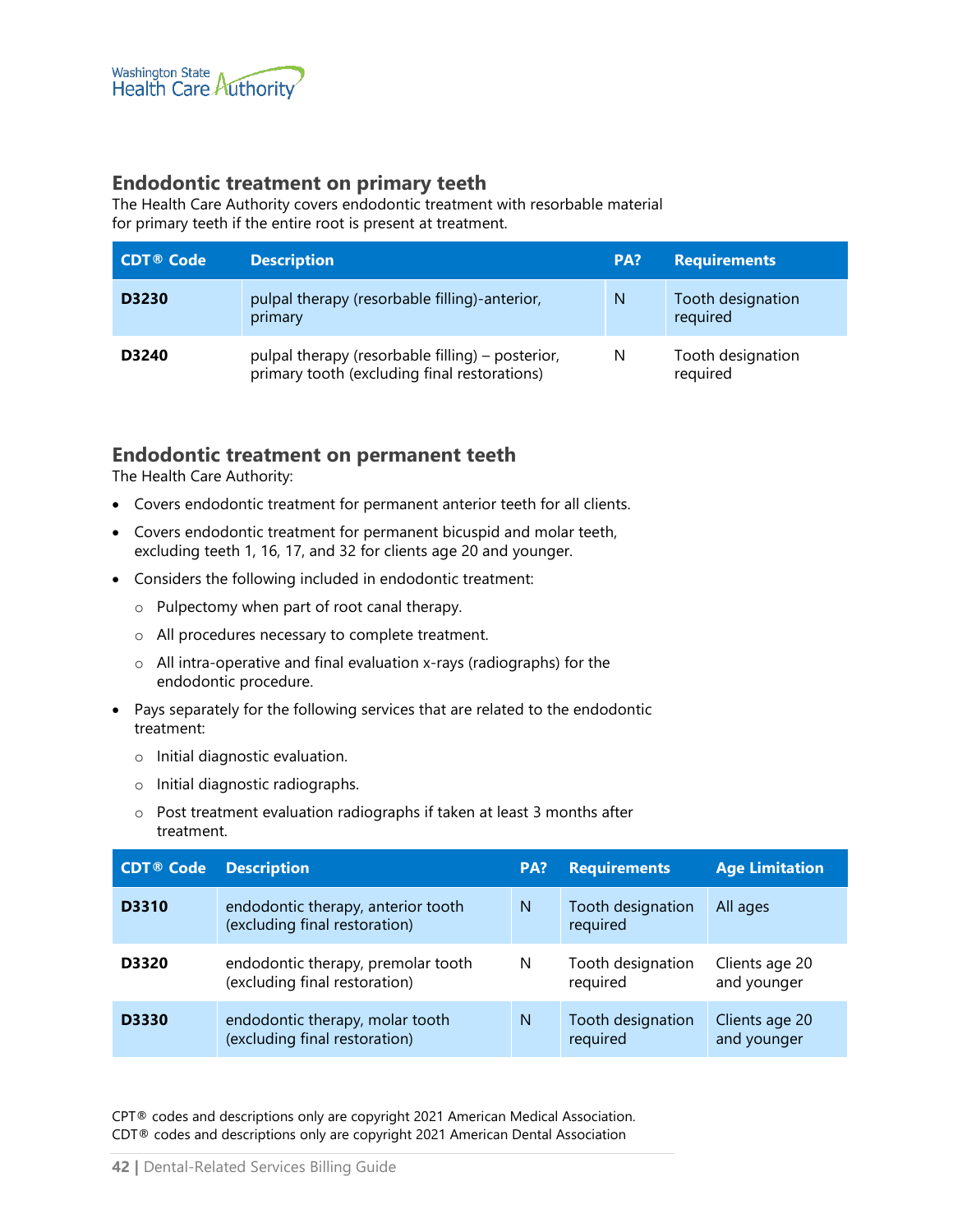## Endodontic treatment on primary teeth

The Health Care Authority covers endodontic treatment with resorbable material for primary teeth if the entire root is present at treatment.

| CDT® Code | Description | PA? | Requirements |
|---|---|---|---|
| **D3230** | pulpal therapy (resorbable filling)-anterior, primary | N | Tooth designation required |
| **D3240** | pulpal therapy (resorbable filling) – posterior, primary tooth (excluding final restorations) | N | Tooth designation required |

## Endodontic treatment on permanent teeth

The Health Care Authority:

- Covers endodontic treatment for permanent anterior teeth for all clients.
- Covers endodontic treatment for permanent bicuspid and molar teeth, excluding teeth 1, 16, 17, and 32 for clients age 20 and younger.
- Considers the following included in endodontic treatment:
  - Pulpectomy when part of root canal therapy.
  - All procedures necessary to complete treatment.
  - All intra-operative and final evaluation x-rays (radiographs) for the endodontic procedure.
- Pays separately for the following services that are related to the endodontic treatment:
  - Initial diagnostic evaluation.
  - Initial diagnostic radiographs.
  - Post treatment evaluation radiographs if taken at least 3 months after treatment.

| CDT® Code | Description | PA? | Requirements | Age Limitation |
|---|---|---|---|---|
| **D3310** | endodontic therapy, anterior tooth (excluding final restoration) | N | Tooth designation required | All ages |
| **D3320** | endodontic therapy, premolar tooth (excluding final restoration) | N | Tooth designation required | Clients age 20 and younger |
| **D3330** | endodontic therapy, molar tooth (excluding final restoration) | N | Tooth designation required | Clients age 20 and younger |

CPT® codes and descriptions only are copyright 2021 American Medical Association.
CDT® codes and descriptions only are copyright 2021 American Dental Association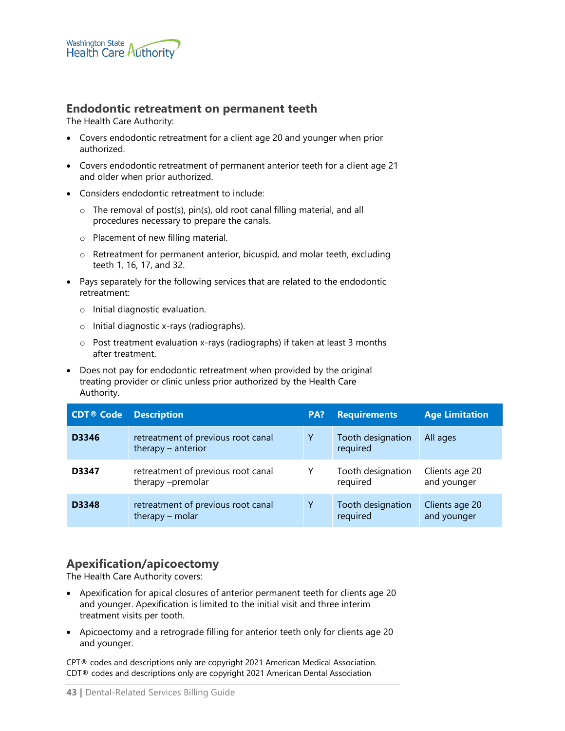## Endodontic retreatment on permanent teeth

The Health Care Authority:

- Covers endodontic retreatment for a client age 20 and younger when prior authorized.
- Covers endodontic retreatment of permanent anterior teeth for a client age 21 and older when prior authorized.
- Considers endodontic retreatment to include:
  - The removal of post(s), pin(s), old root canal filling material, and all procedures necessary to prepare the canals.
  - Placement of new filling material.
  - Retreatment for permanent anterior, bicuspid, and molar teeth, excluding teeth 1, 16, 17, and 32.
- Pays separately for the following services that are related to the endodontic retreatment:
  - Initial diagnostic evaluation.
  - Initial diagnostic x-rays (radiographs).
  - Post treatment evaluation x-rays (radiographs) if taken at least 3 months after treatment.
- Does not pay for endodontic retreatment when provided by the original treating provider or clinic unless prior authorized by the Health Care Authority.

| CDT® Code | Description | PA? | Requirements | Age Limitation |
|---|---|---|---|---|
| **D3346** | retreatment of previous root canal therapy – anterior | Y | Tooth designation required | All ages |
| **D3347** | retreatment of previous root canal therapy –premolar | Y | Tooth designation required | Clients age 20 and younger |
| **D3348** | retreatment of previous root canal therapy – molar | Y | Tooth designation required | Clients age 20 and younger |

## Apexification/apicoectomy

The Health Care Authority covers:

- Apexification for apical closures of anterior permanent teeth for clients age 20 and younger. Apexification is limited to the initial visit and three interim treatment visits per tooth.
- Apicoectomy and a retrograde filling for anterior teeth only for clients age 20 and younger.

CPT® codes and descriptions only are copyright 2021 American Medical Association.
CDT® codes and descriptions only are copyright 2021 American Dental Association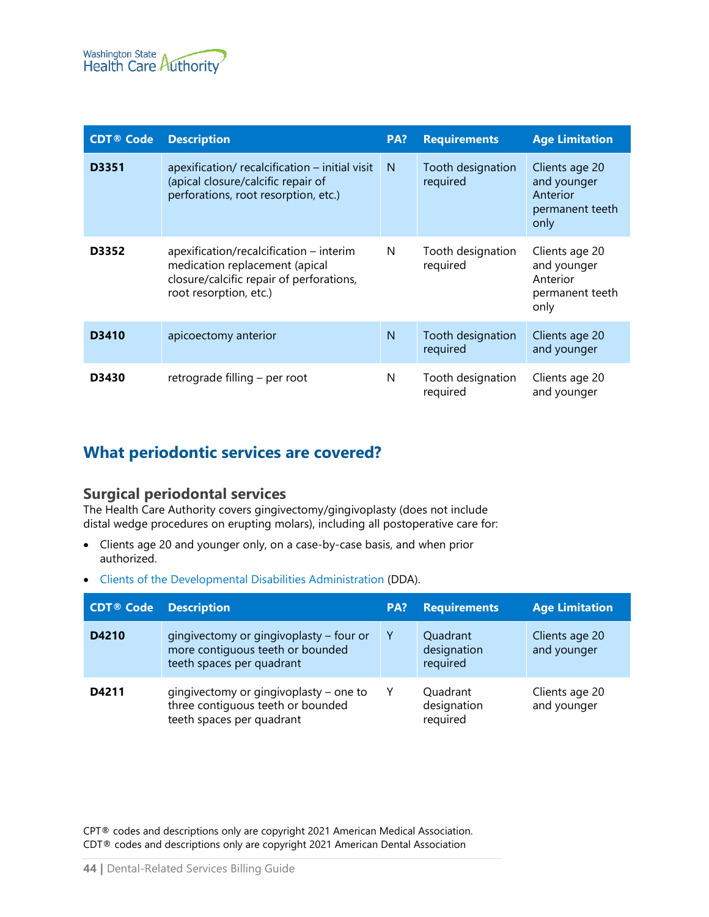| CDT® Code | Description | PA? | Requirements | Age Limitation |
|---|---|---|---|---|
| **D3351** | apexification/ recalcification – initial visit (apical closure/calcific repair of perforations, root resorption, etc.) | N | Tooth designation required | Clients age 20 and younger Anterior permanent teeth only |
| **D3352** | apexification/recalcification – interim medication replacement (apical closure/calcific repair of perforations, root resorption, etc.) | N | Tooth designation required | Clients age 20 and younger Anterior permanent teeth only |
| **D3410** | apicoectomy anterior | N | Tooth designation required | Clients age 20 and younger |
| **D3430** | retrograde filling – per root | N | Tooth designation required | Clients age 20 and younger |

## What periodontic services are covered?

### Surgical periodontal services

The Health Care Authority covers gingivectomy/gingivoplasty (does not include distal wedge procedures on erupting molars), including all postoperative care for:

- Clients age 20 and younger only, on a case-by-case basis, and when prior authorized.
- Clients of the Developmental Disabilities Administration (DDA).

| CDT® Code | Description | PA? | Requirements | Age Limitation |
|---|---|---|---|---|
| **D4210** | gingivectomy or gingivoplasty – four or more contiguous teeth or bounded teeth spaces per quadrant | Y | Quadrant designation required | Clients age 20 and younger |
| **D4211** | gingivectomy or gingivoplasty – one to three contiguous teeth or bounded teeth spaces per quadrant | Y | Quadrant designation required | Clients age 20 and younger |

CPT® codes and descriptions only are copyright 2021 American Medical Association.
CDT® codes and descriptions only are copyright 2021 American Dental Association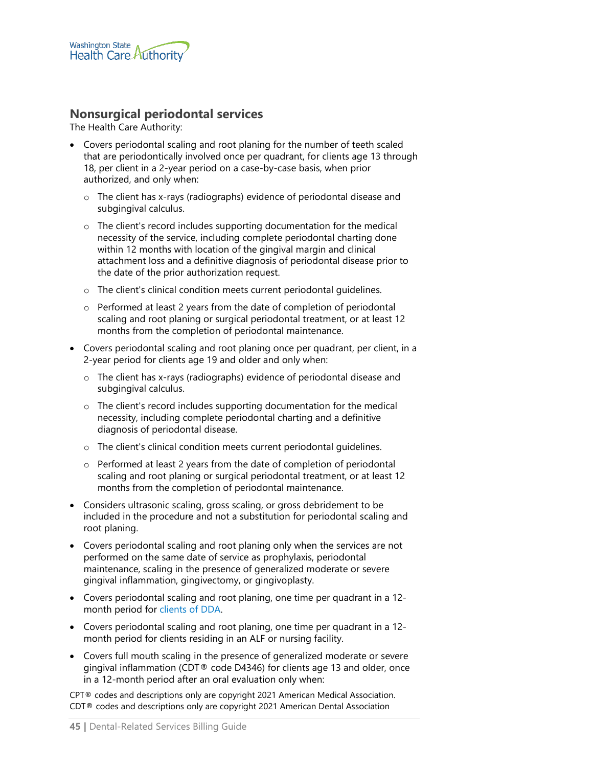## Nonsurgical periodontal services

The Health Care Authority:

- Covers periodontal scaling and root planing for the number of teeth scaled that are periodontically involved once per quadrant, for clients age 13 through 18, per client in a 2-year period on a case-by-case basis, when prior authorized, and only when:
  - The client has x-rays (radiographs) evidence of periodontal disease and subgingival calculus.
  - The client's record includes supporting documentation for the medical necessity of the service, including complete periodontal charting done within 12 months with location of the gingival margin and clinical attachment loss and a definitive diagnosis of periodontal disease prior to the date of the prior authorization request.
  - The client's clinical condition meets current periodontal guidelines.
  - Performed at least 2 years from the date of completion of periodontal scaling and root planing or surgical periodontal treatment, or at least 12 months from the completion of periodontal maintenance.
- Covers periodontal scaling and root planing once per quadrant, per client, in a 2-year period for clients age 19 and older and only when:
  - The client has x-rays (radiographs) evidence of periodontal disease and subgingival calculus.
  - The client's record includes supporting documentation for the medical necessity, including complete periodontal charting and a definitive diagnosis of periodontal disease.
  - The client's clinical condition meets current periodontal guidelines.
  - Performed at least 2 years from the date of completion of periodontal scaling and root planing or surgical periodontal treatment, or at least 12 months from the completion of periodontal maintenance.
- Considers ultrasonic scaling, gross scaling, or gross debridement to be included in the procedure and not a substitution for periodontal scaling and root planing.
- Covers periodontal scaling and root planing only when the services are not performed on the same date of service as prophylaxis, periodontal maintenance, scaling in the presence of generalized moderate or severe gingival inflammation, gingivectomy, or gingivoplasty.
- Covers periodontal scaling and root planing, one time per quadrant in a 12-month period for clients of DDA.
- Covers periodontal scaling and root planing, one time per quadrant in a 12-month period for clients residing in an ALF or nursing facility.
- Covers full mouth scaling in the presence of generalized moderate or severe gingival inflammation (CDT® code D4346) for clients age 13 and older, once in a 12-month period after an oral evaluation only when:

CPT® codes and descriptions only are copyright 2021 American Medical Association.
CDT® codes and descriptions only are copyright 2021 American Dental Association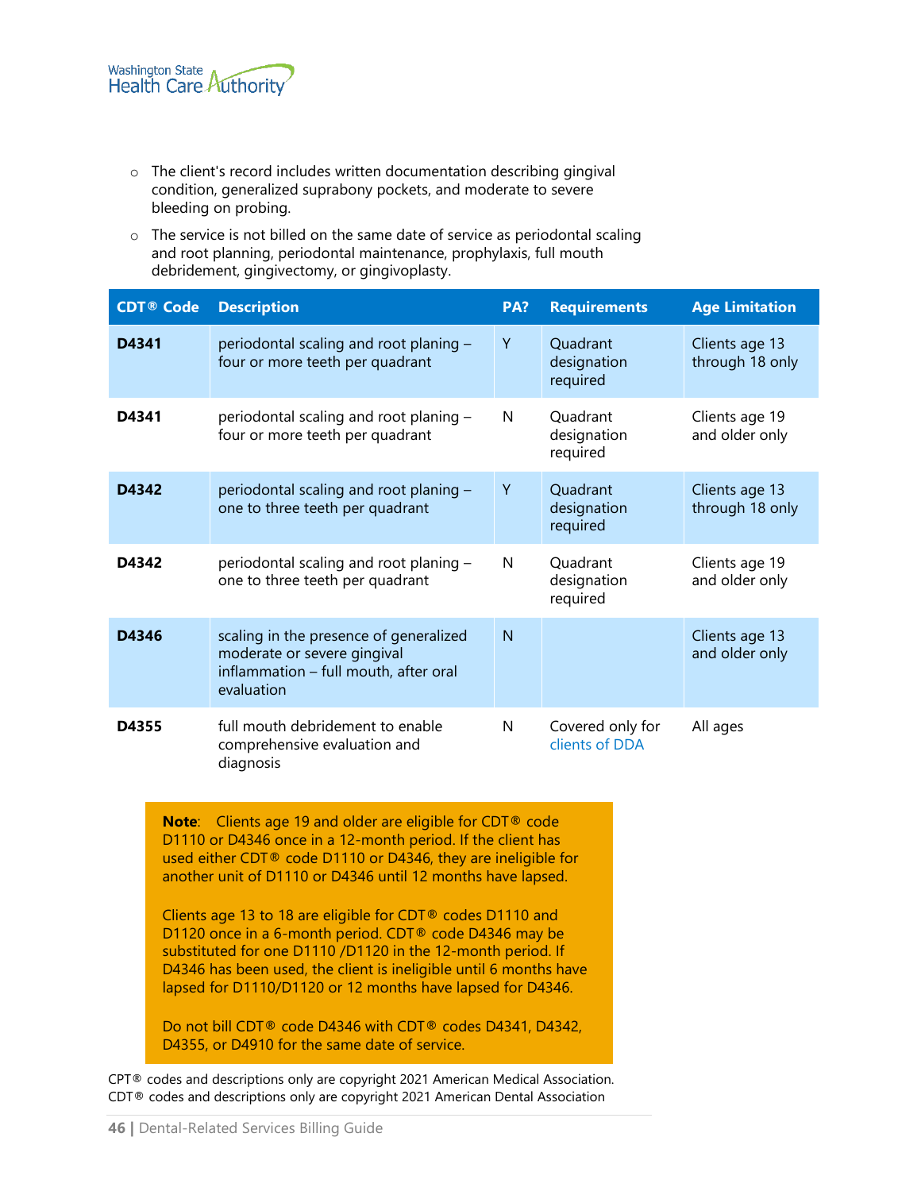- The client's record includes written documentation describing gingival condition, generalized suprabony pockets, and moderate to severe bleeding on probing.
- The service is not billed on the same date of service as periodontal scaling and root planning, periodontal maintenance, prophylaxis, full mouth debridement, gingivectomy, or gingivoplasty.

| CDT® Code | Description | PA? | Requirements | Age Limitation |
|---|---|---|---|---|
| **D4341** | periodontal scaling and root planing – four or more teeth per quadrant | Y | Quadrant designation required | Clients age 13 through 18 only |
| **D4341** | periodontal scaling and root planing – four or more teeth per quadrant | N | Quadrant designation required | Clients age 19 and older only |
| **D4342** | periodontal scaling and root planing – one to three teeth per quadrant | Y | Quadrant designation required | Clients age 13 through 18 only |
| **D4342** | periodontal scaling and root planing – one to three teeth per quadrant | N | Quadrant designation required | Clients age 19 and older only |
| **D4346** | scaling in the presence of generalized moderate or severe gingival inflammation – full mouth, after oral evaluation | N | | Clients age 13 and older only |
| **D4355** | full mouth debridement to enable comprehensive evaluation and diagnosis | N | Covered only for clients of DDA | All ages |

> **Note**: Clients age 19 and older are eligible for CDT® code D1110 or D4346 once in a 12-month period. If the client has used either CDT® code D1110 or D4346, they are ineligible for another unit of D1110 or D4346 until 12 months have lapsed.
>
> Clients age 13 to 18 are eligible for CDT® codes D1110 and D1120 once in a 6-month period. CDT® code D4346 may be substituted for one D1110 /D1120 in the 12-month period. If D4346 has been used, the client is ineligible until 6 months have lapsed for D1110/D1120 or 12 months have lapsed for D4346.
>
> Do not bill CDT® code D4346 with CDT® codes D4341, D4342, D4355, or D4910 for the same date of service.

CPT® codes and descriptions only are copyright 2021 American Medical Association.
CDT® codes and descriptions only are copyright 2021 American Dental Association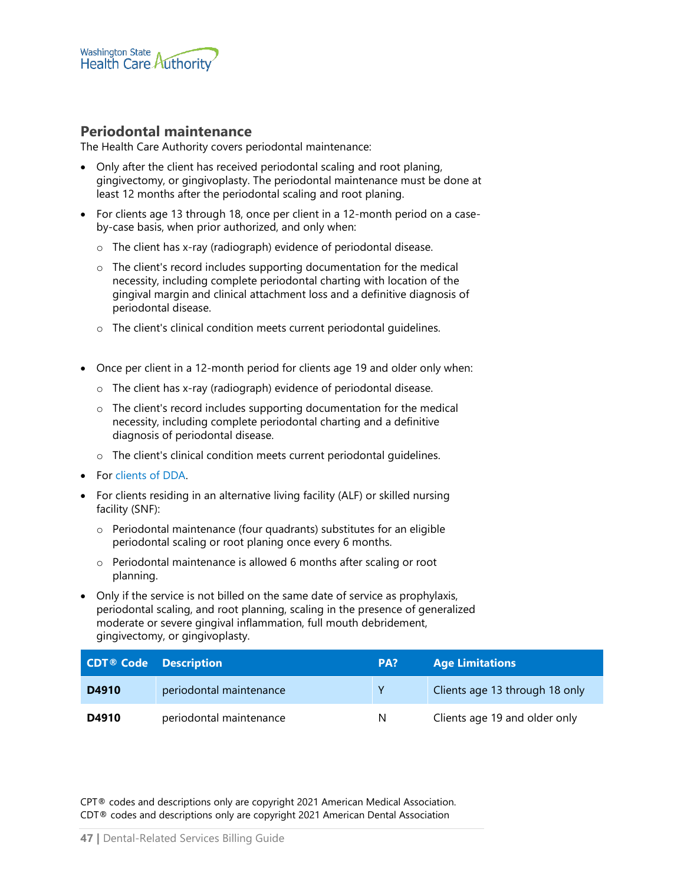## Periodontal maintenance

The Health Care Authority covers periodontal maintenance:

- Only after the client has received periodontal scaling and root planing, gingivectomy, or gingivoplasty. The periodontal maintenance must be done at least 12 months after the periodontal scaling and root planing.
- For clients age 13 through 18, once per client in a 12-month period on a case-by-case basis, when prior authorized, and only when:
  - The client has x-ray (radiograph) evidence of periodontal disease.
  - The client's record includes supporting documentation for the medical necessity, including complete periodontal charting with location of the gingival margin and clinical attachment loss and a definitive diagnosis of periodontal disease.
  - The client's clinical condition meets current periodontal guidelines.
- Once per client in a 12-month period for clients age 19 and older only when:
  - The client has x-ray (radiograph) evidence of periodontal disease.
  - The client's record includes supporting documentation for the medical necessity, including complete periodontal charting and a definitive diagnosis of periodontal disease.
  - The client's clinical condition meets current periodontal guidelines.
- For clients of DDA.
- For clients residing in an alternative living facility (ALF) or skilled nursing facility (SNF):
  - Periodontal maintenance (four quadrants) substitutes for an eligible periodontal scaling or root planing once every 6 months.
  - Periodontal maintenance is allowed 6 months after scaling or root planning.
- Only if the service is not billed on the same date of service as prophylaxis, periodontal scaling, and root planning, scaling in the presence of generalized moderate or severe gingival inflammation, full mouth debridement, gingivectomy, or gingivoplasty.

| CDT® Code | Description | PA? | Age Limitations |
|---|---|---|---|
| **D4910** | periodontal maintenance | Y | Clients age 13 through 18 only |
| **D4910** | periodontal maintenance | N | Clients age 19 and older only |

CPT® codes and descriptions only are copyright 2021 American Medical Association.
CDT® codes and descriptions only are copyright 2021 American Dental Association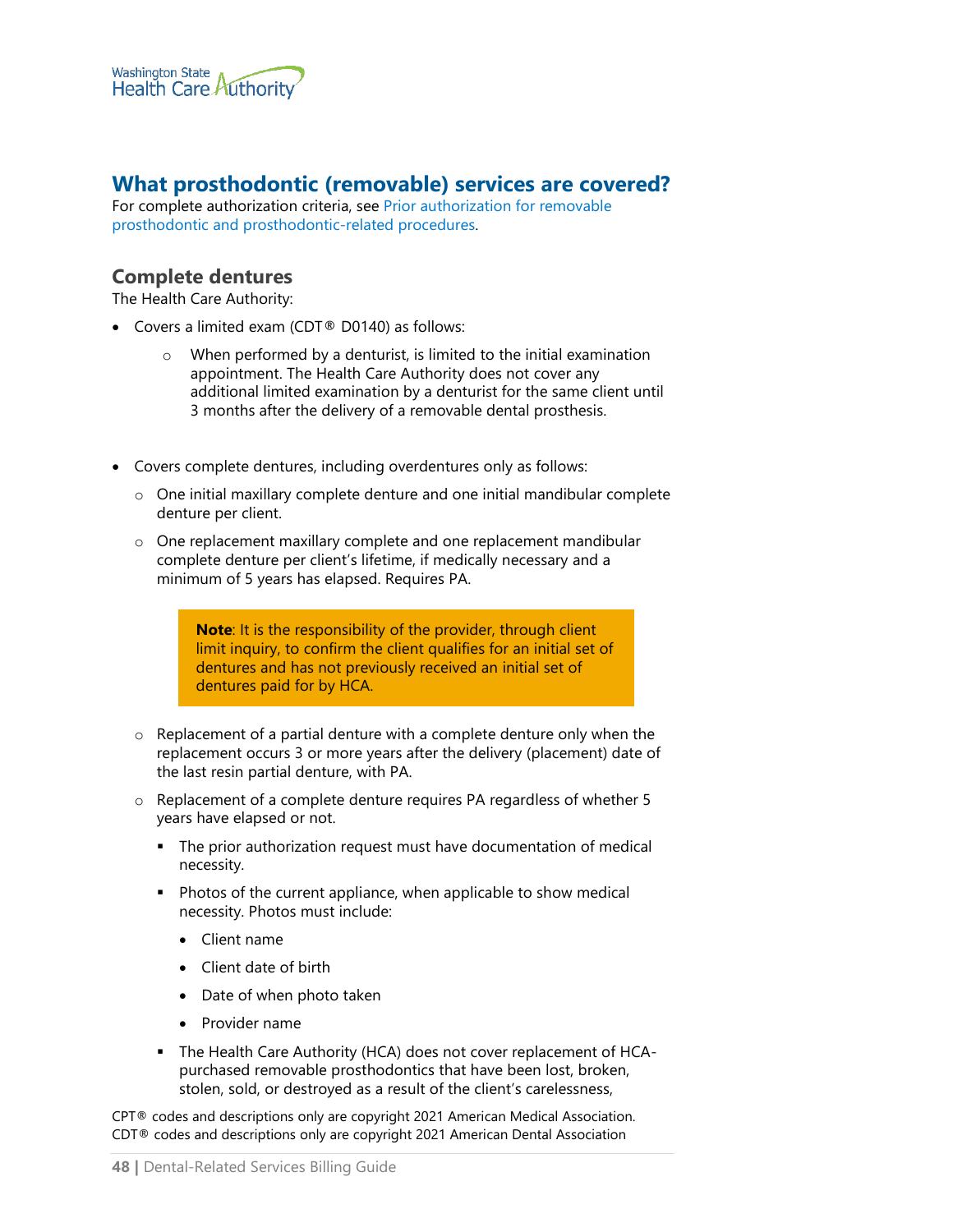## What prosthodontic (removable) services are covered?

For complete authorization criteria, see Prior authorization for removable prosthodontic and prosthodontic-related procedures.

### Complete dentures

The Health Care Authority:

- Covers a limited exam (CDT® D0140) as follows:
  - When performed by a denturist, is limited to the initial examination appointment. The Health Care Authority does not cover any additional limited examination by a denturist for the same client until 3 months after the delivery of a removable dental prosthesis.

- Covers complete dentures, including overdentures only as follows:
  - One initial maxillary complete denture and one initial mandibular complete denture per client.
  - One replacement maxillary complete and one replacement mandibular complete denture per client's lifetime, if medically necessary and a minimum of 5 years has elapsed. Requires PA.

    > **Note**: It is the responsibility of the provider, through client limit inquiry, to confirm the client qualifies for an initial set of dentures and has not previously received an initial set of dentures paid for by HCA.

  - Replacement of a partial denture with a complete denture only when the replacement occurs 3 or more years after the delivery (placement) date of the last resin partial denture, with PA.
  - Replacement of a complete denture requires PA regardless of whether 5 years have elapsed or not.
    - The prior authorization request must have documentation of medical necessity.
    - Photos of the current appliance, when applicable to show medical necessity. Photos must include:
      - Client name
      - Client date of birth
      - Date of when photo taken
      - Provider name
    - The Health Care Authority (HCA) does not cover replacement of HCA-purchased removable prosthodontics that have been lost, broken, stolen, sold, or destroyed as a result of the client's carelessness,

CPT® codes and descriptions only are copyright 2021 American Medical Association.
CDT® codes and descriptions only are copyright 2021 American Dental Association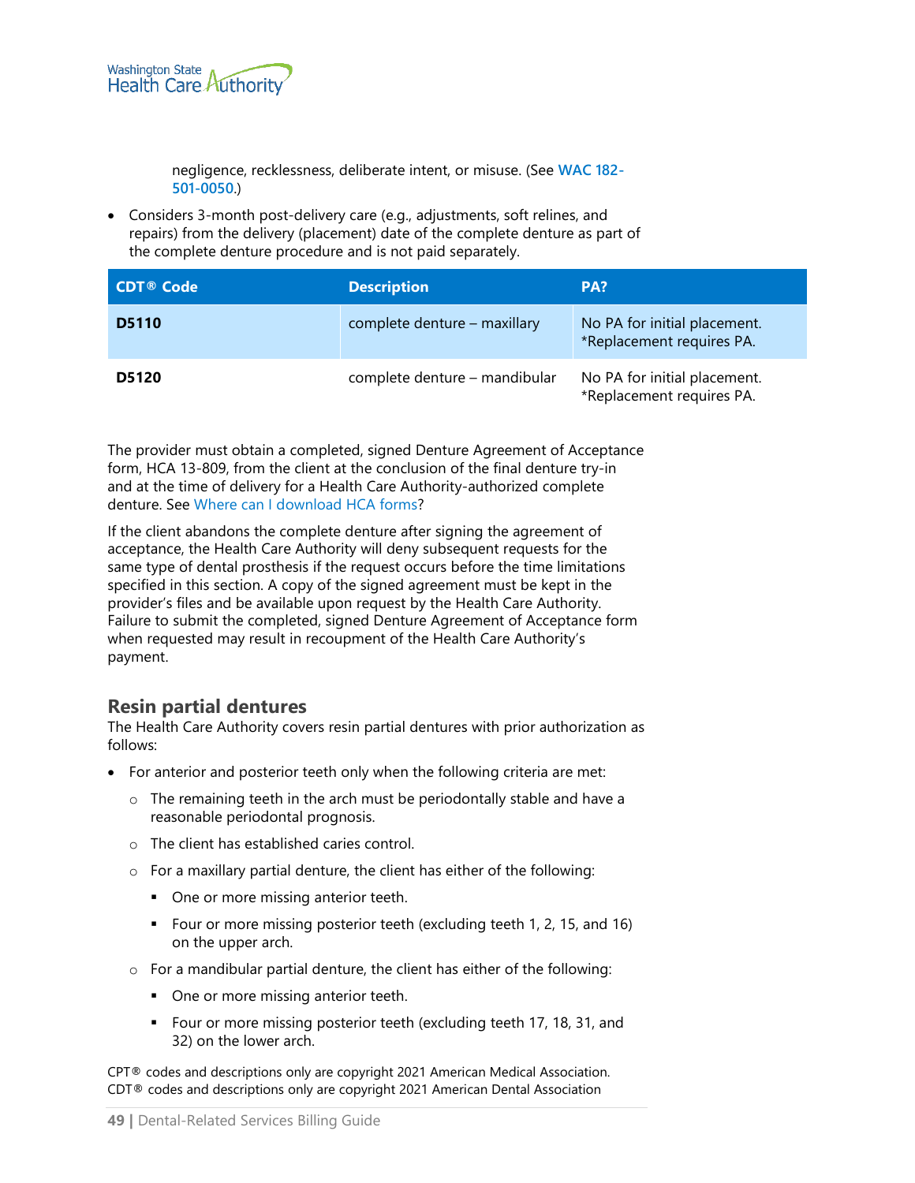negligence, recklessness, deliberate intent, or misuse. (See WAC 182-501-0050.)

- Considers 3-month post-delivery care (e.g., adjustments, soft relines, and repairs) from the delivery (placement) date of the complete denture as part of the complete denture procedure and is not paid separately.

| CDT® Code | Description | PA? |
|---|---|---|
| **D5110** | complete denture – maxillary | No PA for initial placement. *Replacement requires PA. |
| **D5120** | complete denture – mandibular | No PA for initial placement. *Replacement requires PA. |

The provider must obtain a completed, signed Denture Agreement of Acceptance form, HCA 13-809, from the client at the conclusion of the final denture try-in and at the time of delivery for a Health Care Authority-authorized complete denture. See Where can I download HCA forms?

If the client abandons the complete denture after signing the agreement of acceptance, the Health Care Authority will deny subsequent requests for the same type of dental prosthesis if the request occurs before the time limitations specified in this section. A copy of the signed agreement must be kept in the provider's files and be available upon request by the Health Care Authority. Failure to submit the completed, signed Denture Agreement of Acceptance form when requested may result in recoupment of the Health Care Authority's payment.

## Resin partial dentures

The Health Care Authority covers resin partial dentures with prior authorization as follows:

- For anterior and posterior teeth only when the following criteria are met:
  - The remaining teeth in the arch must be periodontally stable and have a reasonable periodontal prognosis.
  - The client has established caries control.
  - For a maxillary partial denture, the client has either of the following:
    - One or more missing anterior teeth.
    - Four or more missing posterior teeth (excluding teeth 1, 2, 15, and 16) on the upper arch.
  - For a mandibular partial denture, the client has either of the following:
    - One or more missing anterior teeth.
    - Four or more missing posterior teeth (excluding teeth 17, 18, 31, and 32) on the lower arch.

CPT® codes and descriptions only are copyright 2021 American Medical Association.
CDT® codes and descriptions only are copyright 2021 American Dental Association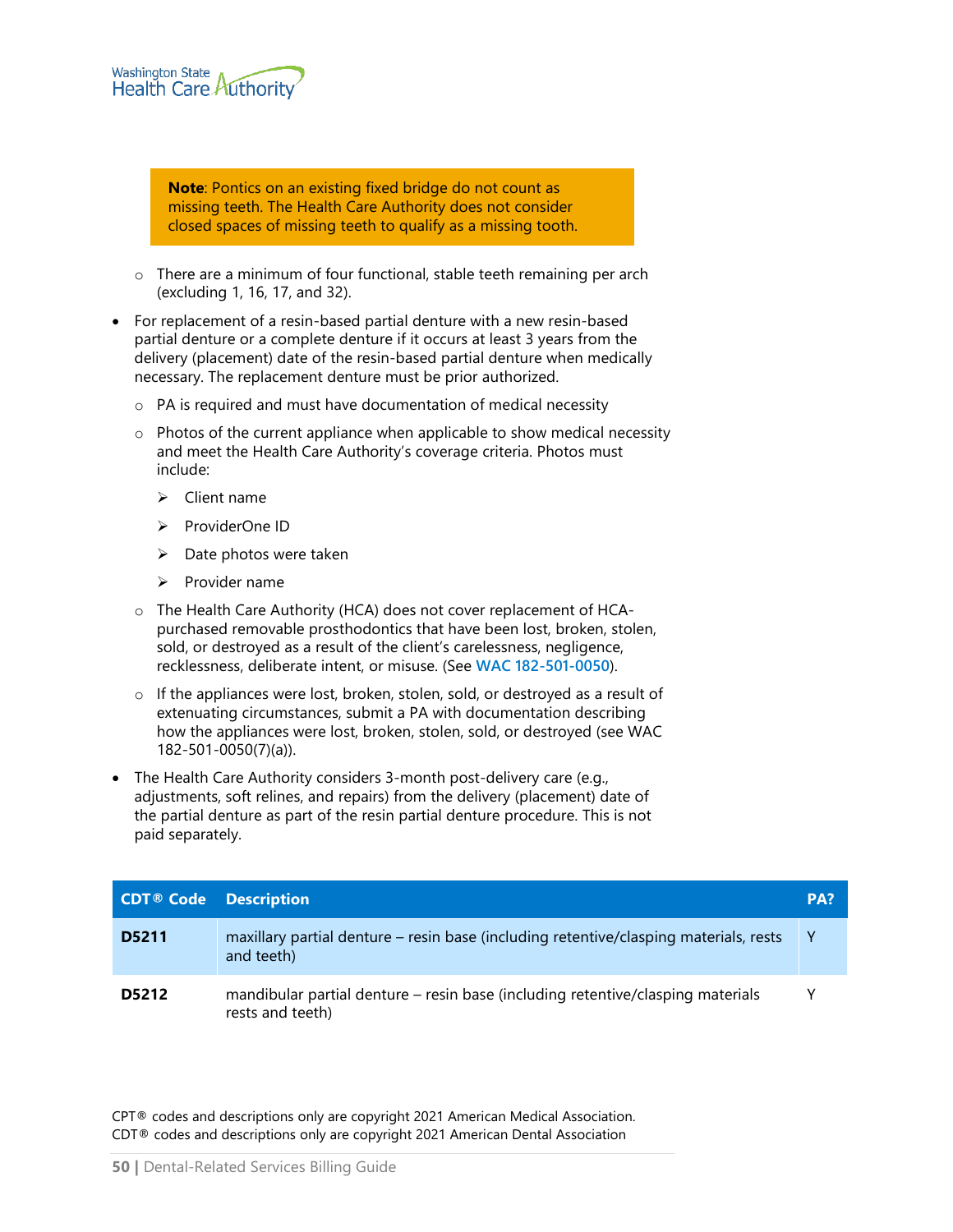> **Note**: Pontics on an existing fixed bridge do not count as missing teeth. The Health Care Authority does not consider closed spaces of missing teeth to qualify as a missing tooth.

- There are a minimum of four functional, stable teeth remaining per arch (excluding 1, 16, 17, and 32).

- For replacement of a resin-based partial denture with a new resin-based partial denture or a complete denture if it occurs at least 3 years from the delivery (placement) date of the resin-based partial denture when medically necessary. The replacement denture must be prior authorized.
  - PA is required and must have documentation of medical necessity
  - Photos of the current appliance when applicable to show medical necessity and meet the Health Care Authority's coverage criteria. Photos must include:
    - Client name
    - ProviderOne ID
    - Date photos were taken
    - Provider name
  - The Health Care Authority (HCA) does not cover replacement of HCA-purchased removable prosthodontics that have been lost, broken, stolen, sold, or destroyed as a result of the client's carelessness, negligence, recklessness, deliberate intent, or misuse. (See **WAC 182-501-0050**).
  - If the appliances were lost, broken, stolen, sold, or destroyed as a result of extenuating circumstances, submit a PA with documentation describing how the appliances were lost, broken, stolen, sold, or destroyed (see WAC 182-501-0050(7)(a)).

- The Health Care Authority considers 3-month post-delivery care (e.g., adjustments, soft relines, and repairs) from the delivery (placement) date of the partial denture as part of the resin partial denture procedure. This is not paid separately.

| CDT® Code | Description | PA? |
|---|---|---|
| **D5211** | maxillary partial denture – resin base (including retentive/clasping materials, rests and teeth) | Y |
| **D5212** | mandibular partial denture – resin base (including retentive/clasping materials rests and teeth) | Y |

CPT® codes and descriptions only are copyright 2021 American Medical Association.
CDT® codes and descriptions only are copyright 2021 American Dental Association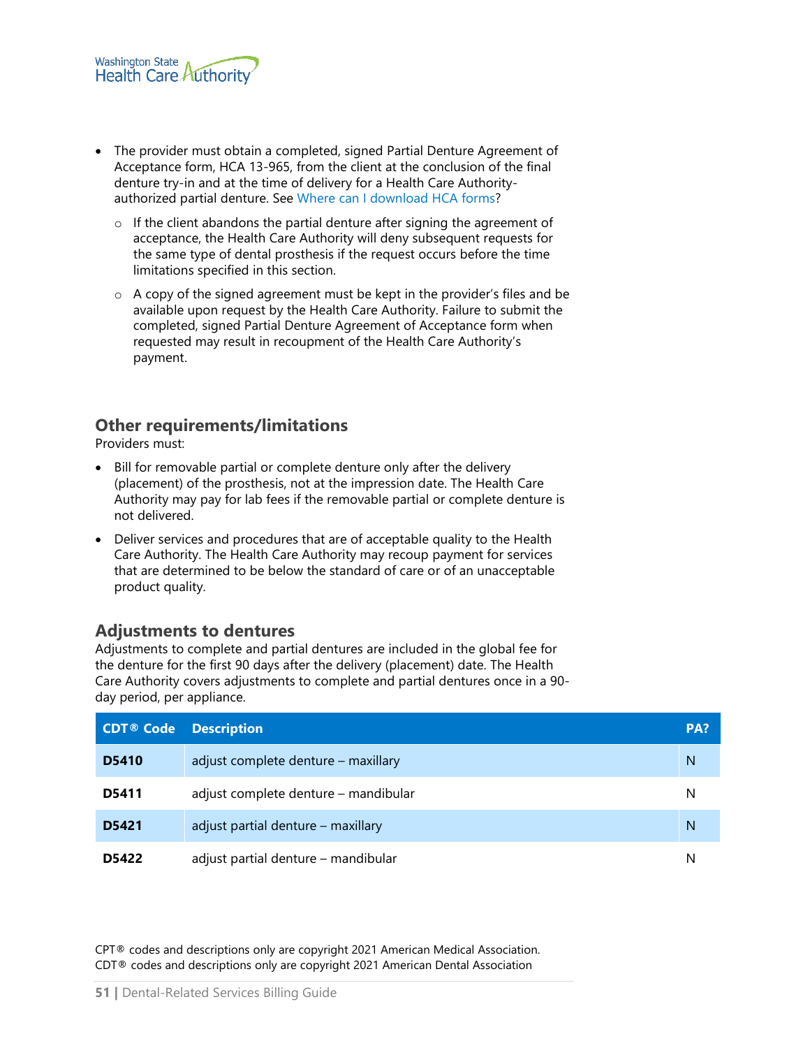- The provider must obtain a completed, signed Partial Denture Agreement of Acceptance form, HCA 13-965, from the client at the conclusion of the final denture try-in and at the time of delivery for a Health Care Authority-authorized partial denture. See Where can I download HCA forms?
  - If the client abandons the partial denture after signing the agreement of acceptance, the Health Care Authority will deny subsequent requests for the same type of dental prosthesis if the request occurs before the time limitations specified in this section.
  - A copy of the signed agreement must be kept in the provider's files and be available upon request by the Health Care Authority. Failure to submit the completed, signed Partial Denture Agreement of Acceptance form when requested may result in recoupment of the Health Care Authority's payment.

## Other requirements/limitations

Providers must:

- Bill for removable partial or complete denture only after the delivery (placement) of the prosthesis, not at the impression date. The Health Care Authority may pay for lab fees if the removable partial or complete denture is not delivered.
- Deliver services and procedures that are of acceptable quality to the Health Care Authority. The Health Care Authority may recoup payment for services that are determined to be below the standard of care or of an unacceptable product quality.

## Adjustments to dentures

Adjustments to complete and partial dentures are included in the global fee for the denture for the first 90 days after the delivery (placement) date. The Health Care Authority covers adjustments to complete and partial dentures once in a 90-day period, per appliance.

| CDT® Code | Description | PA? |
|---|---|---|
| **D5410** | adjust complete denture – maxillary | N |
| **D5411** | adjust complete denture – mandibular | N |
| **D5421** | adjust partial denture – maxillary | N |
| **D5422** | adjust partial denture – mandibular | N |

CPT® codes and descriptions only are copyright 2021 American Medical Association.
CDT® codes and descriptions only are copyright 2021 American Dental Association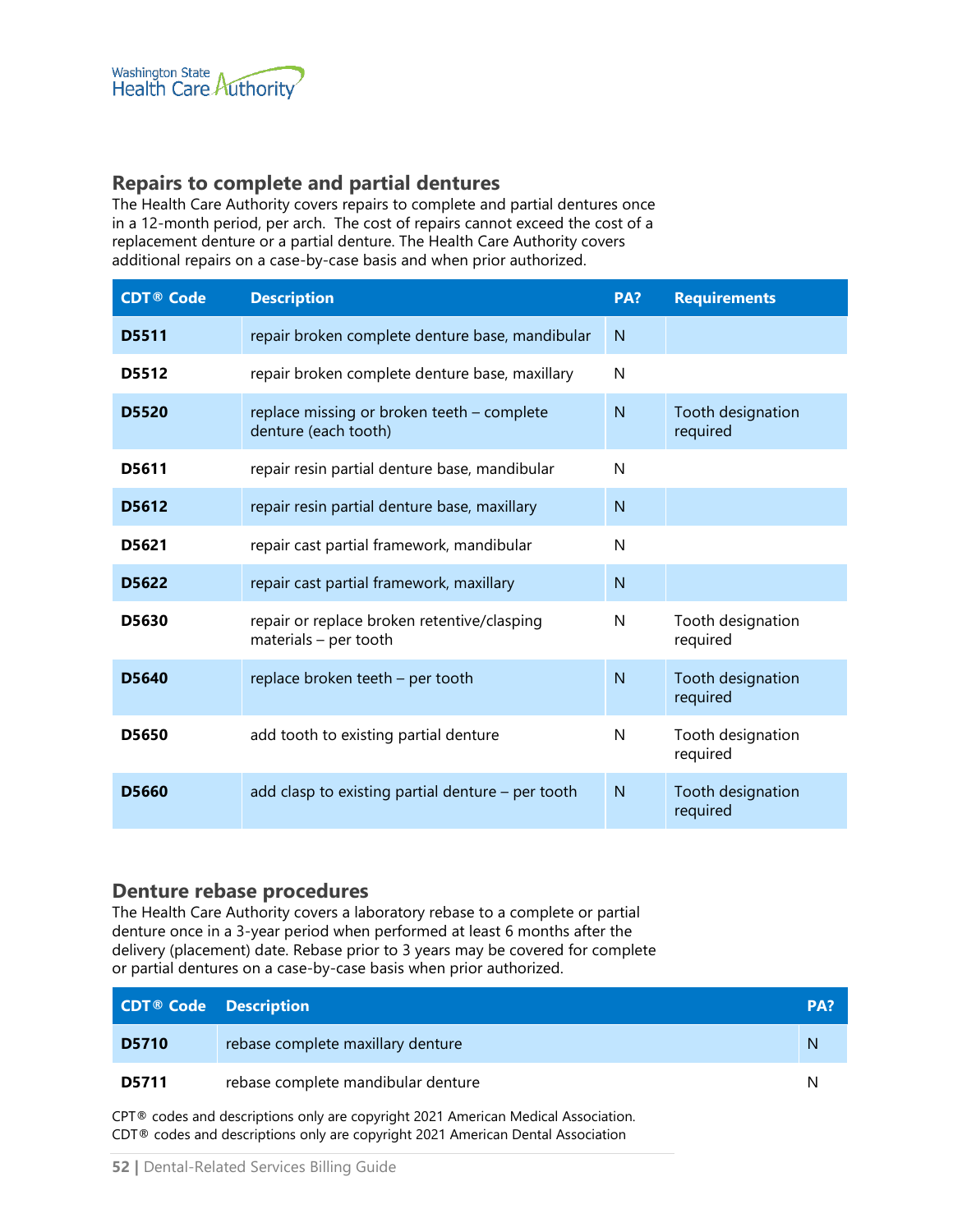## Repairs to complete and partial dentures

The Health Care Authority covers repairs to complete and partial dentures once in a 12-month period, per arch. The cost of repairs cannot exceed the cost of a replacement denture or a partial denture. The Health Care Authority covers additional repairs on a case-by-case basis and when prior authorized.

| CDT® Code | Description | PA? | Requirements |
|---|---|---|---|
| **D5511** | repair broken complete denture base, mandibular | N | |
| **D5512** | repair broken complete denture base, maxillary | N | |
| **D5520** | replace missing or broken teeth – complete denture (each tooth) | N | Tooth designation required |
| **D5611** | repair resin partial denture base, mandibular | N | |
| **D5612** | repair resin partial denture base, maxillary | N | |
| **D5621** | repair cast partial framework, mandibular | N | |
| **D5622** | repair cast partial framework, maxillary | N | |
| **D5630** | repair or replace broken retentive/clasping materials – per tooth | N | Tooth designation required |
| **D5640** | replace broken teeth – per tooth | N | Tooth designation required |
| **D5650** | add tooth to existing partial denture | N | Tooth designation required |
| **D5660** | add clasp to existing partial denture – per tooth | N | Tooth designation required |

## Denture rebase procedures

The Health Care Authority covers a laboratory rebase to a complete or partial denture once in a 3-year period when performed at least 6 months after the delivery (placement) date. Rebase prior to 3 years may be covered for complete or partial dentures on a case-by-case basis when prior authorized.

| CDT® Code | Description | PA? |
|---|---|---|
| **D5710** | rebase complete maxillary denture | N |
| **D5711** | rebase complete mandibular denture | N |

CPT® codes and descriptions only are copyright 2021 American Medical Association.
CDT® codes and descriptions only are copyright 2021 American Dental Association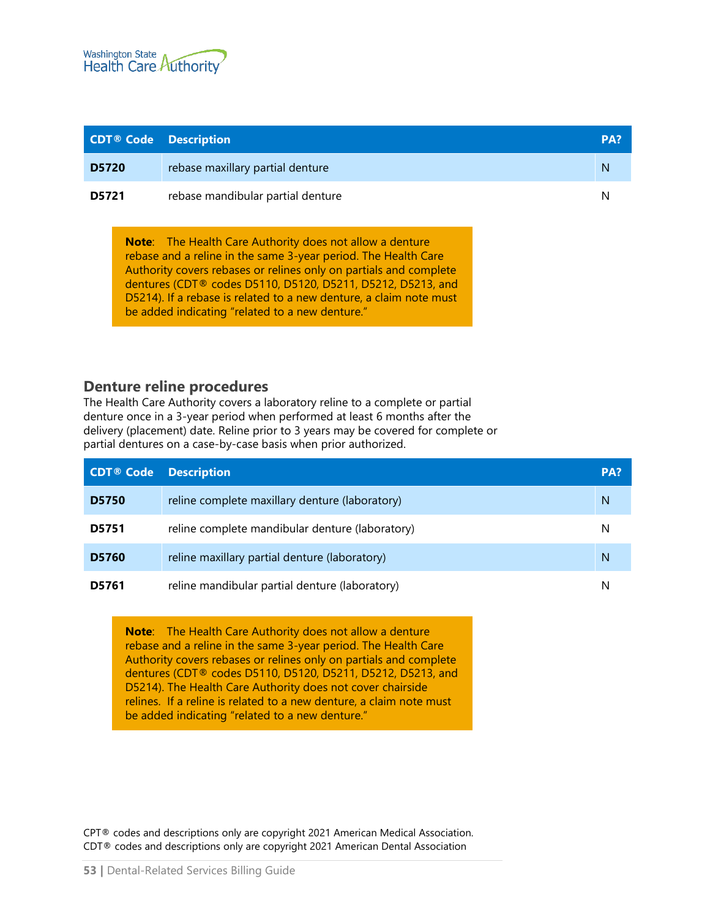| CDT® Code | Description | PA? |
|---|---|---|
| **D5720** | rebase maxillary partial denture | N |
| **D5721** | rebase mandibular partial denture | N |

> **Note**: The Health Care Authority does not allow a denture rebase and a reline in the same 3-year period. The Health Care Authority covers rebases or relines only on partials and complete dentures (CDT® codes D5110, D5120, D5211, D5212, D5213, and D5214). If a rebase is related to a new denture, a claim note must be added indicating "related to a new denture."

## Denture reline procedures

The Health Care Authority covers a laboratory reline to a complete or partial denture once in a 3-year period when performed at least 6 months after the delivery (placement) date. Reline prior to 3 years may be covered for complete or partial dentures on a case-by-case basis when prior authorized.

| CDT® Code | Description | PA? |
|---|---|---|
| **D5750** | reline complete maxillary denture (laboratory) | N |
| **D5751** | reline complete mandibular denture (laboratory) | N |
| **D5760** | reline maxillary partial denture (laboratory) | N |
| **D5761** | reline mandibular partial denture (laboratory) | N |

> **Note**: The Health Care Authority does not allow a denture rebase and a reline in the same 3-year period. The Health Care Authority covers rebases or relines only on partials and complete dentures (CDT® codes D5110, D5120, D5211, D5212, D5213, and D5214). The Health Care Authority does not cover chairside relines. If a reline is related to a new denture, a claim note must be added indicating "related to a new denture."

CPT® codes and descriptions only are copyright 2021 American Medical Association.
CDT® codes and descriptions only are copyright 2021 American Dental Association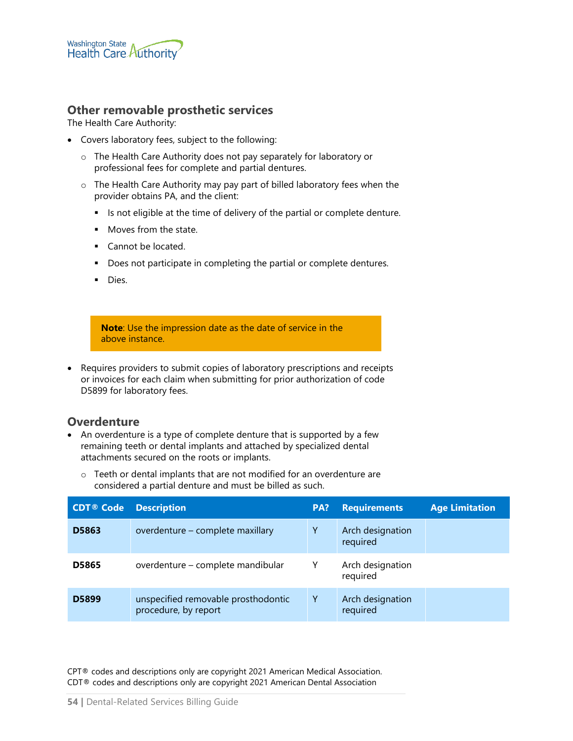## Other removable prosthetic services

The Health Care Authority:

- Covers laboratory fees, subject to the following:
  - The Health Care Authority does not pay separately for laboratory or professional fees for complete and partial dentures.
  - The Health Care Authority may pay part of billed laboratory fees when the provider obtains PA, and the client:
    - Is not eligible at the time of delivery of the partial or complete denture.
    - Moves from the state.
    - Cannot be located.
    - Does not participate in completing the partial or complete dentures.
    - Dies.

> **Note**: Use the impression date as the date of service in the above instance.

- Requires providers to submit copies of laboratory prescriptions and receipts or invoices for each claim when submitting for prior authorization of code D5899 for laboratory fees.

## Overdenture

- An overdenture is a type of complete denture that is supported by a few remaining teeth or dental implants and attached by specialized dental attachments secured on the roots or implants.
  - Teeth or dental implants that are not modified for an overdenture are considered a partial denture and must be billed as such.

| CDT® Code | Description | PA? | Requirements | Age Limitation |
|---|---|---|---|---|
| **D5863** | overdenture – complete maxillary | Y | Arch designation required | |
| **D5865** | overdenture – complete mandibular | Y | Arch designation required | |
| **D5899** | unspecified removable prosthodontic procedure, by report | Y | Arch designation required | |

CPT® codes and descriptions only are copyright 2021 American Medical Association.
CDT® codes and descriptions only are copyright 2021 American Dental Association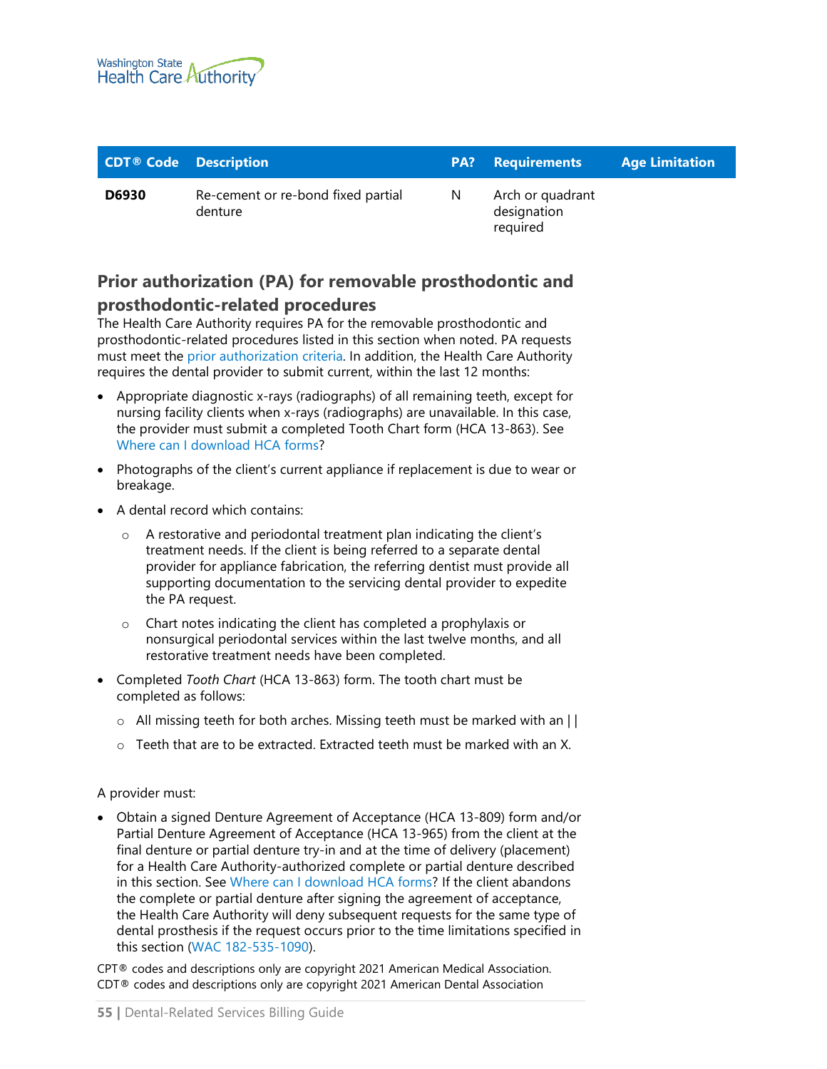| CDT® Code | Description | PA? | Requirements | Age Limitation |
|---|---|---|---|---|
| **D6930** | Re-cement or re-bond fixed partial denture | N | Arch or quadrant designation required | |

## Prior authorization (PA) for removable prosthodontic and prosthodontic-related procedures

The Health Care Authority requires PA for the removable prosthodontic and prosthodontic-related procedures listed in this section when noted. PA requests must meet the prior authorization criteria. In addition, the Health Care Authority requires the dental provider to submit current, within the last 12 months:

- Appropriate diagnostic x-rays (radiographs) of all remaining teeth, except for nursing facility clients when x-rays (radiographs) are unavailable. In this case, the provider must submit a completed Tooth Chart form (HCA 13-863). See Where can I download HCA forms?
- Photographs of the client's current appliance if replacement is due to wear or breakage.
- A dental record which contains:
  - A restorative and periodontal treatment plan indicating the client's treatment needs. If the client is being referred to a separate dental provider for appliance fabrication, the referring dentist must provide all supporting documentation to the servicing dental provider to expedite the PA request.
  - Chart notes indicating the client has completed a prophylaxis or nonsurgical periodontal services within the last twelve months, and all restorative treatment needs have been completed.
- Completed *Tooth Chart* (HCA 13-863) form. The tooth chart must be completed as follows:
  - All missing teeth for both arches. Missing teeth must be marked with an ||
  - Teeth that are to be extracted. Extracted teeth must be marked with an X.

A provider must:

- Obtain a signed Denture Agreement of Acceptance (HCA 13-809) form and/or Partial Denture Agreement of Acceptance (HCA 13-965) from the client at the final denture or partial denture try-in and at the time of delivery (placement) for a Health Care Authority-authorized complete or partial denture described in this section. See Where can I download HCA forms? If the client abandons the complete or partial denture after signing the agreement of acceptance, the Health Care Authority will deny subsequent requests for the same type of dental prosthesis if the request occurs prior to the time limitations specified in this section (WAC 182-535-1090).

CPT® codes and descriptions only are copyright 2021 American Medical Association.
CDT® codes and descriptions only are copyright 2021 American Dental Association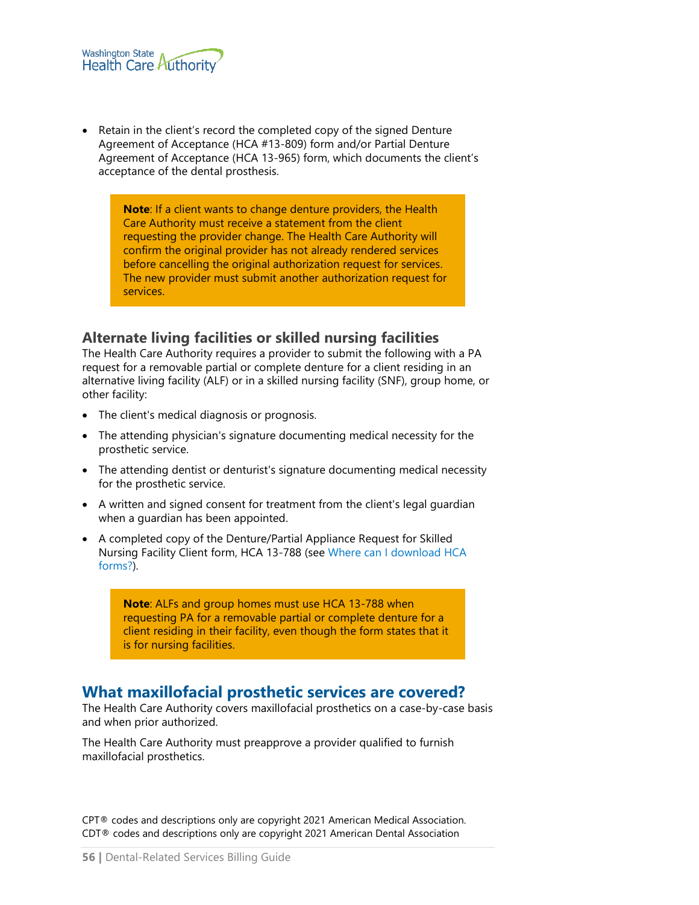- Retain in the client's record the completed copy of the signed Denture Agreement of Acceptance (HCA #13-809) form and/or Partial Denture Agreement of Acceptance (HCA 13-965) form, which documents the client's acceptance of the dental prosthesis.

> **Note**: If a client wants to change denture providers, the Health Care Authority must receive a statement from the client requesting the provider change. The Health Care Authority will confirm the original provider has not already rendered services before cancelling the original authorization request for services. The new provider must submit another authorization request for services.

### Alternate living facilities or skilled nursing facilities

The Health Care Authority requires a provider to submit the following with a PA request for a removable partial or complete denture for a client residing in an alternative living facility (ALF) or in a skilled nursing facility (SNF), group home, or other facility:

- The client's medical diagnosis or prognosis.
- The attending physician's signature documenting medical necessity for the prosthetic service.
- The attending dentist or denturist's signature documenting medical necessity for the prosthetic service.
- A written and signed consent for treatment from the client's legal guardian when a guardian has been appointed.
- A completed copy of the Denture/Partial Appliance Request for Skilled Nursing Facility Client form, HCA 13-788 (see Where can I download HCA forms?).

> **Note**: ALFs and group homes must use HCA 13-788 when requesting PA for a removable partial or complete denture for a client residing in their facility, even though the form states that it is for nursing facilities.

## What maxillofacial prosthetic services are covered?

The Health Care Authority covers maxillofacial prosthetics on a case-by-case basis and when prior authorized.

The Health Care Authority must preapprove a provider qualified to furnish maxillofacial prosthetics.

CPT® codes and descriptions only are copyright 2021 American Medical Association.
CDT® codes and descriptions only are copyright 2021 American Dental Association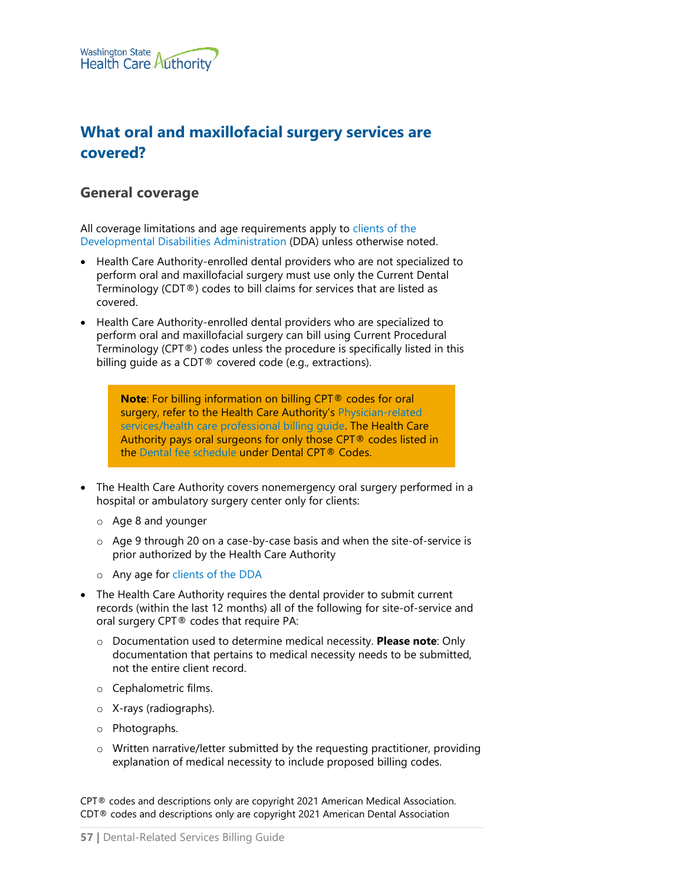## What oral and maxillofacial surgery services are covered?

### General coverage

All coverage limitations and age requirements apply to clients of the Developmental Disabilities Administration (DDA) unless otherwise noted.

- Health Care Authority-enrolled dental providers who are not specialized to perform oral and maxillofacial surgery must use only the Current Dental Terminology (CDT®) codes to bill claims for services that are listed as covered.
- Health Care Authority-enrolled dental providers who are specialized to perform oral and maxillofacial surgery can bill using Current Procedural Terminology (CPT®) codes unless the procedure is specifically listed in this billing guide as a CDT® covered code (e.g., extractions).

> **Note**: For billing information on billing CPT® codes for oral surgery, refer to the Health Care Authority's Physician-related services/health care professional billing guide. The Health Care Authority pays oral surgeons for only those CPT® codes listed in the Dental fee schedule under Dental CPT® Codes.

- The Health Care Authority covers nonemergency oral surgery performed in a hospital or ambulatory surgery center only for clients:
  - Age 8 and younger
  - Age 9 through 20 on a case-by-case basis and when the site-of-service is prior authorized by the Health Care Authority
  - Any age for clients of the DDA
- The Health Care Authority requires the dental provider to submit current records (within the last 12 months) all of the following for site-of-service and oral surgery CPT® codes that require PA:
  - Documentation used to determine medical necessity. **Please note**: Only documentation that pertains to medical necessity needs to be submitted, not the entire client record.
  - Cephalometric films.
  - X-rays (radiographs).
  - Photographs.
  - Written narrative/letter submitted by the requesting practitioner, providing explanation of medical necessity to include proposed billing codes.

CPT® codes and descriptions only are copyright 2021 American Medical Association.
CDT® codes and descriptions only are copyright 2021 American Dental Association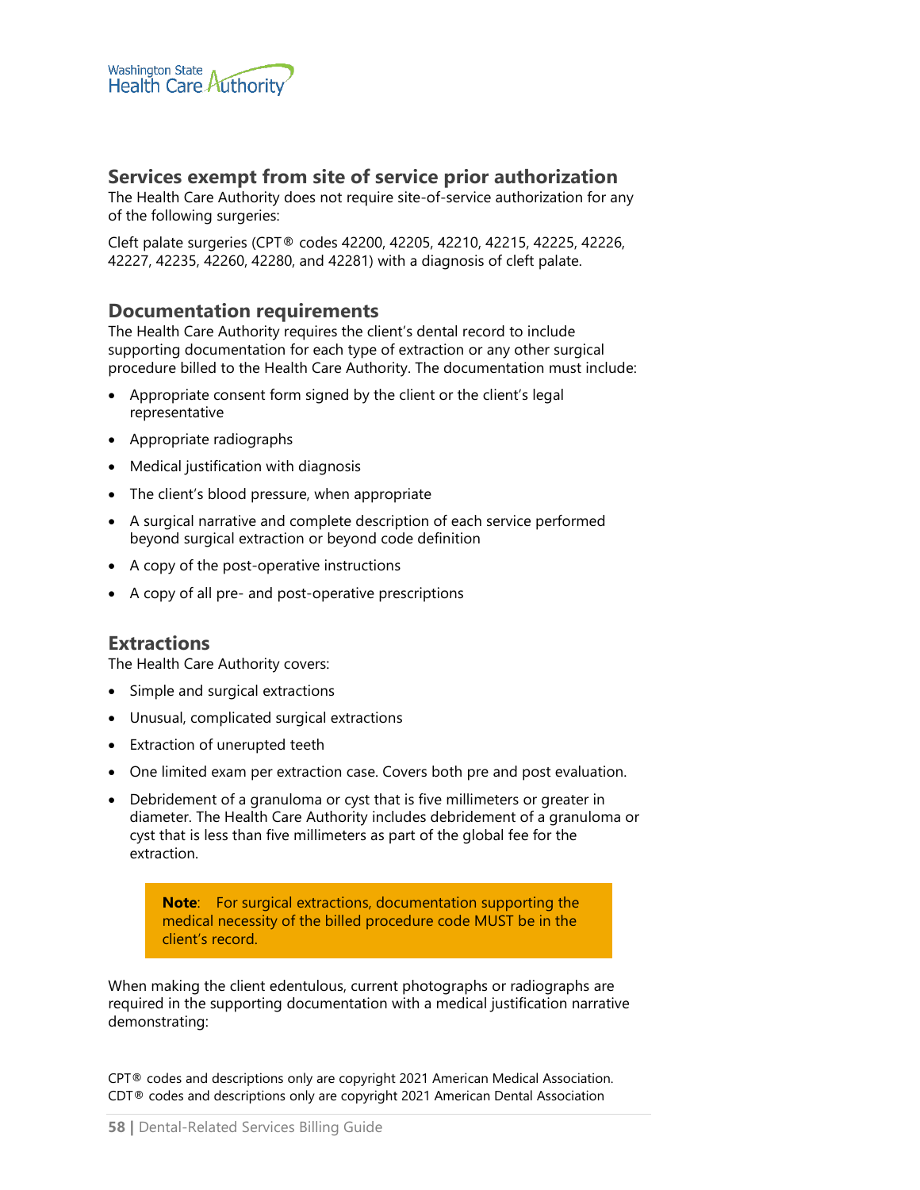## Services exempt from site of service prior authorization

The Health Care Authority does not require site-of-service authorization for any of the following surgeries:

Cleft palate surgeries (CPT® codes 42200, 42205, 42210, 42215, 42225, 42226, 42227, 42235, 42260, 42280, and 42281) with a diagnosis of cleft palate.

## Documentation requirements

The Health Care Authority requires the client's dental record to include supporting documentation for each type of extraction or any other surgical procedure billed to the Health Care Authority. The documentation must include:

- Appropriate consent form signed by the client or the client's legal representative
- Appropriate radiographs
- Medical justification with diagnosis
- The client's blood pressure, when appropriate
- A surgical narrative and complete description of each service performed beyond surgical extraction or beyond code definition
- A copy of the post-operative instructions
- A copy of all pre- and post-operative prescriptions

## Extractions

The Health Care Authority covers:

- Simple and surgical extractions
- Unusual, complicated surgical extractions
- Extraction of unerupted teeth
- One limited exam per extraction case. Covers both pre and post evaluation.
- Debridement of a granuloma or cyst that is five millimeters or greater in diameter. The Health Care Authority includes debridement of a granuloma or cyst that is less than five millimeters as part of the global fee for the extraction.

> **Note**: For surgical extractions, documentation supporting the medical necessity of the billed procedure code MUST be in the client's record.

When making the client edentulous, current photographs or radiographs are required in the supporting documentation with a medical justification narrative demonstrating:

CPT® codes and descriptions only are copyright 2021 American Medical Association.
CDT® codes and descriptions only are copyright 2021 American Dental Association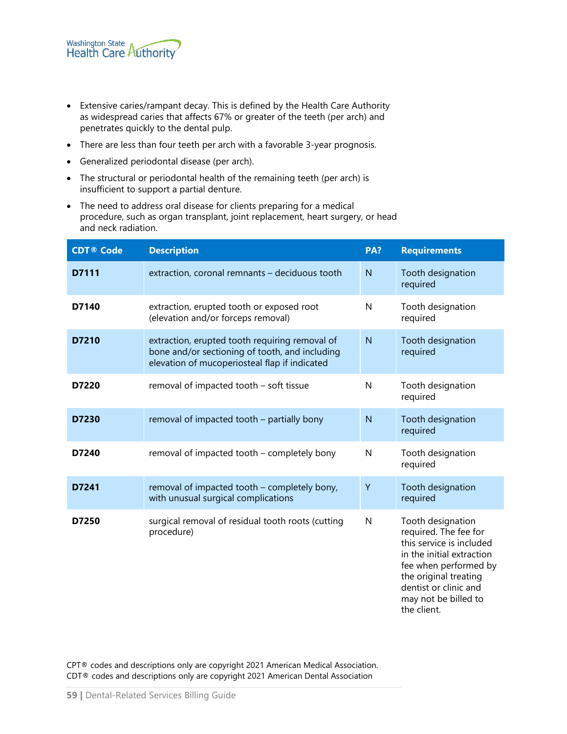- Extensive caries/rampant decay. This is defined by the Health Care Authority as widespread caries that affects 67% or greater of the teeth (per arch) and penetrates quickly to the dental pulp.
- There are less than four teeth per arch with a favorable 3-year prognosis.
- Generalized periodontal disease (per arch).
- The structural or periodontal health of the remaining teeth (per arch) is insufficient to support a partial denture.
- The need to address oral disease for clients preparing for a medical procedure, such as organ transplant, joint replacement, heart surgery, or head and neck radiation.

| CDT® Code | Description | PA? | Requirements |
|---|---|---|---|
| **D7111** | extraction, coronal remnants – deciduous tooth | N | Tooth designation required |
| **D7140** | extraction, erupted tooth or exposed root (elevation and/or forceps removal) | N | Tooth designation required |
| **D7210** | extraction, erupted tooth requiring removal of bone and/or sectioning of tooth, and including elevation of mucoperiosteal flap if indicated | N | Tooth designation required |
| **D7220** | removal of impacted tooth – soft tissue | N | Tooth designation required |
| **D7230** | removal of impacted tooth – partially bony | N | Tooth designation required |
| **D7240** | removal of impacted tooth – completely bony | N | Tooth designation required |
| **D7241** | removal of impacted tooth – completely bony, with unusual surgical complications | Y | Tooth designation required |
| **D7250** | surgical removal of residual tooth roots (cutting procedure) | N | Tooth designation required. The fee for this service is included in the initial extraction fee when performed by the original treating dentist or clinic and may not be billed to the client. |

CPT® codes and descriptions only are copyright 2021 American Medical Association.
CDT® codes and descriptions only are copyright 2021 American Dental Association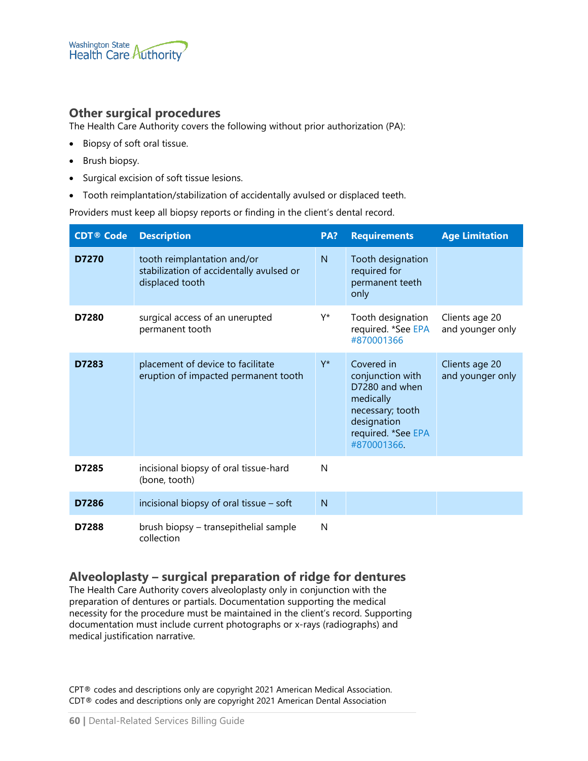## Other surgical procedures

The Health Care Authority covers the following without prior authorization (PA):

- Biopsy of soft oral tissue.
- Brush biopsy.
- Surgical excision of soft tissue lesions.
- Tooth reimplantation/stabilization of accidentally avulsed or displaced teeth.

Providers must keep all biopsy reports or finding in the client's dental record.

| CDT® Code | Description | PA? | Requirements | Age Limitation |
|---|---|---|---|---|
| **D7270** | tooth reimplantation and/or stabilization of accidentally avulsed or displaced tooth | N | Tooth designation required for permanent teeth only | |
| **D7280** | surgical access of an unerupted permanent tooth | Y* | Tooth designation required. *See EPA #870001366 | Clients age 20 and younger only |
| **D7283** | placement of device to facilitate eruption of impacted permanent tooth | Y* | Covered in conjunction with D7280 and when medically necessary; tooth designation required. *See EPA #870001366. | Clients age 20 and younger only |
| **D7285** | incisional biopsy of oral tissue-hard (bone, tooth) | N | | |
| **D7286** | incisional biopsy of oral tissue – soft | N | | |
| **D7288** | brush biopsy – transepithelial sample collection | N | | |

## Alveoloplasty – surgical preparation of ridge for dentures

The Health Care Authority covers alveoloplasty only in conjunction with the preparation of dentures or partials. Documentation supporting the medical necessity for the procedure must be maintained in the client's record. Supporting documentation must include current photographs or x-rays (radiographs) and medical justification narrative.

CPT® codes and descriptions only are copyright 2021 American Medical Association.
CDT® codes and descriptions only are copyright 2021 American Dental Association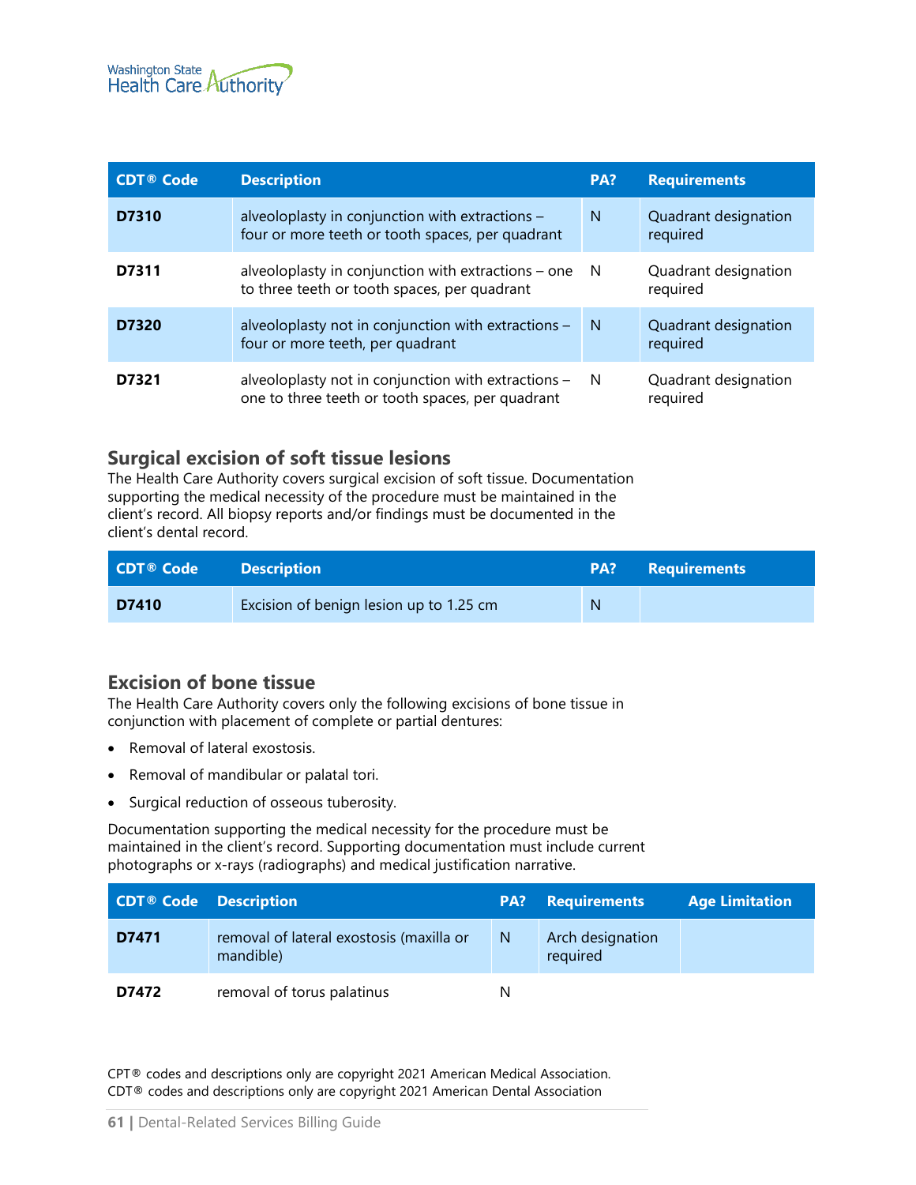| CDT® Code | Description | PA? | Requirements |
|---|---|---|---|
| **D7310** | alveoloplasty in conjunction with extractions – four or more teeth or tooth spaces, per quadrant | N | Quadrant designation required |
| **D7311** | alveoloplasty in conjunction with extractions – one to three teeth or tooth spaces, per quadrant | N | Quadrant designation required |
| **D7320** | alveoloplasty not in conjunction with extractions – four or more teeth, per quadrant | N | Quadrant designation required |
| **D7321** | alveoloplasty not in conjunction with extractions – one to three teeth or tooth spaces, per quadrant | N | Quadrant designation required |

### Surgical excision of soft tissue lesions

The Health Care Authority covers surgical excision of soft tissue. Documentation supporting the medical necessity of the procedure must be maintained in the client's record. All biopsy reports and/or findings must be documented in the client's dental record.

| CDT® Code | Description | PA? | Requirements |
|---|---|---|---|
| **D7410** | Excision of benign lesion up to 1.25 cm | N | |

### Excision of bone tissue

The Health Care Authority covers only the following excisions of bone tissue in conjunction with placement of complete or partial dentures:

- Removal of lateral exostosis.
- Removal of mandibular or palatal tori.
- Surgical reduction of osseous tuberosity.

Documentation supporting the medical necessity for the procedure must be maintained in the client's record. Supporting documentation must include current photographs or x-rays (radiographs) and medical justification narrative.

| CDT® Code | Description | PA? | Requirements | Age Limitation |
|---|---|---|---|---|
| **D7471** | removal of lateral exostosis (maxilla or mandible) | N | Arch designation required | |
| **D7472** | removal of torus palatinus | N | | |

CPT® codes and descriptions only are copyright 2021 American Medical Association.
CDT® codes and descriptions only are copyright 2021 American Dental Association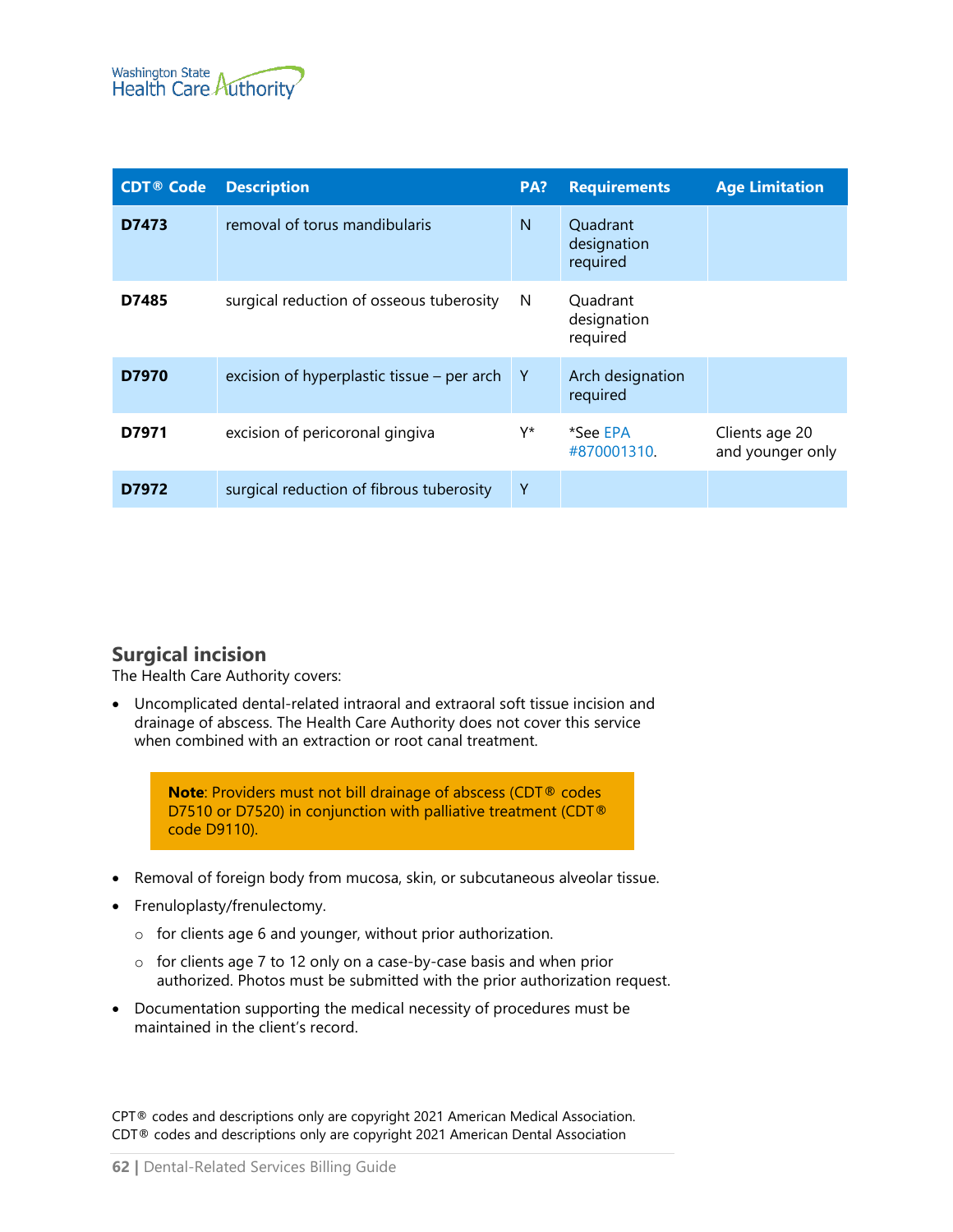| CDT® Code | Description | PA? | Requirements | Age Limitation |
|---|---|---|---|---|
| **D7473** | removal of torus mandibularis | N | Quadrant designation required | |
| **D7485** | surgical reduction of osseous tuberosity | N | Quadrant designation required | |
| **D7970** | excision of hyperplastic tissue – per arch | Y | Arch designation required | |
| **D7971** | excision of pericoronal gingiva | Y* | *See EPA #870001310. | Clients age 20 and younger only |
| **D7972** | surgical reduction of fibrous tuberosity | Y | | |

## Surgical incision

The Health Care Authority covers:

- Uncomplicated dental-related intraoral and extraoral soft tissue incision and drainage of abscess. The Health Care Authority does not cover this service when combined with an extraction or root canal treatment.

> **Note**: Providers must not bill drainage of abscess (CDT® codes D7510 or D7520) in conjunction with palliative treatment (CDT® code D9110).

- Removal of foreign body from mucosa, skin, or subcutaneous alveolar tissue.
- Frenuloplasty/frenulectomy.
  - for clients age 6 and younger, without prior authorization.
  - for clients age 7 to 12 only on a case-by-case basis and when prior authorized. Photos must be submitted with the prior authorization request.
- Documentation supporting the medical necessity of procedures must be maintained in the client's record.

CPT® codes and descriptions only are copyright 2021 American Medical Association.
CDT® codes and descriptions only are copyright 2021 American Dental Association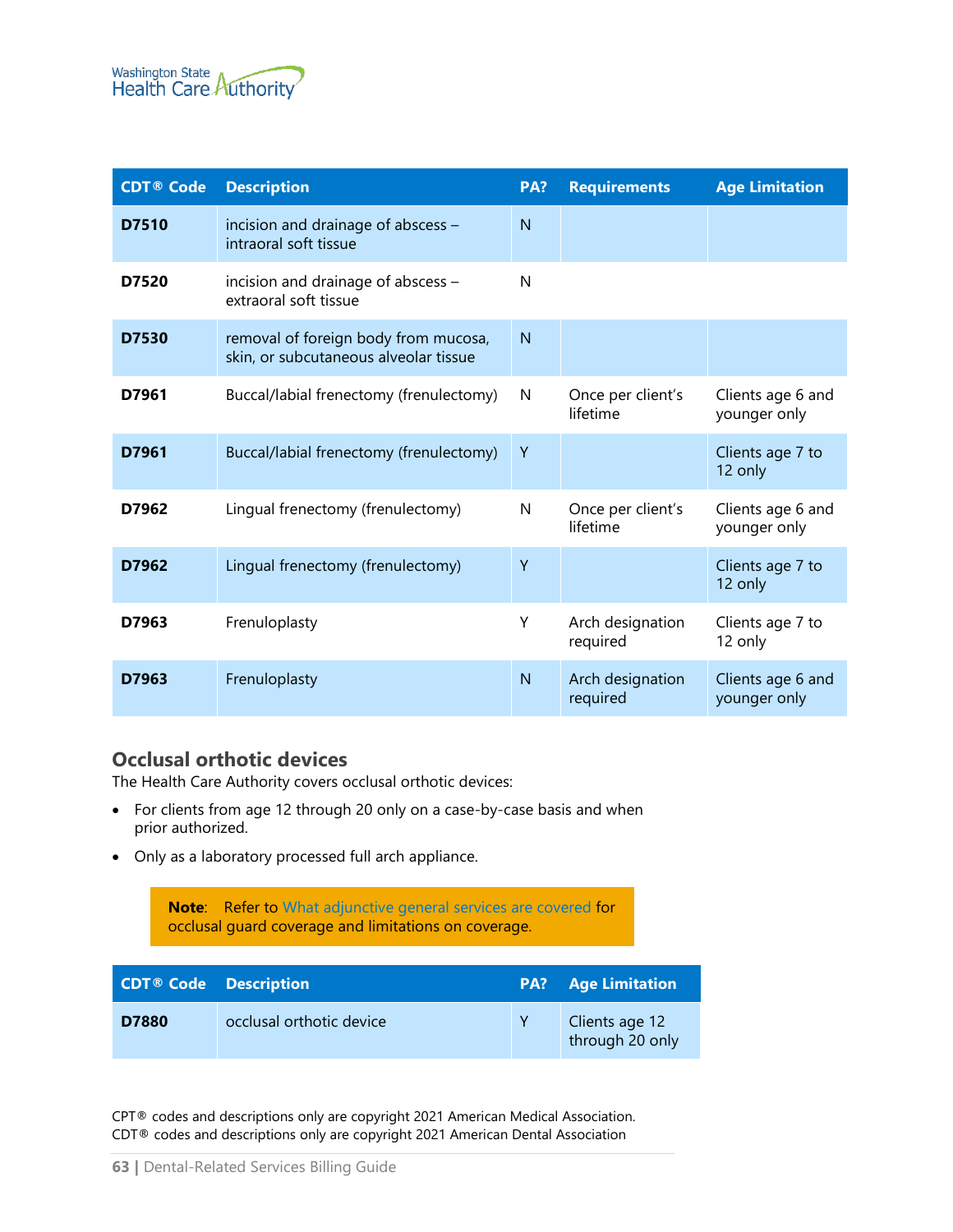| CDT® Code | Description | PA? | Requirements | Age Limitation |
|---|---|---|---|---|
| **D7510** | incision and drainage of abscess – intraoral soft tissue | N | | |
| **D7520** | incision and drainage of abscess – extraoral soft tissue | N | | |
| **D7530** | removal of foreign body from mucosa, skin, or subcutaneous alveolar tissue | N | | |
| **D7961** | Buccal/labial frenectomy (frenulectomy) | N | Once per client's lifetime | Clients age 6 and younger only |
| **D7961** | Buccal/labial frenectomy (frenulectomy) | Y | | Clients age 7 to 12 only |
| **D7962** | Lingual frenectomy (frenulectomy) | N | Once per client's lifetime | Clients age 6 and younger only |
| **D7962** | Lingual frenectomy (frenulectomy) | Y | | Clients age 7 to 12 only |
| **D7963** | Frenuloplasty | Y | Arch designation required | Clients age 7 to 12 only |
| **D7963** | Frenuloplasty | N | Arch designation required | Clients age 6 and younger only |

## Occlusal orthotic devices

The Health Care Authority covers occlusal orthotic devices:

- For clients from age 12 through 20 only on a case-by-case basis and when prior authorized.
- Only as a laboratory processed full arch appliance.

> **Note**: Refer to What adjunctive general services are covered for occlusal guard coverage and limitations on coverage.

| CDT® Code | Description | PA? | Age Limitation |
|---|---|---|---|
| **D7880** | occlusal orthotic device | Y | Clients age 12 through 20 only |

CPT® codes and descriptions only are copyright 2021 American Medical Association.
CDT® codes and descriptions only are copyright 2021 American Dental Association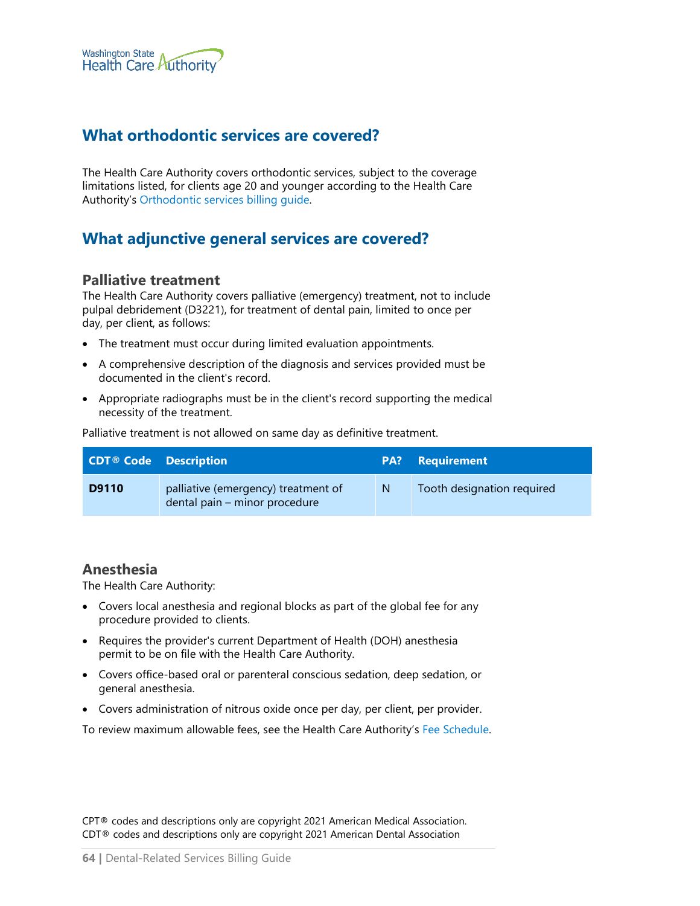## What orthodontic services are covered?

The Health Care Authority covers orthodontic services, subject to the coverage limitations listed, for clients age 20 and younger according to the Health Care Authority's Orthodontic services billing guide.

## What adjunctive general services are covered?

### Palliative treatment

The Health Care Authority covers palliative (emergency) treatment, not to include pulpal debridement (D3221), for treatment of dental pain, limited to once per day, per client, as follows:

- The treatment must occur during limited evaluation appointments.
- A comprehensive description of the diagnosis and services provided must be documented in the client's record.
- Appropriate radiographs must be in the client's record supporting the medical necessity of the treatment.

Palliative treatment is not allowed on same day as definitive treatment.

| CDT® Code | Description | PA? | Requirement |
|---|---|---|---|
| **D9110** | palliative (emergency) treatment of dental pain – minor procedure | N | Tooth designation required |

### Anesthesia

The Health Care Authority:

- Covers local anesthesia and regional blocks as part of the global fee for any procedure provided to clients.
- Requires the provider's current Department of Health (DOH) anesthesia permit to be on file with the Health Care Authority.
- Covers office-based oral or parenteral conscious sedation, deep sedation, or general anesthesia.
- Covers administration of nitrous oxide once per day, per client, per provider.

To review maximum allowable fees, see the Health Care Authority's Fee Schedule.

CPT® codes and descriptions only are copyright 2021 American Medical Association.
CDT® codes and descriptions only are copyright 2021 American Dental Association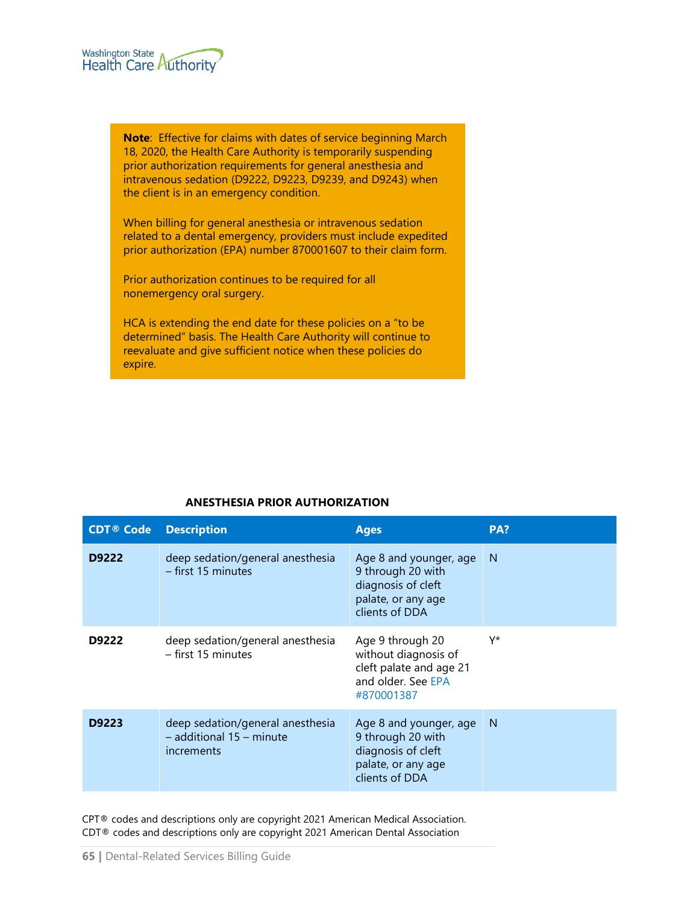**Note**: Effective for claims with dates of service beginning March 18, 2020, the Health Care Authority is temporarily suspending prior authorization requirements for general anesthesia and intravenous sedation (D9222, D9223, D9239, and D9243) when the client is in an emergency condition.

When billing for general anesthesia or intravenous sedation related to a dental emergency, providers must include expedited prior authorization (EPA) number 870001607 to their claim form.

Prior authorization continues to be required for all nonemergency oral surgery.

HCA is extending the end date for these policies on a "to be determined" basis. The Health Care Authority will continue to reevaluate and give sufficient notice when these policies do expire.

**ANESTHESIA PRIOR AUTHORIZATION**

| CDT® Code | Description | Ages | PA? |
|---|---|---|---|
| **D9222** | deep sedation/general anesthesia – first 15 minutes | Age 8 and younger, age 9 through 20 with diagnosis of cleft palate, or any age clients of DDA | N |
| **D9222** | deep sedation/general anesthesia – first 15 minutes | Age 9 through 20 without diagnosis of cleft palate and age 21 and older. See EPA #870001387 | Y* |
| **D9223** | deep sedation/general anesthesia – additional 15 – minute increments | Age 8 and younger, age 9 through 20 with diagnosis of cleft palate, or any age clients of DDA | N |

CPT® codes and descriptions only are copyright 2021 American Medical Association.
CDT® codes and descriptions only are copyright 2021 American Dental Association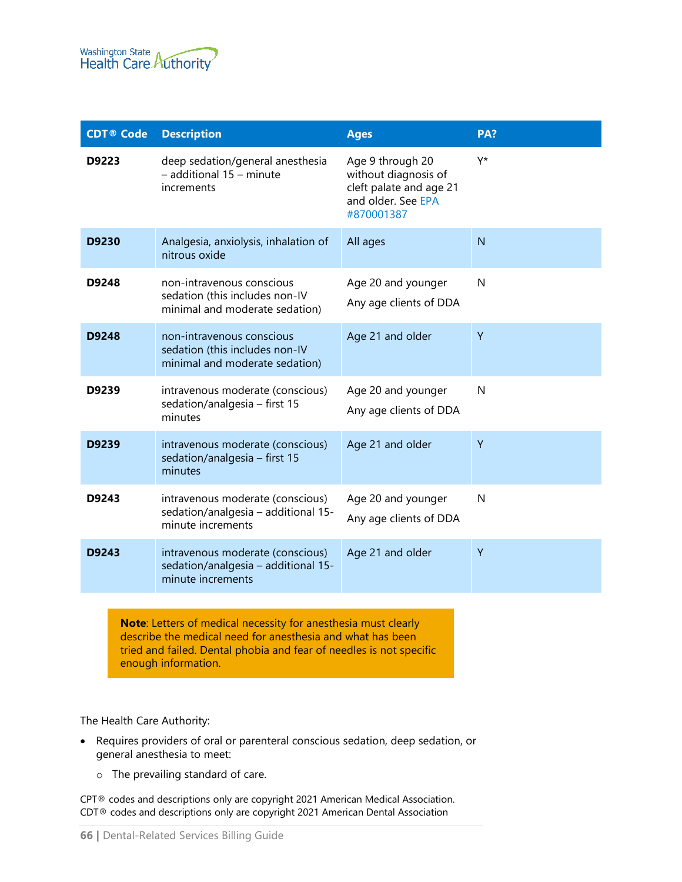| CDT® Code | Description | Ages | PA? |
|---|---|---|---|
| **D9223** | deep sedation/general anesthesia – additional 15 – minute increments | Age 9 through 20 without diagnosis of cleft palate and age 21 and older. See EPA #870001387 | Y* |
| **D9230** | Analgesia, anxiolysis, inhalation of nitrous oxide | All ages | N |
| **D9248** | non-intravenous conscious sedation (this includes non-IV minimal and moderate sedation) | Age 20 and younger<br>Any age clients of DDA | N |
| **D9248** | non-intravenous conscious sedation (this includes non-IV minimal and moderate sedation) | Age 21 and older | Y |
| **D9239** | intravenous moderate (conscious) sedation/analgesia – first 15 minutes | Age 20 and younger<br>Any age clients of DDA | N |
| **D9239** | intravenous moderate (conscious) sedation/analgesia – first 15 minutes | Age 21 and older | Y |
| **D9243** | intravenous moderate (conscious) sedation/analgesia – additional 15-minute increments | Age 20 and younger<br>Any age clients of DDA | N |
| **D9243** | intravenous moderate (conscious) sedation/analgesia – additional 15-minute increments | Age 21 and older | Y |

> **Note**: Letters of medical necessity for anesthesia must clearly describe the medical need for anesthesia and what has been tried and failed. Dental phobia and fear of needles is not specific enough information.

The Health Care Authority:

- Requires providers of oral or parenteral conscious sedation, deep sedation, or general anesthesia to meet:
  - The prevailing standard of care.

CPT® codes and descriptions only are copyright 2021 American Medical Association.
CDT® codes and descriptions only are copyright 2021 American Dental Association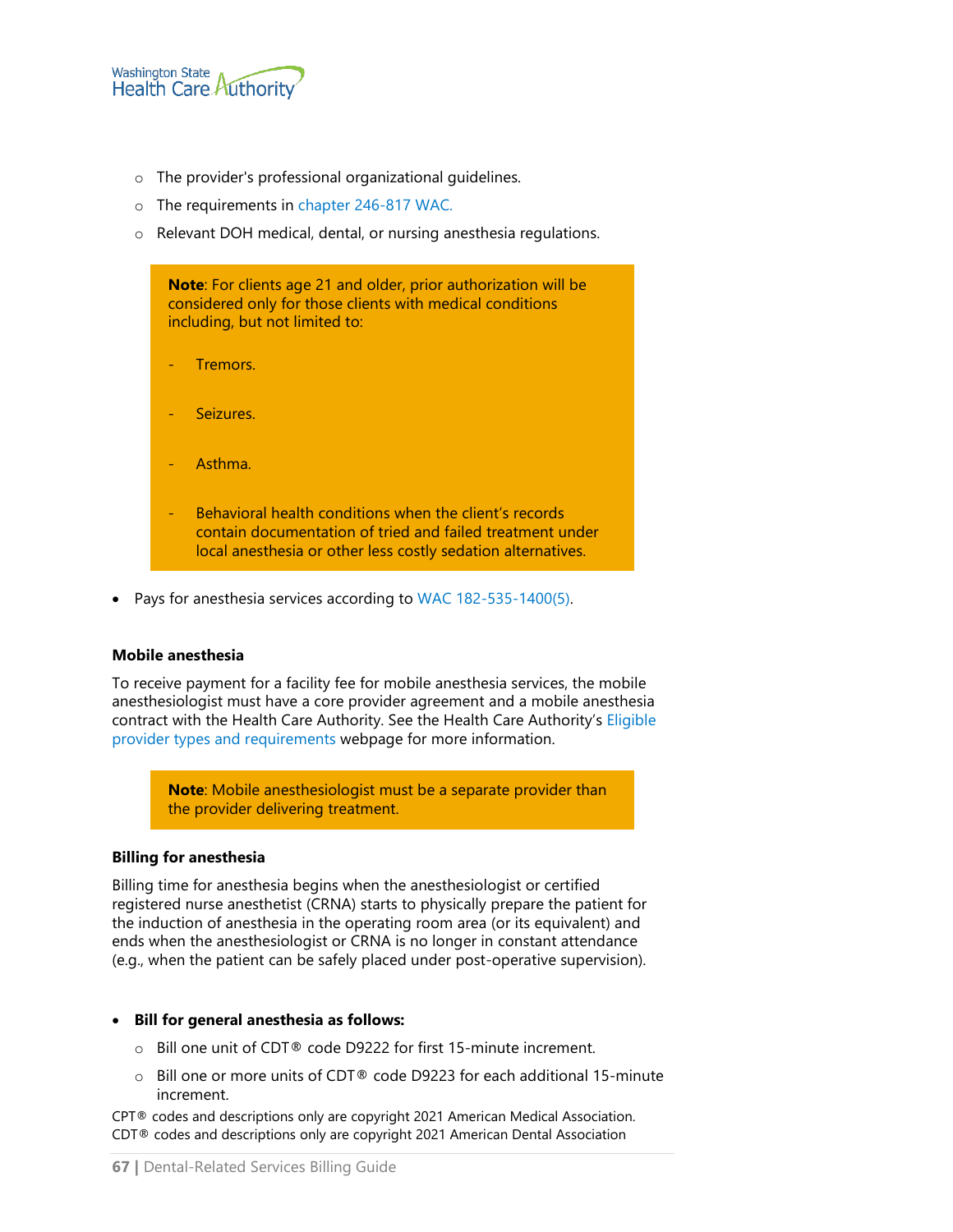- The provider's professional organizational guidelines.
  - The requirements in chapter 246-817 WAC.
  - Relevant DOH medical, dental, or nursing anesthesia regulations.

> **Note**: For clients age 21 and older, prior authorization will be considered only for those clients with medical conditions including, but not limited to:
>
> - Tremors.
> - Seizures.
> - Asthma.
> - Behavioral health conditions when the client's records contain documentation of tried and failed treatment under local anesthesia or other less costly sedation alternatives.

- Pays for anesthesia services according to WAC 182-535-1400(5).

#### Mobile anesthesia

To receive payment for a facility fee for mobile anesthesia services, the mobile anesthesiologist must have a core provider agreement and a mobile anesthesia contract with the Health Care Authority. See the Health Care Authority's Eligible provider types and requirements webpage for more information.

> **Note**: Mobile anesthesiologist must be a separate provider than the provider delivering treatment.

#### Billing for anesthesia

Billing time for anesthesia begins when the anesthesiologist or certified registered nurse anesthetist (CRNA) starts to physically prepare the patient for the induction of anesthesia in the operating room area (or its equivalent) and ends when the anesthesiologist or CRNA is no longer in constant attendance (e.g., when the patient can be safely placed under post-operative supervision).

- **Bill for general anesthesia as follows:**
  - Bill one unit of CDT® code D9222 for first 15-minute increment.
  - Bill one or more units of CDT® code D9223 for each additional 15-minute increment.

CPT® codes and descriptions only are copyright 2021 American Medical Association.
CDT® codes and descriptions only are copyright 2021 American Dental Association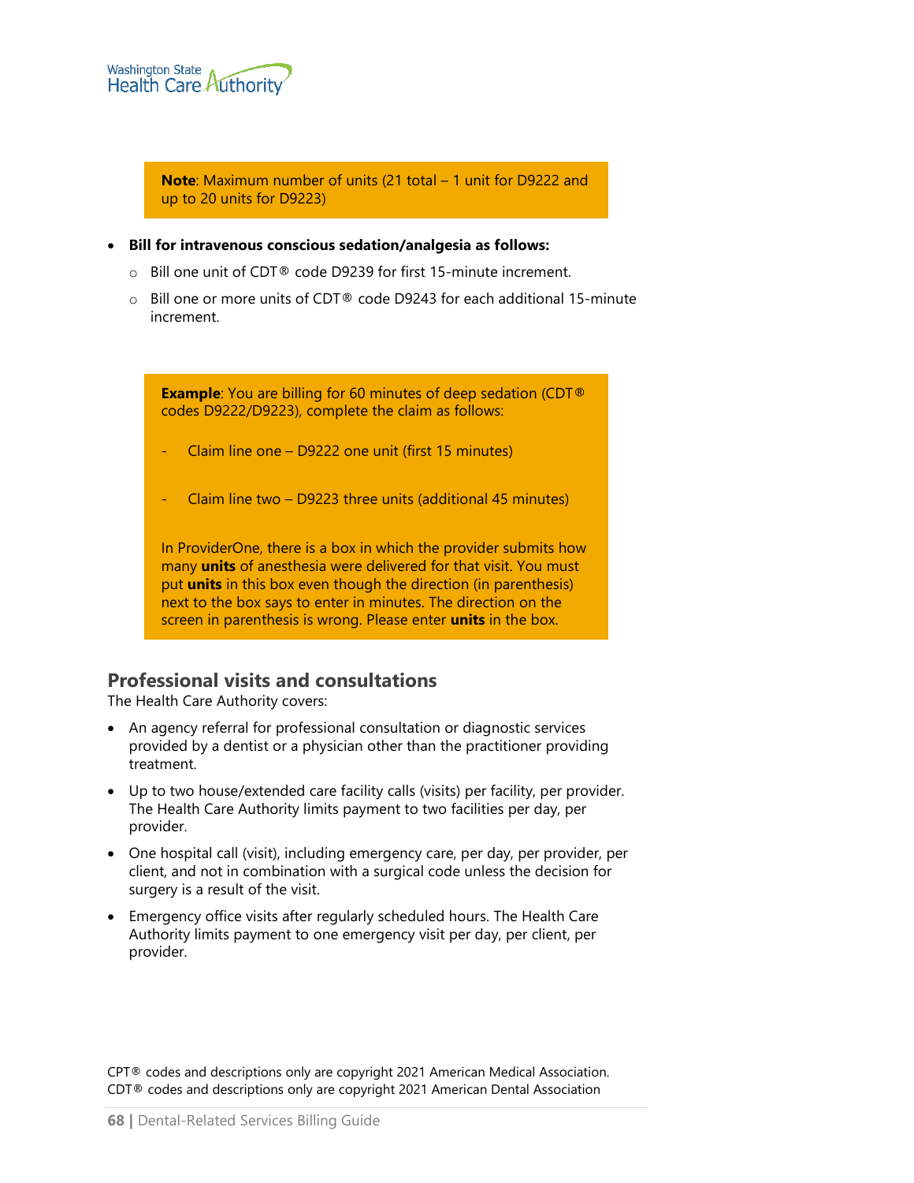> **Note**: Maximum number of units (21 total – 1 unit for D9222 and up to 20 units for D9223)

- **Bill for intravenous conscious sedation/analgesia as follows:**
  - Bill one unit of CDT® code D9239 for first 15-minute increment.
  - Bill one or more units of CDT® code D9243 for each additional 15-minute increment.

> **Example**: You are billing for 60 minutes of deep sedation (CDT® codes D9222/D9223), complete the claim as follows:
>
> - Claim line one – D9222 one unit (first 15 minutes)
> - Claim line two – D9223 three units (additional 45 minutes)
>
> In ProviderOne, there is a box in which the provider submits how many **units** of anesthesia were delivered for that visit. You must put **units** in this box even though the direction (in parenthesis) next to the box says to enter in minutes. The direction on the screen in parenthesis is wrong. Please enter **units** in the box.

## Professional visits and consultations

The Health Care Authority covers:

- An agency referral for professional consultation or diagnostic services provided by a dentist or a physician other than the practitioner providing treatment.
- Up to two house/extended care facility calls (visits) per facility, per provider. The Health Care Authority limits payment to two facilities per day, per provider.
- One hospital call (visit), including emergency care, per day, per provider, per client, and not in combination with a surgical code unless the decision for surgery is a result of the visit.
- Emergency office visits after regularly scheduled hours. The Health Care Authority limits payment to one emergency visit per day, per client, per provider.

CPT® codes and descriptions only are copyright 2021 American Medical Association.
CDT® codes and descriptions only are copyright 2021 American Dental Association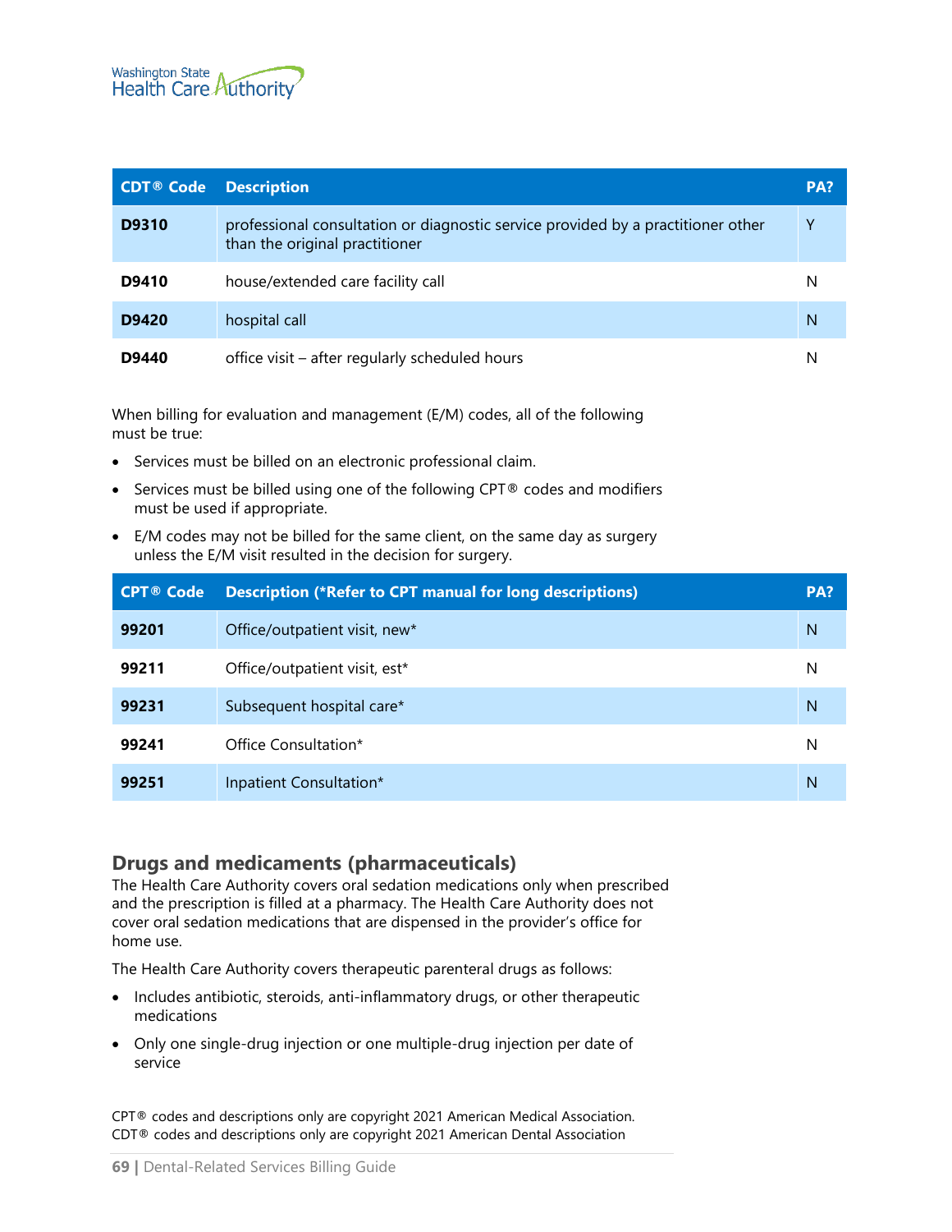| CDT® Code | Description | PA? |
|---|---|---|
| **D9310** | professional consultation or diagnostic service provided by a practitioner other than the original practitioner | Y |
| **D9410** | house/extended care facility call | N |
| **D9420** | hospital call | N |
| **D9440** | office visit – after regularly scheduled hours | N |

When billing for evaluation and management (E/M) codes, all of the following must be true:

- Services must be billed on an electronic professional claim.
- Services must be billed using one of the following CPT® codes and modifiers must be used if appropriate.
- E/M codes may not be billed for the same client, on the same day as surgery unless the E/M visit resulted in the decision for surgery.

| CPT® Code | Description (*Refer to CPT manual for long descriptions) | PA? |
|---|---|---|
| **99201** | Office/outpatient visit, new* | N |
| **99211** | Office/outpatient visit, est* | N |
| **99231** | Subsequent hospital care* | N |
| **99241** | Office Consultation* | N |
| **99251** | Inpatient Consultation* | N |

## Drugs and medicaments (pharmaceuticals)

The Health Care Authority covers oral sedation medications only when prescribed and the prescription is filled at a pharmacy. The Health Care Authority does not cover oral sedation medications that are dispensed in the provider's office for home use.

The Health Care Authority covers therapeutic parenteral drugs as follows:

- Includes antibiotic, steroids, anti-inflammatory drugs, or other therapeutic medications
- Only one single-drug injection or one multiple-drug injection per date of service

CPT® codes and descriptions only are copyright 2021 American Medical Association.
CDT® codes and descriptions only are copyright 2021 American Dental Association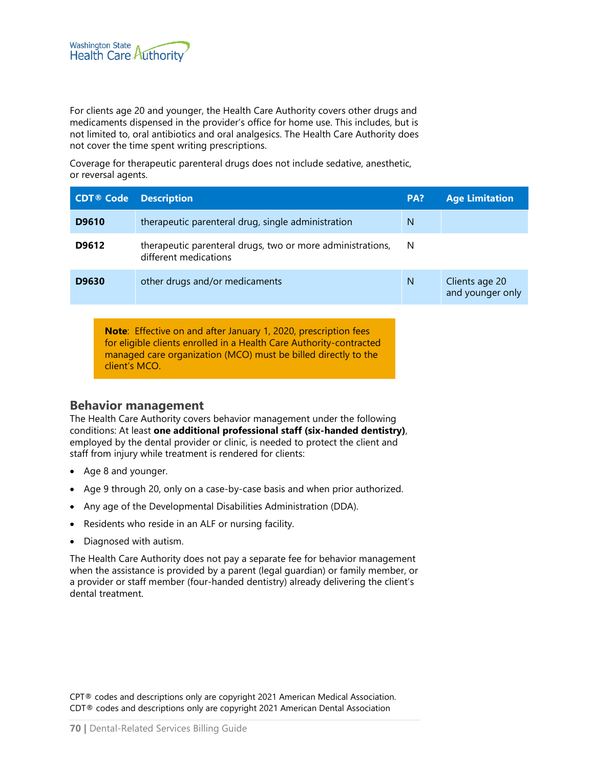For clients age 20 and younger, the Health Care Authority covers other drugs and medicaments dispensed in the provider's office for home use. This includes, but is not limited to, oral antibiotics and oral analgesics. The Health Care Authority does not cover the time spent writing prescriptions.

Coverage for therapeutic parenteral drugs does not include sedative, anesthetic, or reversal agents.

| CDT® Code | Description | PA? | Age Limitation |
|---|---|---|---|
| **D9610** | therapeutic parenteral drug, single administration | N | |
| **D9612** | therapeutic parenteral drugs, two or more administrations, different medications | N | |
| **D9630** | other drugs and/or medicaments | N | Clients age 20 and younger only |

> **Note**: Effective on and after January 1, 2020, prescription fees for eligible clients enrolled in a Health Care Authority-contracted managed care organization (MCO) must be billed directly to the client's MCO.

## Behavior management

The Health Care Authority covers behavior management under the following conditions: At least **one additional professional staff (six-handed dentistry)**, employed by the dental provider or clinic, is needed to protect the client and staff from injury while treatment is rendered for clients:

- Age 8 and younger.
- Age 9 through 20, only on a case-by-case basis and when prior authorized.
- Any age of the Developmental Disabilities Administration (DDA).
- Residents who reside in an ALF or nursing facility.
- Diagnosed with autism.

The Health Care Authority does not pay a separate fee for behavior management when the assistance is provided by a parent (legal guardian) or family member, or a provider or staff member (four-handed dentistry) already delivering the client's dental treatment.

CPT® codes and descriptions only are copyright 2021 American Medical Association.
CDT® codes and descriptions only are copyright 2021 American Dental Association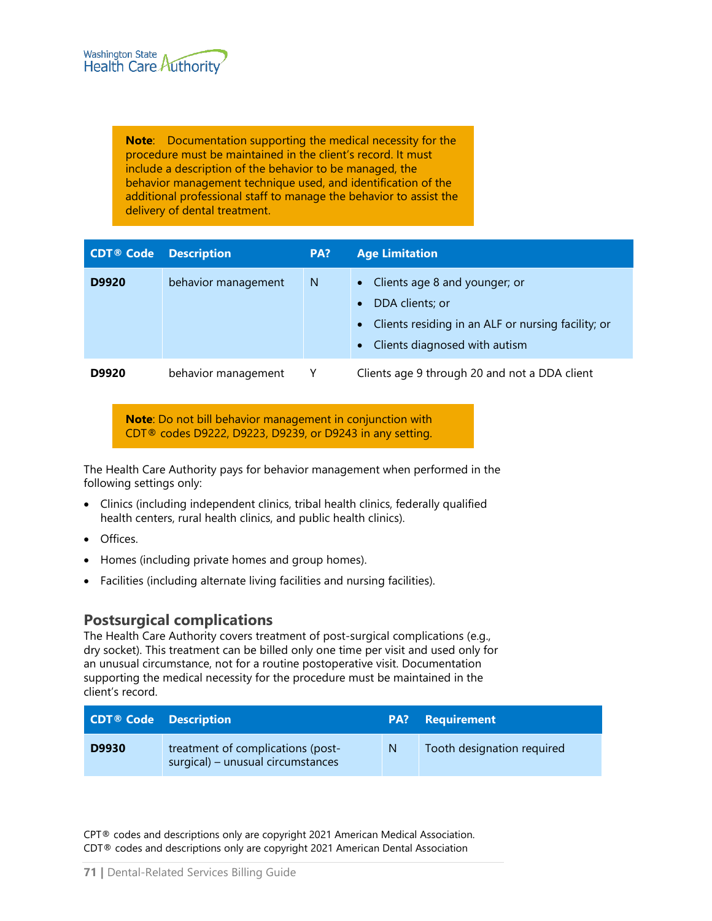> **Note**: Documentation supporting the medical necessity for the procedure must be maintained in the client's record. It must include a description of the behavior to be managed, the behavior management technique used, and identification of the additional professional staff to manage the behavior to assist the delivery of dental treatment.

| CDT® Code | Description | PA? | Age Limitation |
|---|---|---|---|
| **D9920** | behavior management | N | • Clients age 8 and younger; or<br>• DDA clients; or<br>• Clients residing in an ALF or nursing facility; or<br>• Clients diagnosed with autism |
| **D9920** | behavior management | Y | Clients age 9 through 20 and not a DDA client |

> **Note**: Do not bill behavior management in conjunction with CDT® codes D9222, D9223, D9239, or D9243 in any setting.

The Health Care Authority pays for behavior management when performed in the following settings only:

- Clinics (including independent clinics, tribal health clinics, federally qualified health centers, rural health clinics, and public health clinics).
- Offices.
- Homes (including private homes and group homes).
- Facilities (including alternate living facilities and nursing facilities).

## Postsurgical complications

The Health Care Authority covers treatment of post-surgical complications (e.g., dry socket). This treatment can be billed only one time per visit and used only for an unusual circumstance, not for a routine postoperative visit. Documentation supporting the medical necessity for the procedure must be maintained in the client's record.

| CDT® Code | Description | PA? | Requirement |
|---|---|---|---|
| **D9930** | treatment of complications (post-surgical) – unusual circumstances | N | Tooth designation required |

CPT® codes and descriptions only are copyright 2021 American Medical Association.
CDT® codes and descriptions only are copyright 2021 American Dental Association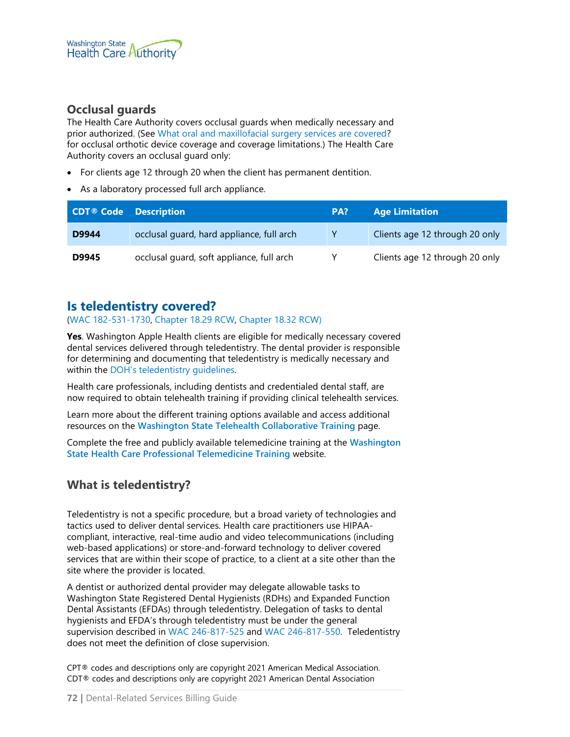### Occlusal guards

The Health Care Authority covers occlusal guards when medically necessary and prior authorized. (See What oral and maxillofacial surgery services are covered? for occlusal orthotic device coverage and coverage limitations.) The Health Care Authority covers an occlusal guard only:

- For clients age 12 through 20 when the client has permanent dentition.
- As a laboratory processed full arch appliance.

| CDT® Code | Description | PA? | Age Limitation |
|---|---|---|---|
| **D9944** | occlusal guard, hard appliance, full arch | Y | Clients age 12 through 20 only |
| **D9945** | occlusal guard, soft appliance, full arch | Y | Clients age 12 through 20 only |

## Is teledentistry covered?

(WAC 182-531-1730, Chapter 18.29 RCW, Chapter 18.32 RCW)

**Yes**. Washington Apple Health clients are eligible for medically necessary covered dental services delivered through teledentistry. The dental provider is responsible for determining and documenting that teledentistry is medically necessary and within the DOH's teledentistry guidelines.

Health care professionals, including dentists and credentialed dental staff, are now required to obtain telehealth training if providing clinical telehealth services.

Learn more about the different training options available and access additional resources on the **Washington State Telehealth Collaborative Training** page.

Complete the free and publicly available telemedicine training at the **Washington State Health Care Professional Telemedicine Training** website.

### What is teledentistry?

Teledentistry is not a specific procedure, but a broad variety of technologies and tactics used to deliver dental services. Health care practitioners use HIPAA-compliant, interactive, real-time audio and video telecommunications (including web-based applications) or store-and-forward technology to deliver covered services that are within their scope of practice, to a client at a site other than the site where the provider is located.

A dentist or authorized dental provider may delegate allowable tasks to Washington State Registered Dental Hygienists (RDHs) and Expanded Function Dental Assistants (EFDAs) through teledentistry. Delegation of tasks to dental hygienists and EFDA's through teledentistry must be under the general supervision described in WAC 246-817-525 and WAC 246-817-550. Teledentistry does not meet the definition of close supervision.

CPT® codes and descriptions only are copyright 2021 American Medical Association.
CDT® codes and descriptions only are copyright 2021 American Dental Association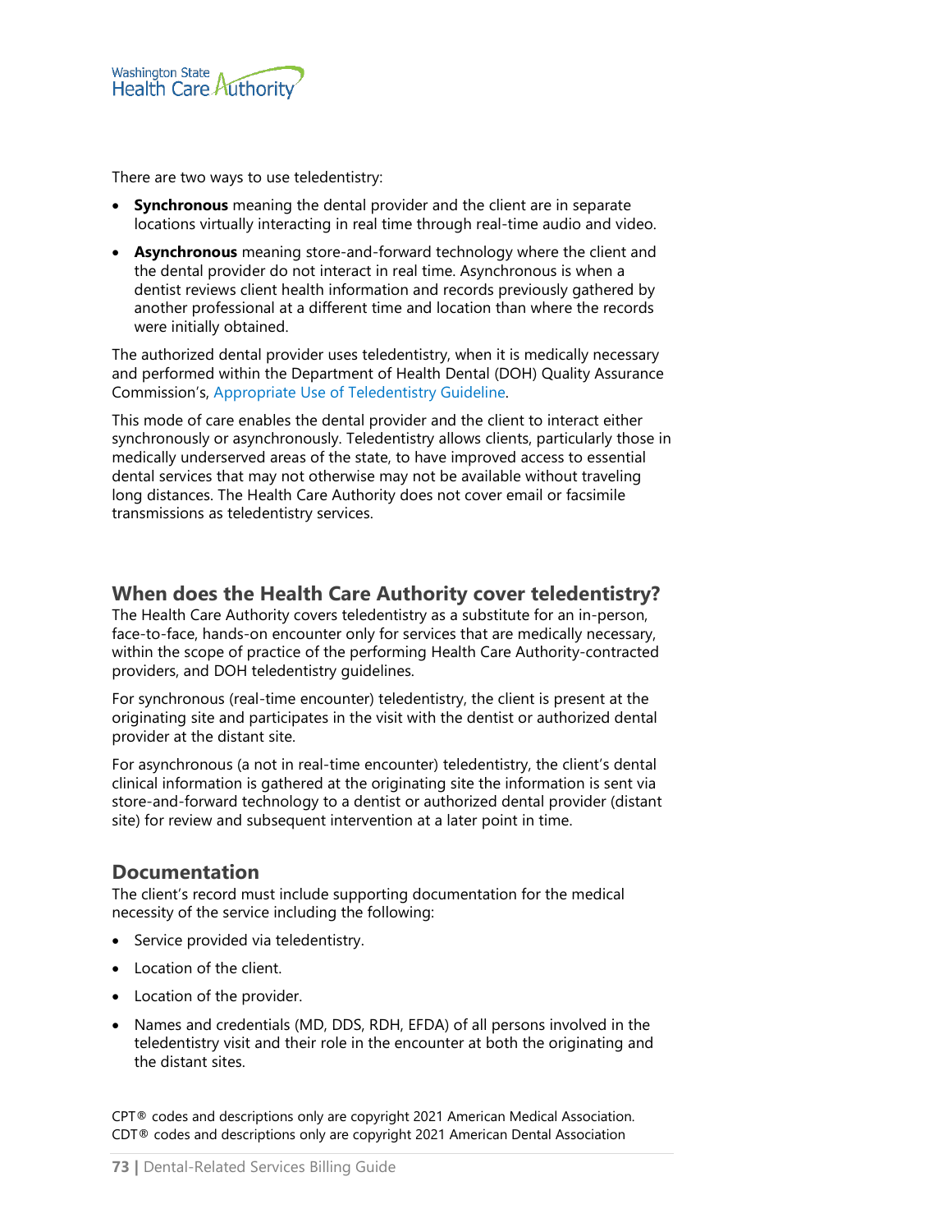There are two ways to use teledentistry:

- **Synchronous** meaning the dental provider and the client are in separate locations virtually interacting in real time through real-time audio and video.
- **Asynchronous** meaning store-and-forward technology where the client and the dental provider do not interact in real time. Asynchronous is when a dentist reviews client health information and records previously gathered by another professional at a different time and location than where the records were initially obtained.

The authorized dental provider uses teledentistry, when it is medically necessary and performed within the Department of Health Dental (DOH) Quality Assurance Commission's, Appropriate Use of Teledentistry Guideline.

This mode of care enables the dental provider and the client to interact either synchronously or asynchronously. Teledentistry allows clients, particularly those in medically underserved areas of the state, to have improved access to essential dental services that may not otherwise may not be available without traveling long distances. The Health Care Authority does not cover email or facsimile transmissions as teledentistry services.

## When does the Health Care Authority cover teledentistry?

The Health Care Authority covers teledentistry as a substitute for an in-person, face-to-face, hands-on encounter only for services that are medically necessary, within the scope of practice of the performing Health Care Authority-contracted providers, and DOH teledentistry guidelines.

For synchronous (real-time encounter) teledentistry, the client is present at the originating site and participates in the visit with the dentist or authorized dental provider at the distant site.

For asynchronous (a not in real-time encounter) teledentistry, the client's dental clinical information is gathered at the originating site the information is sent via store-and-forward technology to a dentist or authorized dental provider (distant site) for review and subsequent intervention at a later point in time.

## Documentation

The client's record must include supporting documentation for the medical necessity of the service including the following:

- Service provided via teledentistry.
- Location of the client.
- Location of the provider.
- Names and credentials (MD, DDS, RDH, EFDA) of all persons involved in the teledentistry visit and their role in the encounter at both the originating and the distant sites.

CPT® codes and descriptions only are copyright 2021 American Medical Association.
CDT® codes and descriptions only are copyright 2021 American Dental Association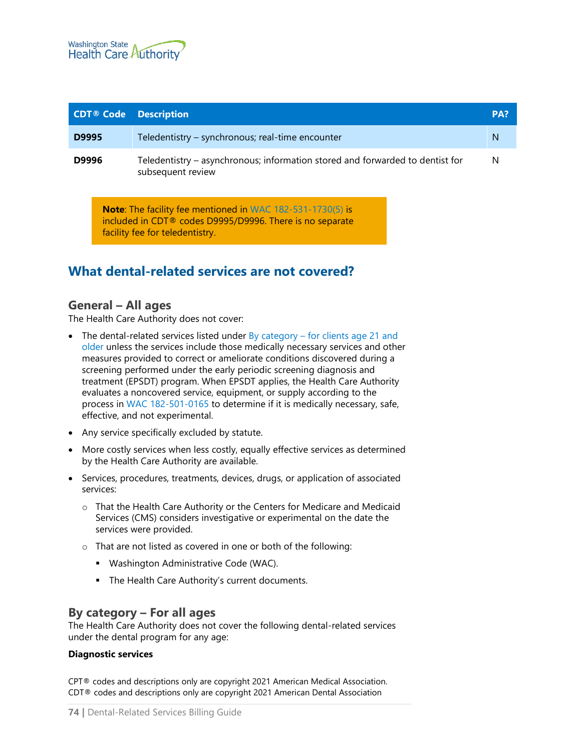| CDT® Code | Description | PA? |
|---|---|---|
| **D9995** | Teledentistry – synchronous; real-time encounter | N |
| **D9996** | Teledentistry – asynchronous; information stored and forwarded to dentist for subsequent review | N |

> **Note**: The facility fee mentioned in WAC 182-531-1730(5) is included in CDT® codes D9995/D9996. There is no separate facility fee for teledentistry.

## What dental-related services are not covered?

### General – All ages

The Health Care Authority does not cover:

- The dental-related services listed under By category – for clients age 21 and older unless the services include those medically necessary services and other measures provided to correct or ameliorate conditions discovered during a screening performed under the early periodic screening diagnosis and treatment (EPSDT) program. When EPSDT applies, the Health Care Authority evaluates a noncovered service, equipment, or supply according to the process in WAC 182-501-0165 to determine if it is medically necessary, safe, effective, and not experimental.
- Any service specifically excluded by statute.
- More costly services when less costly, equally effective services as determined by the Health Care Authority are available.
- Services, procedures, treatments, devices, drugs, or application of associated services:
  - That the Health Care Authority or the Centers for Medicare and Medicaid Services (CMS) considers investigative or experimental on the date the services were provided.
  - That are not listed as covered in one or both of the following:
    - Washington Administrative Code (WAC).
    - The Health Care Authority's current documents.

### By category – For all ages

The Health Care Authority does not cover the following dental-related services under the dental program for any age:

**Diagnostic services**

CPT® codes and descriptions only are copyright 2021 American Medical Association.
CDT® codes and descriptions only are copyright 2021 American Dental Association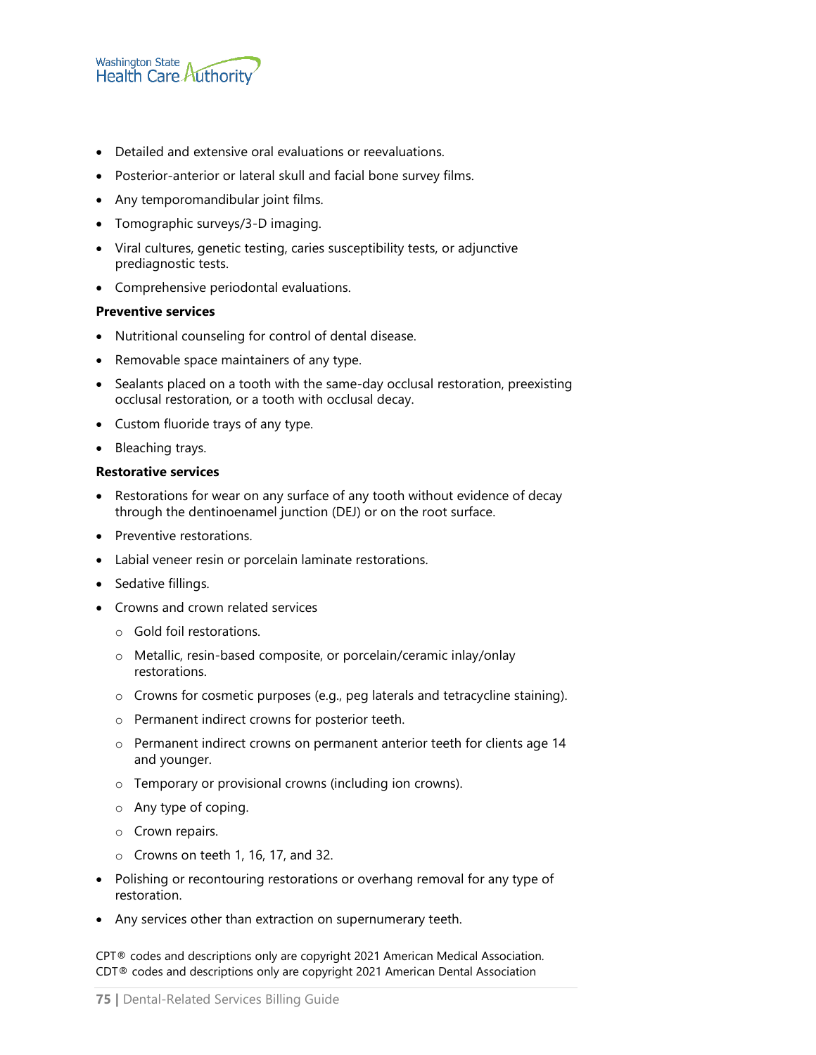- Detailed and extensive oral evaluations or reevaluations.
- Posterior-anterior or lateral skull and facial bone survey films.
- Any temporomandibular joint films.
- Tomographic surveys/3-D imaging.
- Viral cultures, genetic testing, caries susceptibility tests, or adjunctive prediagnostic tests.
- Comprehensive periodontal evaluations.

**Preventive services**

- Nutritional counseling for control of dental disease.
- Removable space maintainers of any type.
- Sealants placed on a tooth with the same-day occlusal restoration, preexisting occlusal restoration, or a tooth with occlusal decay.
- Custom fluoride trays of any type.
- Bleaching trays.

**Restorative services**

- Restorations for wear on any surface of any tooth without evidence of decay through the dentinoenamel junction (DEJ) or on the root surface.
- Preventive restorations.
- Labial veneer resin or porcelain laminate restorations.
- Sedative fillings.
- Crowns and crown related services
  - Gold foil restorations.
  - Metallic, resin-based composite, or porcelain/ceramic inlay/onlay restorations.
  - Crowns for cosmetic purposes (e.g., peg laterals and tetracycline staining).
  - Permanent indirect crowns for posterior teeth.
  - Permanent indirect crowns on permanent anterior teeth for clients age 14 and younger.
  - Temporary or provisional crowns (including ion crowns).
  - Any type of coping.
  - Crown repairs.
  - Crowns on teeth 1, 16, 17, and 32.
- Polishing or recontouring restorations or overhang removal for any type of restoration.
- Any services other than extraction on supernumerary teeth.

CPT® codes and descriptions only are copyright 2021 American Medical Association.
CDT® codes and descriptions only are copyright 2021 American Dental Association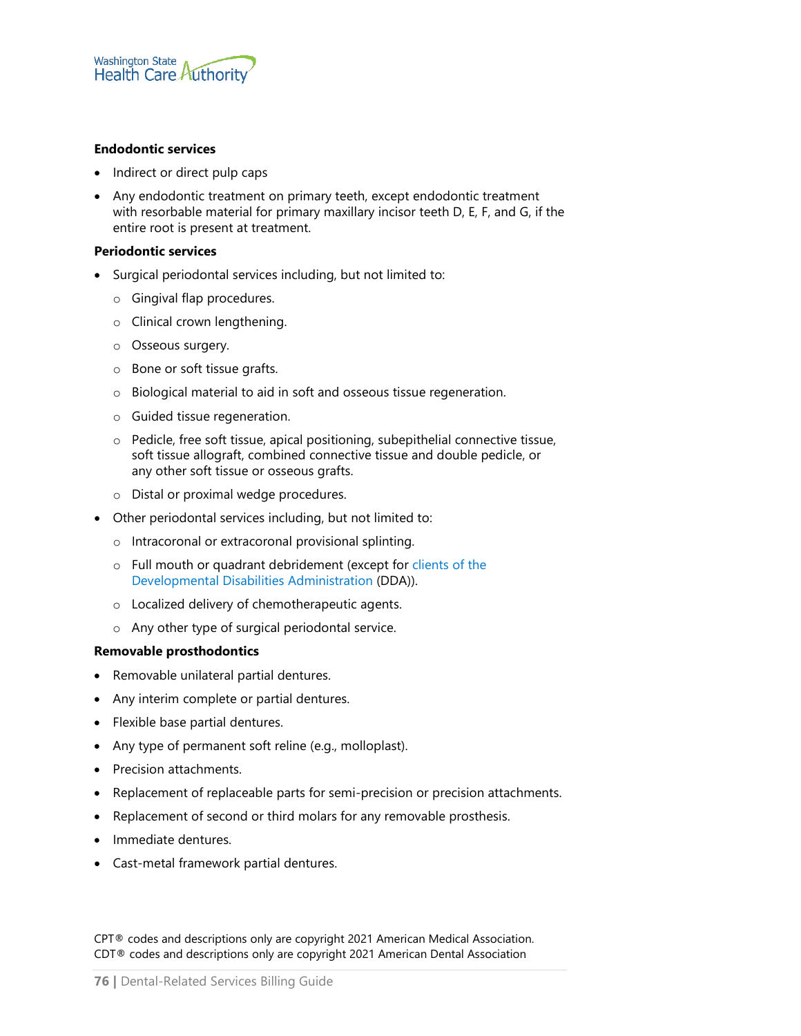**Endodontic services**

- Indirect or direct pulp caps
- Any endodontic treatment on primary teeth, except endodontic treatment with resorbable material for primary maxillary incisor teeth D, E, F, and G, if the entire root is present at treatment.

**Periodontic services**

- Surgical periodontal services including, but not limited to:
  - Gingival flap procedures.
  - Clinical crown lengthening.
  - Osseous surgery.
  - Bone or soft tissue grafts.
  - Biological material to aid in soft and osseous tissue regeneration.
  - Guided tissue regeneration.
  - Pedicle, free soft tissue, apical positioning, subepithelial connective tissue, soft tissue allograft, combined connective tissue and double pedicle, or any other soft tissue or osseous grafts.
  - Distal or proximal wedge procedures.
- Other periodontal services including, but not limited to:
  - Intracoronal or extracoronal provisional splinting.
  - Full mouth or quadrant debridement (except for clients of the Developmental Disabilities Administration (DDA)).
  - Localized delivery of chemotherapeutic agents.
  - Any other type of surgical periodontal service.

**Removable prosthodontics**

- Removable unilateral partial dentures.
- Any interim complete or partial dentures.
- Flexible base partial dentures.
- Any type of permanent soft reline (e.g., molloplast).
- Precision attachments.
- Replacement of replaceable parts for semi-precision or precision attachments.
- Replacement of second or third molars for any removable prosthesis.
- Immediate dentures.
- Cast-metal framework partial dentures.

CPT® codes and descriptions only are copyright 2021 American Medical Association.
CDT® codes and descriptions only are copyright 2021 American Dental Association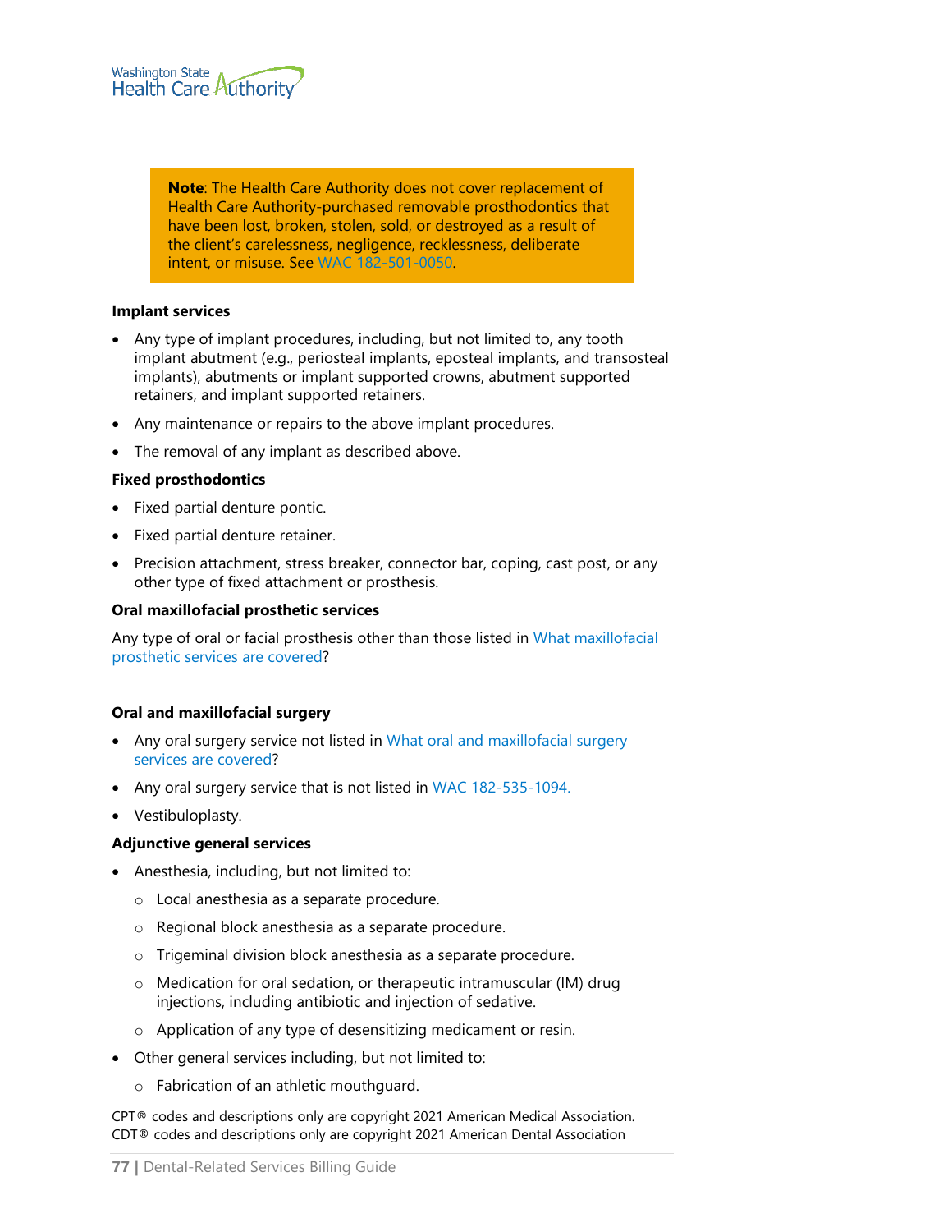> **Note**: The Health Care Authority does not cover replacement of Health Care Authority-purchased removable prosthodontics that have been lost, broken, stolen, sold, or destroyed as a result of the client's carelessness, negligence, recklessness, deliberate intent, or misuse. See WAC 182-501-0050.

**Implant services**

- Any type of implant procedures, including, but not limited to, any tooth implant abutment (e.g., periosteal implants, eposteal implants, and transosteal implants), abutments or implant supported crowns, abutment supported retainers, and implant supported retainers.
- Any maintenance or repairs to the above implant procedures.
- The removal of any implant as described above.

**Fixed prosthodontics**

- Fixed partial denture pontic.
- Fixed partial denture retainer.
- Precision attachment, stress breaker, connector bar, coping, cast post, or any other type of fixed attachment or prosthesis.

**Oral maxillofacial prosthetic services**

Any type of oral or facial prosthesis other than those listed in What maxillofacial prosthetic services are covered?

**Oral and maxillofacial surgery**

- Any oral surgery service not listed in What oral and maxillofacial surgery services are covered?
- Any oral surgery service that is not listed in WAC 182-535-1094.
- Vestibuloplasty.

**Adjunctive general services**

- Anesthesia, including, but not limited to:
  - Local anesthesia as a separate procedure.
  - Regional block anesthesia as a separate procedure.
  - Trigeminal division block anesthesia as a separate procedure.
  - Medication for oral sedation, or therapeutic intramuscular (IM) drug injections, including antibiotic and injection of sedative.
  - Application of any type of desensitizing medicament or resin.
- Other general services including, but not limited to:
  - Fabrication of an athletic mouthguard.

CPT® codes and descriptions only are copyright 2021 American Medical Association.
CDT® codes and descriptions only are copyright 2021 American Dental Association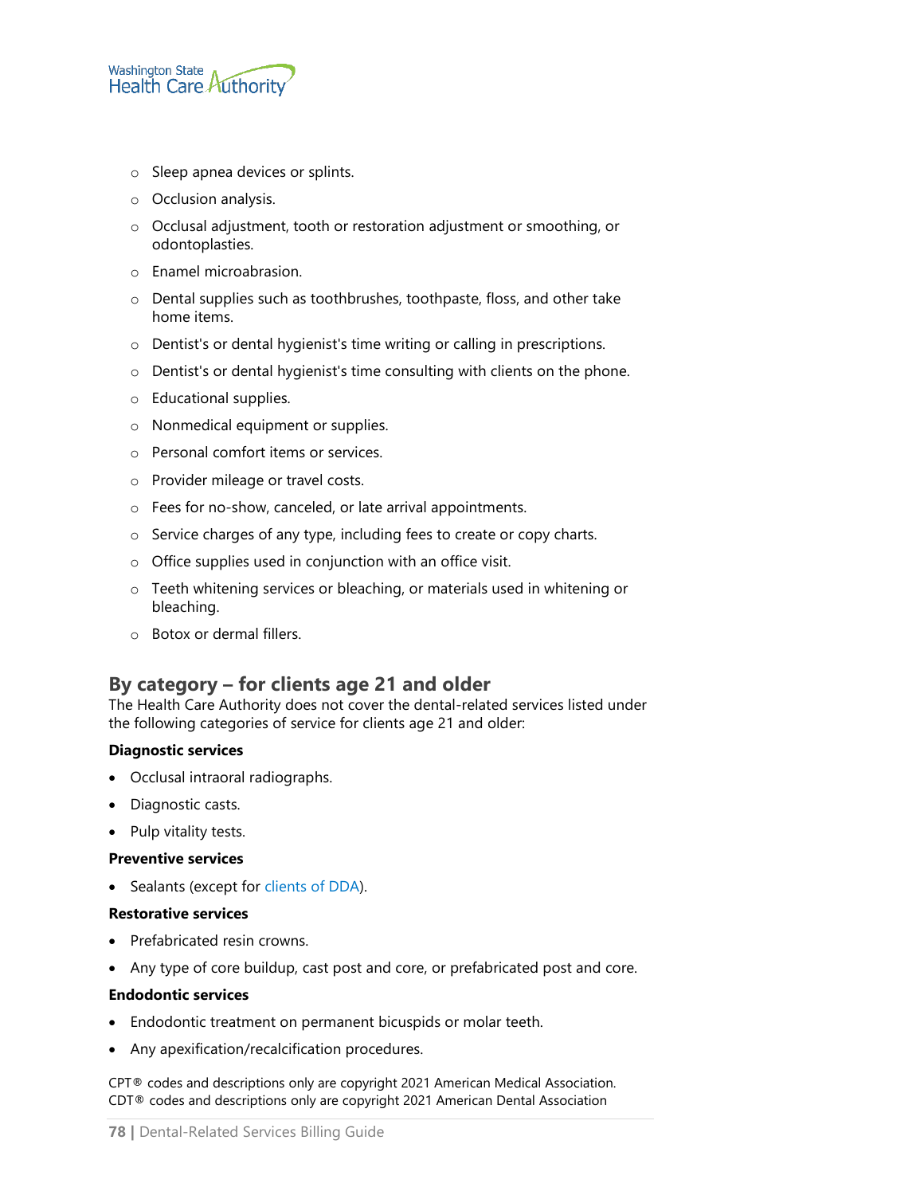- Sleep apnea devices or splints.
- Occlusion analysis.
- Occlusal adjustment, tooth or restoration adjustment or smoothing, or odontoplasties.
- Enamel microabrasion.
- Dental supplies such as toothbrushes, toothpaste, floss, and other take home items.
- Dentist's or dental hygienist's time writing or calling in prescriptions.
- Dentist's or dental hygienist's time consulting with clients on the phone.
- Educational supplies.
- Nonmedical equipment or supplies.
- Personal comfort items or services.
- Provider mileage or travel costs.
- Fees for no-show, canceled, or late arrival appointments.
- Service charges of any type, including fees to create or copy charts.
- Office supplies used in conjunction with an office visit.
- Teeth whitening services or bleaching, or materials used in whitening or bleaching.
- Botox or dermal fillers.

## By category – for clients age 21 and older

The Health Care Authority does not cover the dental-related services listed under the following categories of service for clients age 21 and older:

**Diagnostic services**

- Occlusal intraoral radiographs.
- Diagnostic casts.
- Pulp vitality tests.

**Preventive services**

- Sealants (except for clients of DDA).

**Restorative services**

- Prefabricated resin crowns.
- Any type of core buildup, cast post and core, or prefabricated post and core.

**Endodontic services**

- Endodontic treatment on permanent bicuspids or molar teeth.
- Any apexification/recalcification procedures.

CPT® codes and descriptions only are copyright 2021 American Medical Association.
CDT® codes and descriptions only are copyright 2021 American Dental Association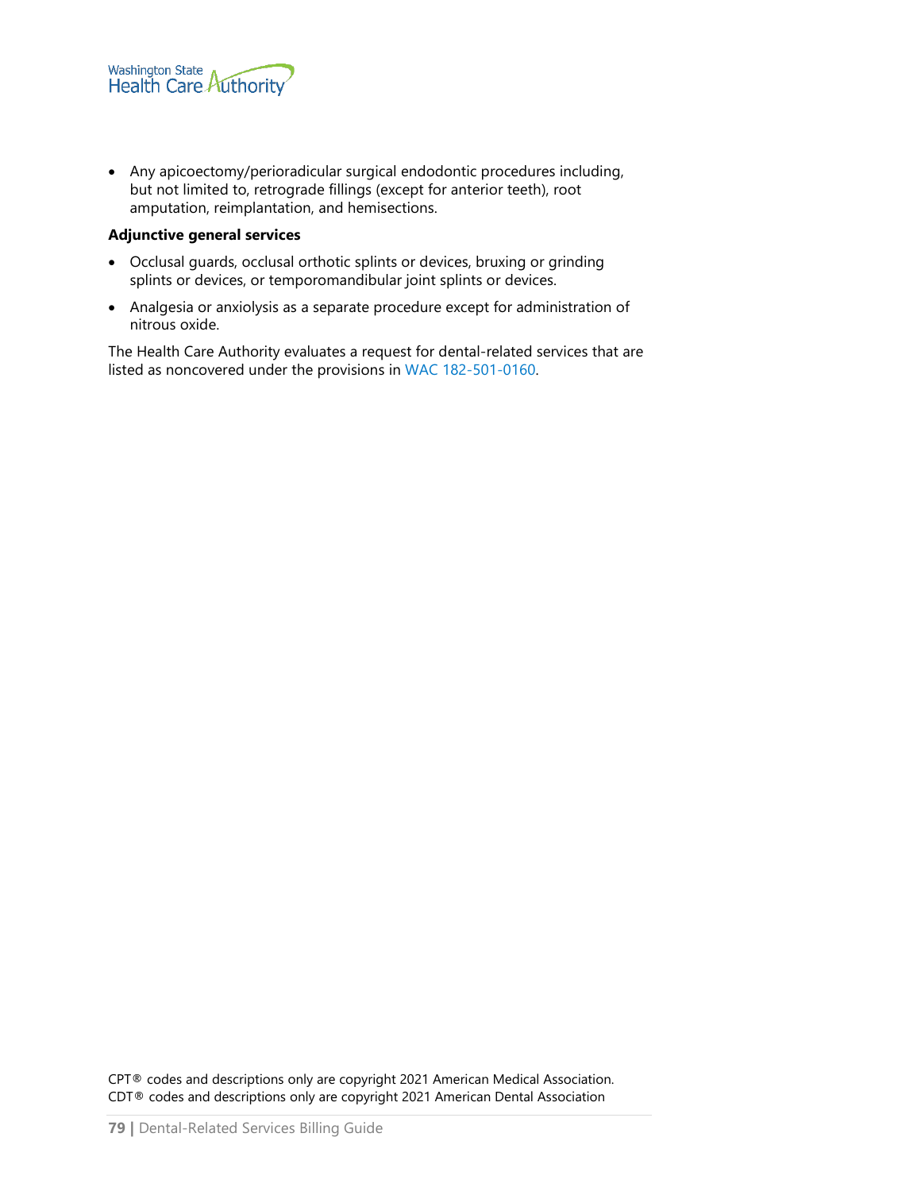- Any apicoectomy/perioradicular surgical endodontic procedures including, but not limited to, retrograde fillings (except for anterior teeth), root amputation, reimplantation, and hemisections.

**Adjunctive general services**

- Occlusal guards, occlusal orthotic splints or devices, bruxing or grinding splints or devices, or temporomandibular joint splints or devices.
- Analgesia or anxiolysis as a separate procedure except for administration of nitrous oxide.

The Health Care Authority evaluates a request for dental-related services that are listed as noncovered under the provisions in WAC 182-501-0160.

CPT® codes and descriptions only are copyright 2021 American Medical Association.
CDT® codes and descriptions only are copyright 2021 American Dental Association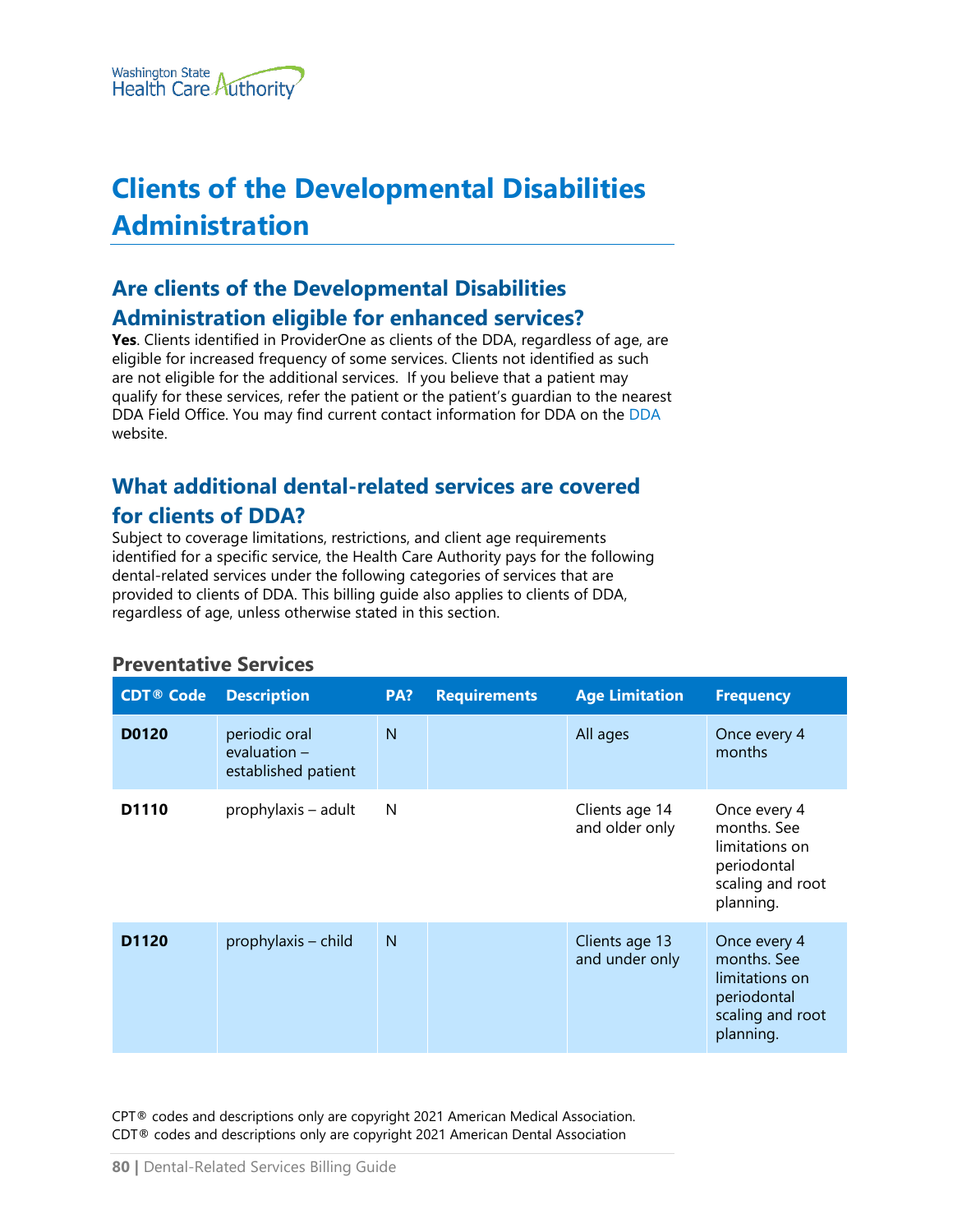# Clients of the Developmental Disabilities Administration

## Are clients of the Developmental Disabilities Administration eligible for enhanced services?

**Yes**. Clients identified in ProviderOne as clients of the DDA, regardless of age, are eligible for increased frequency of some services. Clients not identified as such are not eligible for the additional services. If you believe that a patient may qualify for these services, refer the patient or the patient's guardian to the nearest DDA Field Office. You may find current contact information for DDA on the DDA website.

## What additional dental-related services are covered for clients of DDA?

Subject to coverage limitations, restrictions, and client age requirements identified for a specific service, the Health Care Authority pays for the following dental-related services under the following categories of services that are provided to clients of DDA. This billing guide also applies to clients of DDA, regardless of age, unless otherwise stated in this section.

### Preventative Services

| CDT® Code | Description | PA? | Requirements | Age Limitation | Frequency |
|---|---|---|---|---|---|
| **D0120** | periodic oral evaluation – established patient | N | | All ages | Once every 4 months |
| **D1110** | prophylaxis – adult | N | | Clients age 14 and older only | Once every 4 months. See limitations on periodontal scaling and root planning. |
| **D1120** | prophylaxis – child | N | | Clients age 13 and under only | Once every 4 months. See limitations on periodontal scaling and root planning. |

CPT® codes and descriptions only are copyright 2021 American Medical Association.
CDT® codes and descriptions only are copyright 2021 American Dental Association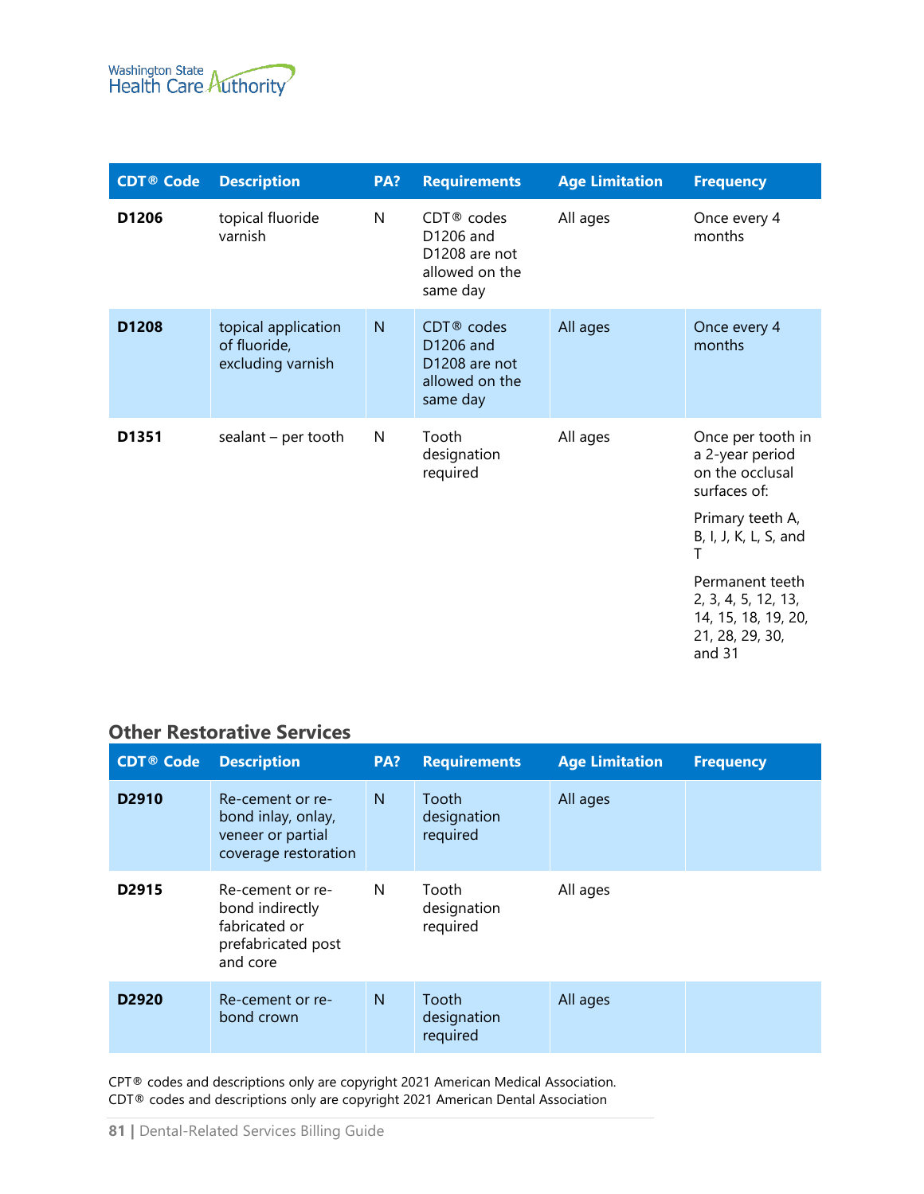| CDT® Code | Description | PA? | Requirements | Age Limitation | Frequency |
|---|---|---|---|---|---|
| **D1206** | topical fluoride varnish | N | CDT® codes D1206 and D1208 are not allowed on the same day | All ages | Once every 4 months |
| **D1208** | topical application of fluoride, excluding varnish | N | CDT® codes D1206 and D1208 are not allowed on the same day | All ages | Once every 4 months |
| **D1351** | sealant – per tooth | N | Tooth designation required | All ages | Once per tooth in a 2-year period on the occlusal surfaces of:<br><br>Primary teeth A, B, I, J, K, L, S, and T<br><br>Permanent teeth 2, 3, 4, 5, 12, 13, 14, 15, 18, 19, 20, 21, 28, 29, 30, and 31 |

### Other Restorative Services

| CDT® Code | Description | PA? | Requirements | Age Limitation | Frequency |
|---|---|---|---|---|---|
| **D2910** | Re-cement or re-bond inlay, onlay, veneer or partial coverage restoration | N | Tooth designation required | All ages | |
| **D2915** | Re-cement or re-bond indirectly fabricated or prefabricated post and core | N | Tooth designation required | All ages | |
| **D2920** | Re-cement or re-bond crown | N | Tooth designation required | All ages | |

CPT® codes and descriptions only are copyright 2021 American Medical Association.
CDT® codes and descriptions only are copyright 2021 American Dental Association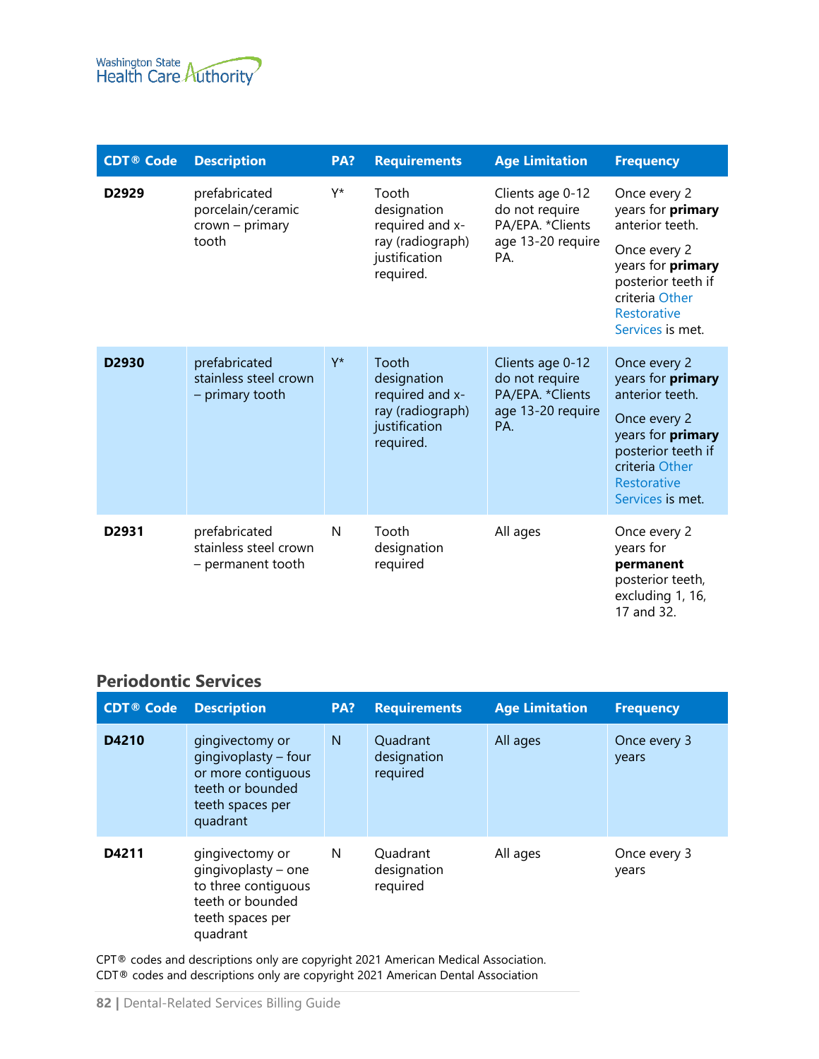| CDT® Code | Description | PA? | Requirements | Age Limitation | Frequency |
|---|---|---|---|---|---|
| **D2929** | prefabricated porcelain/ceramic crown – primary tooth | Y* | Tooth designation required and x-ray (radiograph) justification required. | Clients age 0-12 do not require PA/EPA. *Clients age 13-20 require PA. | Once every 2 years for **primary** anterior teeth.<br><br>Once every 2 years for **primary** posterior teeth if criteria Other Restorative Services is met. |
| **D2930** | prefabricated stainless steel crown – primary tooth | Y* | Tooth designation required and x-ray (radiograph) justification required. | Clients age 0-12 do not require PA/EPA. *Clients age 13-20 require PA. | Once every 2 years for **primary** anterior teeth.<br><br>Once every 2 years for **primary** posterior teeth if criteria Other Restorative Services is met. |
| **D2931** | prefabricated stainless steel crown – permanent tooth | N | Tooth designation required | All ages | Once every 2 years for **permanent** posterior teeth, excluding 1, 16, 17 and 32. |

## Periodontic Services

| CDT® Code | Description | PA? | Requirements | Age Limitation | Frequency |
|---|---|---|---|---|---|
| **D4210** | gingivectomy or gingivoplasty – four or more contiguous teeth or bounded teeth spaces per quadrant | N | Quadrant designation required | All ages | Once every 3 years |
| **D4211** | gingivectomy or gingivoplasty – one to three contiguous teeth or bounded teeth spaces per quadrant | N | Quadrant designation required | All ages | Once every 3 years |

CPT® codes and descriptions only are copyright 2021 American Medical Association.
CDT® codes and descriptions only are copyright 2021 American Dental Association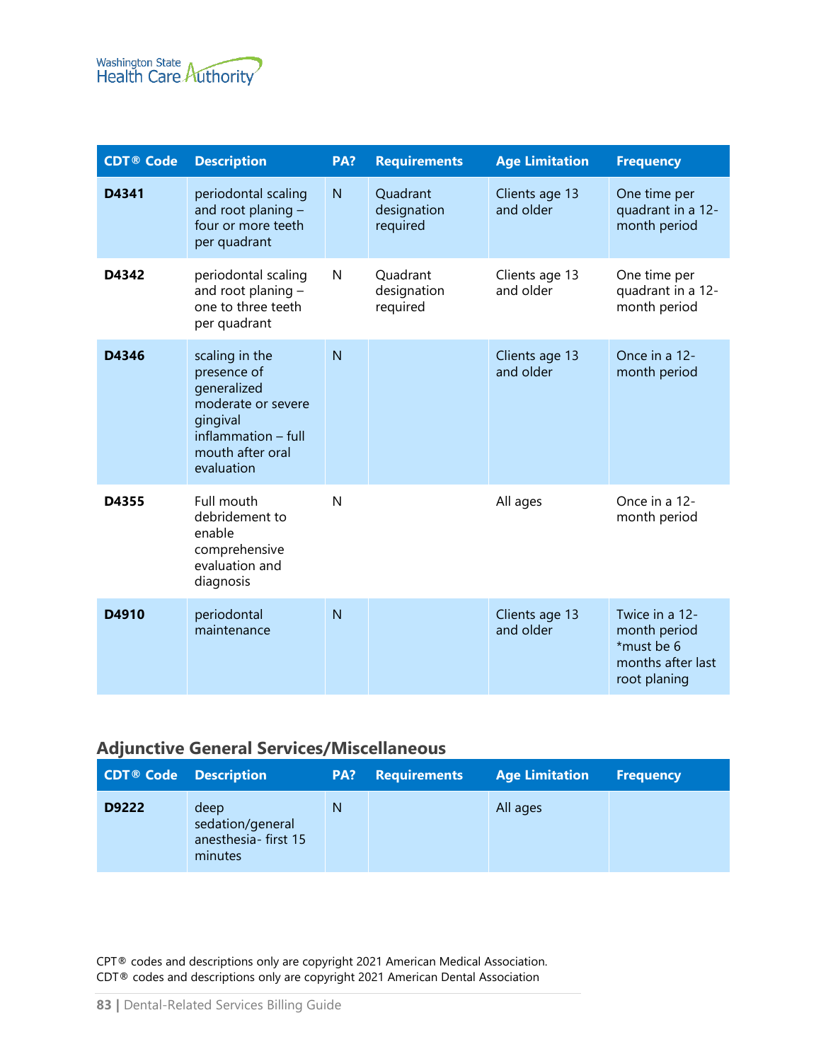| CDT® Code | Description | PA? | Requirements | Age Limitation | Frequency |
|---|---|---|---|---|---|
| **D4341** | periodontal scaling and root planing – four or more teeth per quadrant | N | Quadrant designation required | Clients age 13 and older | One time per quadrant in a 12-month period |
| **D4342** | periodontal scaling and root planing – one to three teeth per quadrant | N | Quadrant designation required | Clients age 13 and older | One time per quadrant in a 12-month period |
| **D4346** | scaling in the presence of generalized moderate or severe gingival inflammation – full mouth after oral evaluation | N | | Clients age 13 and older | Once in a 12-month period |
| **D4355** | Full mouth debridement to enable comprehensive evaluation and diagnosis | N | | All ages | Once in a 12-month period |
| **D4910** | periodontal maintenance | N | | Clients age 13 and older | Twice in a 12-month period *must be 6 months after last root planing |

## Adjunctive General Services/Miscellaneous

| CDT® Code | Description | PA? | Requirements | Age Limitation | Frequency |
|---|---|---|---|---|---|
| **D9222** | deep sedation/general anesthesia- first 15 minutes | N | | All ages | |

CPT® codes and descriptions only are copyright 2021 American Medical Association.
CDT® codes and descriptions only are copyright 2021 American Dental Association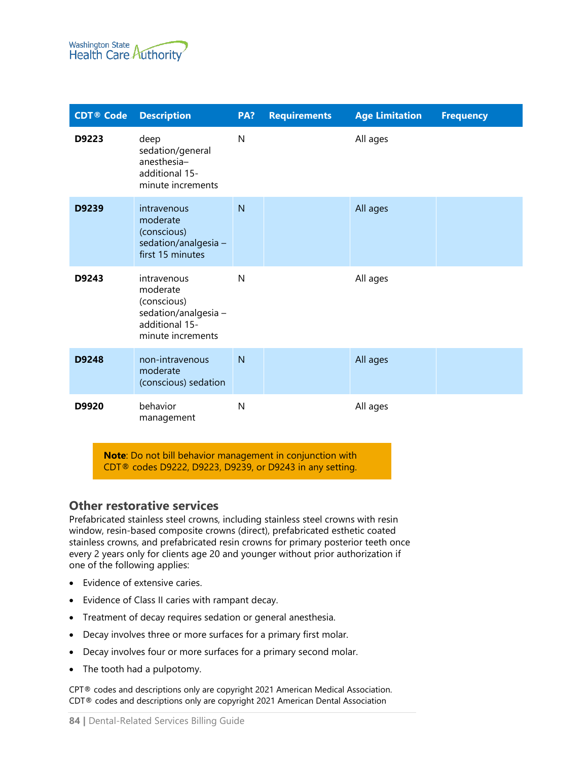| CDT® Code | Description | PA? | Requirements | Age Limitation | Frequency |
|---|---|---|---|---|---|
| **D9223** | deep sedation/general anesthesia– additional 15-minute increments | N | | All ages | |
| **D9239** | intravenous moderate (conscious) sedation/analgesia – first 15 minutes | N | | All ages | |
| **D9243** | intravenous moderate (conscious) sedation/analgesia – additional 15-minute increments | N | | All ages | |
| **D9248** | non-intravenous moderate (conscious) sedation | N | | All ages | |
| **D9920** | behavior management | N | | All ages | |

**Note**: Do not bill behavior management in conjunction with CDT® codes D9222, D9223, D9239, or D9243 in any setting.

## Other restorative services

Prefabricated stainless steel crowns, including stainless steel crowns with resin window, resin-based composite crowns (direct), prefabricated esthetic coated stainless crowns, and prefabricated resin crowns for primary posterior teeth once every 2 years only for clients age 20 and younger without prior authorization if one of the following applies:

- Evidence of extensive caries.
- Evidence of Class II caries with rampant decay.
- Treatment of decay requires sedation or general anesthesia.
- Decay involves three or more surfaces for a primary first molar.
- Decay involves four or more surfaces for a primary second molar.
- The tooth had a pulpotomy.

CPT® codes and descriptions only are copyright 2021 American Medical Association.
CDT® codes and descriptions only are copyright 2021 American Dental Association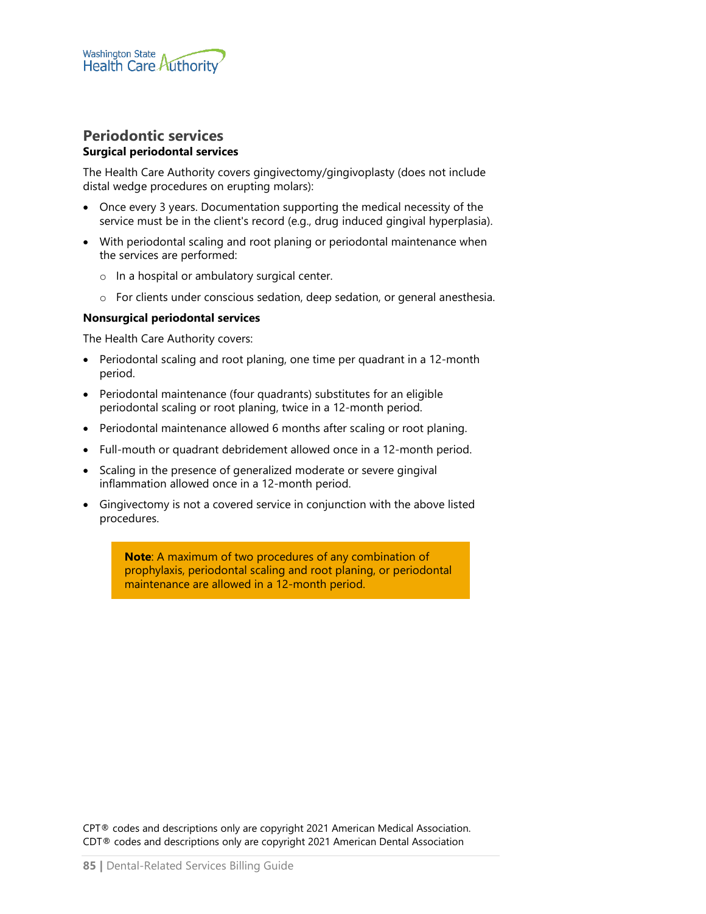## Periodontic services

### Surgical periodontal services

The Health Care Authority covers gingivectomy/gingivoplasty (does not include distal wedge procedures on erupting molars):

- Once every 3 years. Documentation supporting the medical necessity of the service must be in the client's record (e.g., drug induced gingival hyperplasia).
- With periodontal scaling and root planing or periodontal maintenance when the services are performed:
  - In a hospital or ambulatory surgical center.
  - For clients under conscious sedation, deep sedation, or general anesthesia.

### Nonsurgical periodontal services

The Health Care Authority covers:

- Periodontal scaling and root planing, one time per quadrant in a 12-month period.
- Periodontal maintenance (four quadrants) substitutes for an eligible periodontal scaling or root planing, twice in a 12-month period.
- Periodontal maintenance allowed 6 months after scaling or root planing.
- Full-mouth or quadrant debridement allowed once in a 12-month period.
- Scaling in the presence of generalized moderate or severe gingival inflammation allowed once in a 12-month period.
- Gingivectomy is not a covered service in conjunction with the above listed procedures.

> **Note**: A maximum of two procedures of any combination of prophylaxis, periodontal scaling and root planing, or periodontal maintenance are allowed in a 12-month period.

CPT® codes and descriptions only are copyright 2021 American Medical Association.
CDT® codes and descriptions only are copyright 2021 American Dental Association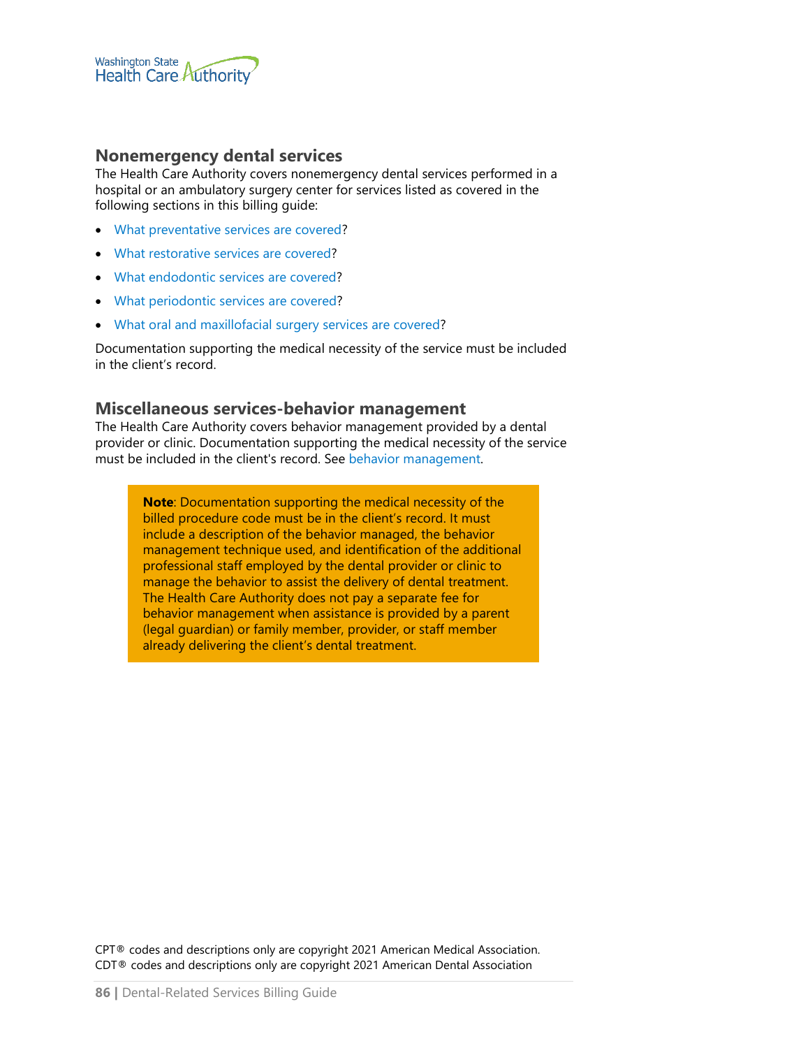## Nonemergency dental services

The Health Care Authority covers nonemergency dental services performed in a hospital or an ambulatory surgery center for services listed as covered in the following sections in this billing guide:

- What preventative services are covered?
- What restorative services are covered?
- What endodontic services are covered?
- What periodontic services are covered?
- What oral and maxillofacial surgery services are covered?

Documentation supporting the medical necessity of the service must be included in the client's record.

## Miscellaneous services-behavior management

The Health Care Authority covers behavior management provided by a dental provider or clinic. Documentation supporting the medical necessity of the service must be included in the client's record. See behavior management.

> **Note**: Documentation supporting the medical necessity of the billed procedure code must be in the client's record. It must include a description of the behavior managed, the behavior management technique used, and identification of the additional professional staff employed by the dental provider or clinic to manage the behavior to assist the delivery of dental treatment. The Health Care Authority does not pay a separate fee for behavior management when assistance is provided by a parent (legal guardian) or family member, provider, or staff member already delivering the client's dental treatment.

CPT® codes and descriptions only are copyright 2021 American Medical Association.
CDT® codes and descriptions only are copyright 2021 American Dental Association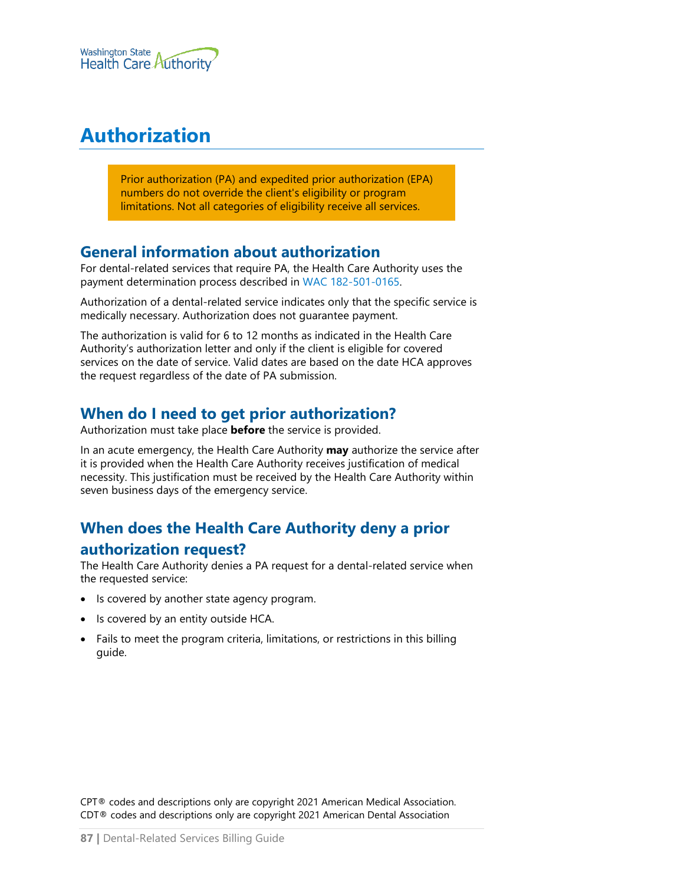# Authorization

> Prior authorization (PA) and expedited prior authorization (EPA) numbers do not override the client's eligibility or program limitations. Not all categories of eligibility receive all services.

## General information about authorization

For dental-related services that require PA, the Health Care Authority uses the payment determination process described in WAC 182-501-0165.

Authorization of a dental-related service indicates only that the specific service is medically necessary. Authorization does not guarantee payment.

The authorization is valid for 6 to 12 months as indicated in the Health Care Authority's authorization letter and only if the client is eligible for covered services on the date of service. Valid dates are based on the date HCA approves the request regardless of the date of PA submission.

## When do I need to get prior authorization?

Authorization must take place **before** the service is provided.

In an acute emergency, the Health Care Authority **may** authorize the service after it is provided when the Health Care Authority receives justification of medical necessity. This justification must be received by the Health Care Authority within seven business days of the emergency service.

## When does the Health Care Authority deny a prior authorization request?

The Health Care Authority denies a PA request for a dental-related service when the requested service:

- Is covered by another state agency program.
- Is covered by an entity outside HCA.
- Fails to meet the program criteria, limitations, or restrictions in this billing guide.

CPT® codes and descriptions only are copyright 2021 American Medical Association.
CDT® codes and descriptions only are copyright 2021 American Dental Association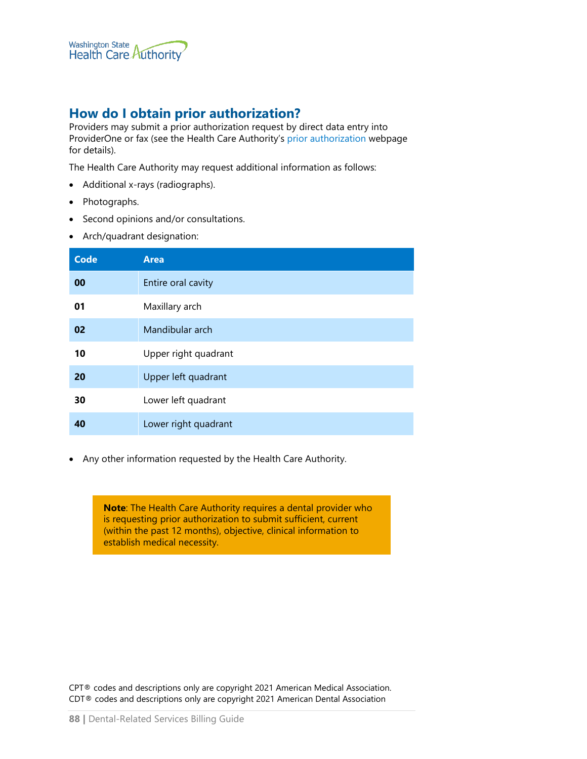## How do I obtain prior authorization?

Providers may submit a prior authorization request by direct data entry into ProviderOne or fax (see the Health Care Authority's prior authorization webpage for details).

The Health Care Authority may request additional information as follows:

- Additional x-rays (radiographs).
- Photographs.
- Second opinions and/or consultations.
- Arch/quadrant designation:

| Code | Area |
|---|---|
| **00** | Entire oral cavity |
| **01** | Maxillary arch |
| **02** | Mandibular arch |
| **10** | Upper right quadrant |
| **20** | Upper left quadrant |
| **30** | Lower left quadrant |
| **40** | Lower right quadrant |

- Any other information requested by the Health Care Authority.

> **Note**: The Health Care Authority requires a dental provider who is requesting prior authorization to submit sufficient, current (within the past 12 months), objective, clinical information to establish medical necessity.

CPT® codes and descriptions only are copyright 2021 American Medical Association.
CDT® codes and descriptions only are copyright 2021 American Dental Association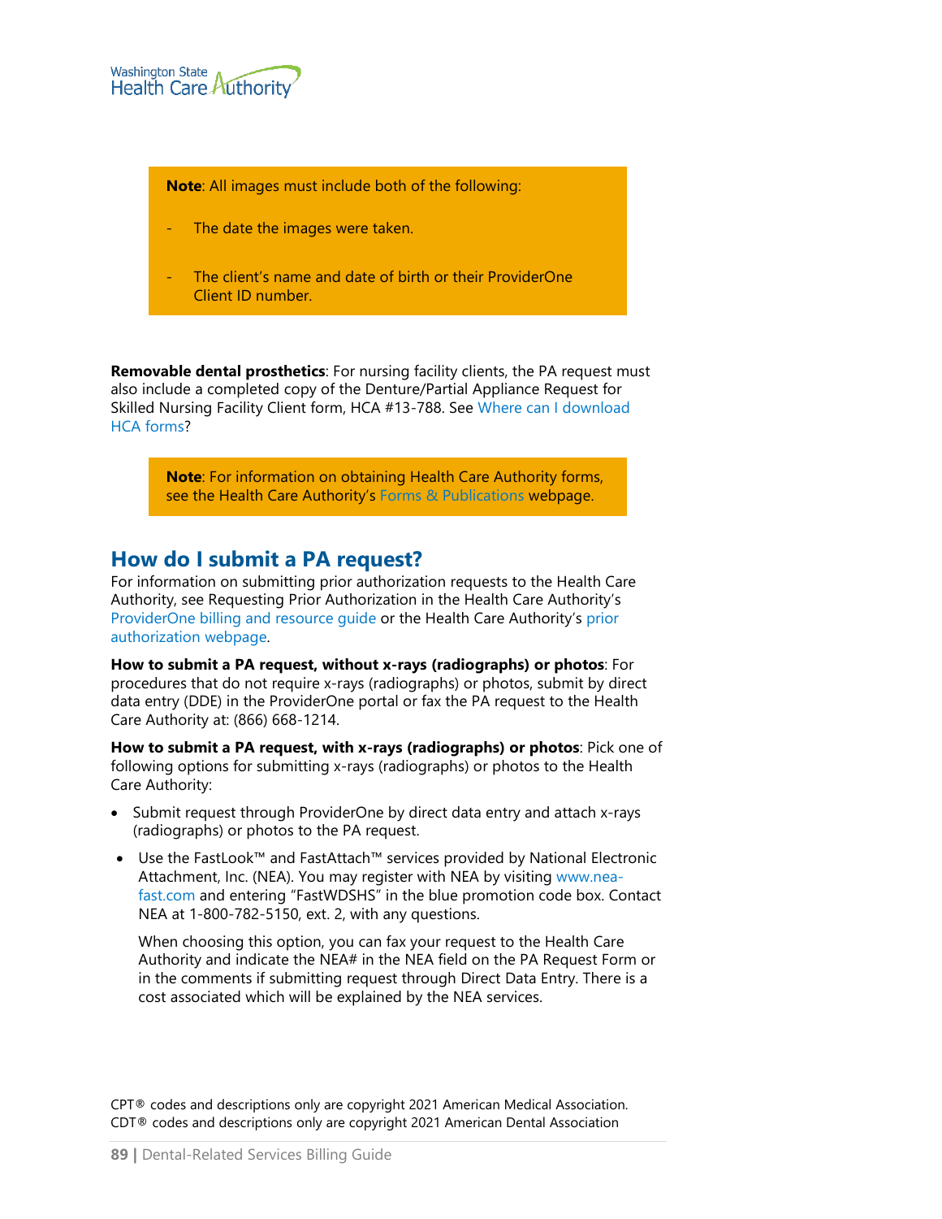> **Note**: All images must include both of the following:
>
> - The date the images were taken.
>
> - The client's name and date of birth or their ProviderOne Client ID number.

**Removable dental prosthetics**: For nursing facility clients, the PA request must also include a completed copy of the Denture/Partial Appliance Request for Skilled Nursing Facility Client form, HCA #13-788. See Where can I download HCA forms?

> **Note**: For information on obtaining Health Care Authority forms, see the Health Care Authority's Forms & Publications webpage.

## How do I submit a PA request?

For information on submitting prior authorization requests to the Health Care Authority, see Requesting Prior Authorization in the Health Care Authority's ProviderOne billing and resource guide or the Health Care Authority's prior authorization webpage.

**How to submit a PA request, without x-rays (radiographs) or photos**: For procedures that do not require x-rays (radiographs) or photos, submit by direct data entry (DDE) in the ProviderOne portal or fax the PA request to the Health Care Authority at: (866) 668-1214.

**How to submit a PA request, with x-rays (radiographs) or photos**: Pick one of following options for submitting x-rays (radiographs) or photos to the Health Care Authority:

- Submit request through ProviderOne by direct data entry and attach x-rays (radiographs) or photos to the PA request.
- Use the FastLook™ and FastAttach™ services provided by National Electronic Attachment, Inc. (NEA). You may register with NEA by visiting www.nea-fast.com and entering "FastWDSHS" in the blue promotion code box. Contact NEA at 1-800-782-5150, ext. 2, with any questions.

  When choosing this option, you can fax your request to the Health Care Authority and indicate the NEA# in the NEA field on the PA Request Form or in the comments if submitting request through Direct Data Entry. There is a cost associated which will be explained by the NEA services.

CPT® codes and descriptions only are copyright 2021 American Medical Association.
CDT® codes and descriptions only are copyright 2021 American Dental Association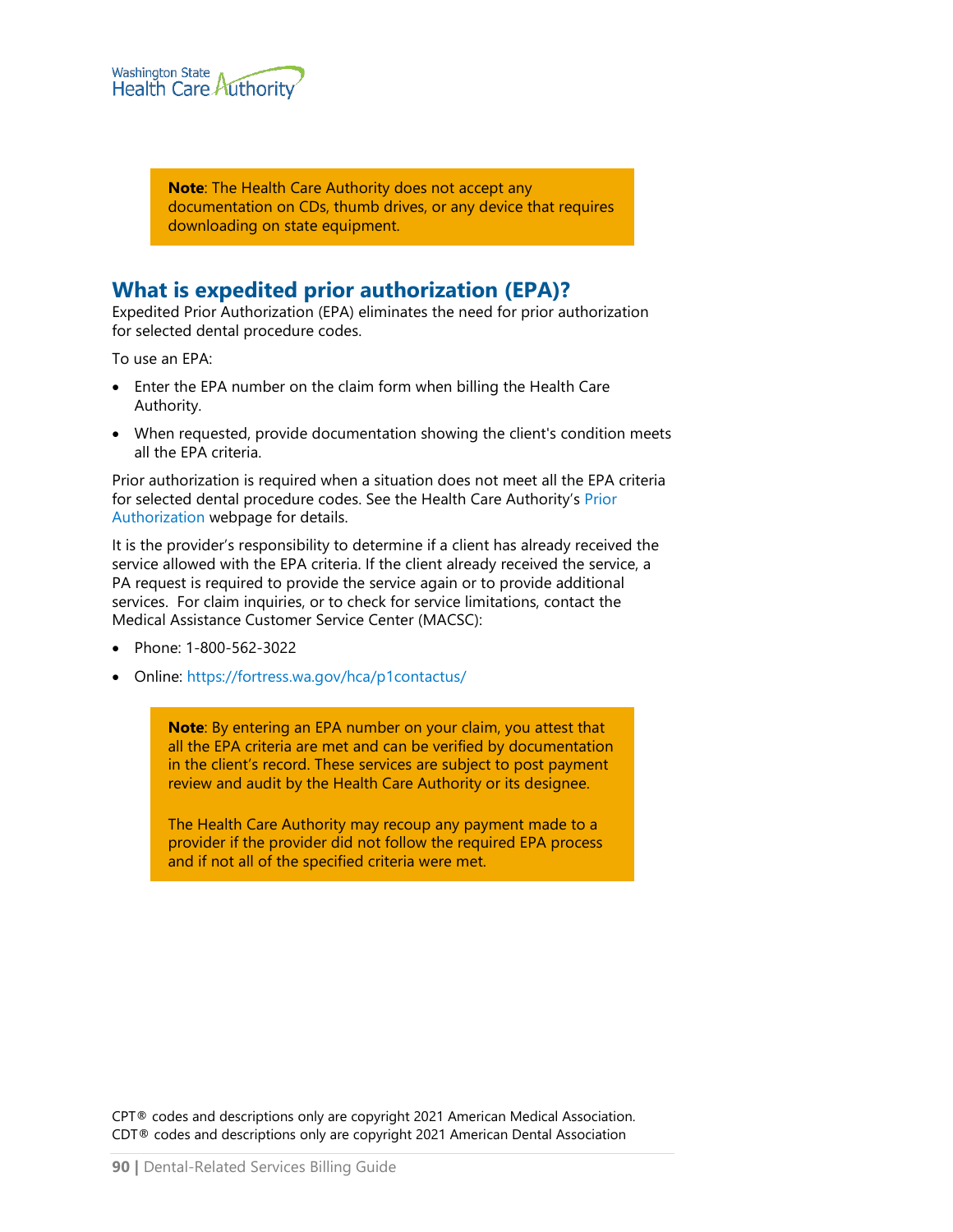> **Note**: The Health Care Authority does not accept any documentation on CDs, thumb drives, or any device that requires downloading on state equipment.

## What is expedited prior authorization (EPA)?

Expedited Prior Authorization (EPA) eliminates the need for prior authorization for selected dental procedure codes.

To use an EPA:

- Enter the EPA number on the claim form when billing the Health Care Authority.
- When requested, provide documentation showing the client's condition meets all the EPA criteria.

Prior authorization is required when a situation does not meet all the EPA criteria for selected dental procedure codes. See the Health Care Authority's Prior Authorization webpage for details.

It is the provider's responsibility to determine if a client has already received the service allowed with the EPA criteria. If the client already received the service, a PA request is required to provide the service again or to provide additional services. For claim inquiries, or to check for service limitations, contact the Medical Assistance Customer Service Center (MACSC):

- Phone: 1-800-562-3022
- Online: https://fortress.wa.gov/hca/p1contactus/

> **Note**: By entering an EPA number on your claim, you attest that all the EPA criteria are met and can be verified by documentation in the client's record. These services are subject to post payment review and audit by the Health Care Authority or its designee.
>
> The Health Care Authority may recoup any payment made to a provider if the provider did not follow the required EPA process and if not all of the specified criteria were met.

CPT® codes and descriptions only are copyright 2021 American Medical Association.
CDT® codes and descriptions only are copyright 2021 American Dental Association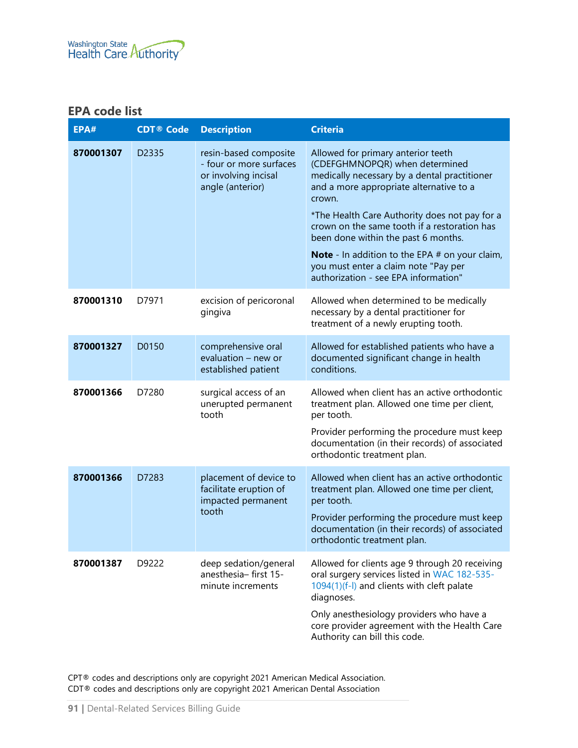## EPA code list

| EPA# | CDT® Code | Description | Criteria |
|---|---|---|---|
| **870001307** | D2335 | resin-based composite - four or more surfaces or involving incisal angle (anterior) | Allowed for primary anterior teeth (CDEFGHMNOPQR) when determined medically necessary by a dental practitioner and a more appropriate alternative to a crown.<br><br>*The Health Care Authority does not pay for a crown on the same tooth if a restoration has been done within the past 6 months.<br><br>**Note** - In addition to the EPA # on your claim, you must enter a claim note "Pay per authorization - see EPA information" |
| **870001310** | D7971 | excision of pericoronal gingiva | Allowed when determined to be medically necessary by a dental practitioner for treatment of a newly erupting tooth. |
| **870001327** | D0150 | comprehensive oral evaluation – new or established patient | Allowed for established patients who have a documented significant change in health conditions. |
| **870001366** | D7280 | surgical access of an unerupted permanent tooth | Allowed when client has an active orthodontic treatment plan. Allowed one time per client, per tooth.<br><br>Provider performing the procedure must keep documentation (in their records) of associated orthodontic treatment plan. |
| **870001366** | D7283 | placement of device to facilitate eruption of impacted permanent tooth | Allowed when client has an active orthodontic treatment plan. Allowed one time per client, per tooth.<br><br>Provider performing the procedure must keep documentation (in their records) of associated orthodontic treatment plan. |
| **870001387** | D9222 | deep sedation/general anesthesia– first 15-minute increments | Allowed for clients age 9 through 20 receiving oral surgery services listed in WAC 182-535-1094(1)(f-l) and clients with cleft palate diagnoses.<br><br>Only anesthesiology providers who have a core provider agreement with the Health Care Authority can bill this code. |

CPT® codes and descriptions only are copyright 2021 American Medical Association.
CDT® codes and descriptions only are copyright 2021 American Dental Association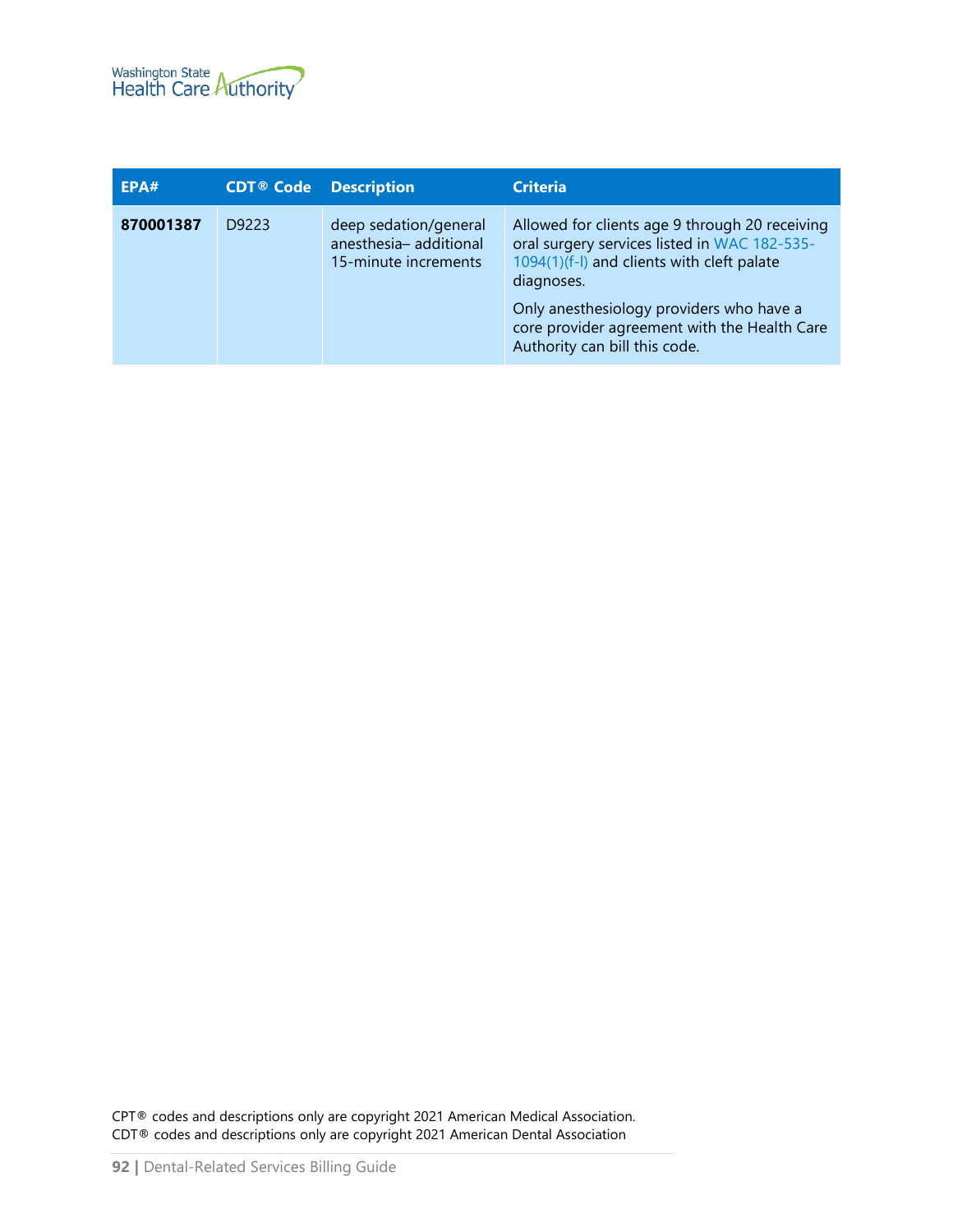| EPA# | CDT® Code | Description | Criteria |
|---|---|---|---|
| **870001387** | D9223 | deep sedation/general anesthesia– additional 15-minute increments | Allowed for clients age 9 through 20 receiving oral surgery services listed in WAC 182-535-1094(1)(f-l) and clients with cleft palate diagnoses.<br><br>Only anesthesiology providers who have a core provider agreement with the Health Care Authority can bill this code. |

CPT® codes and descriptions only are copyright 2021 American Medical Association.
CDT® codes and descriptions only are copyright 2021 American Dental Association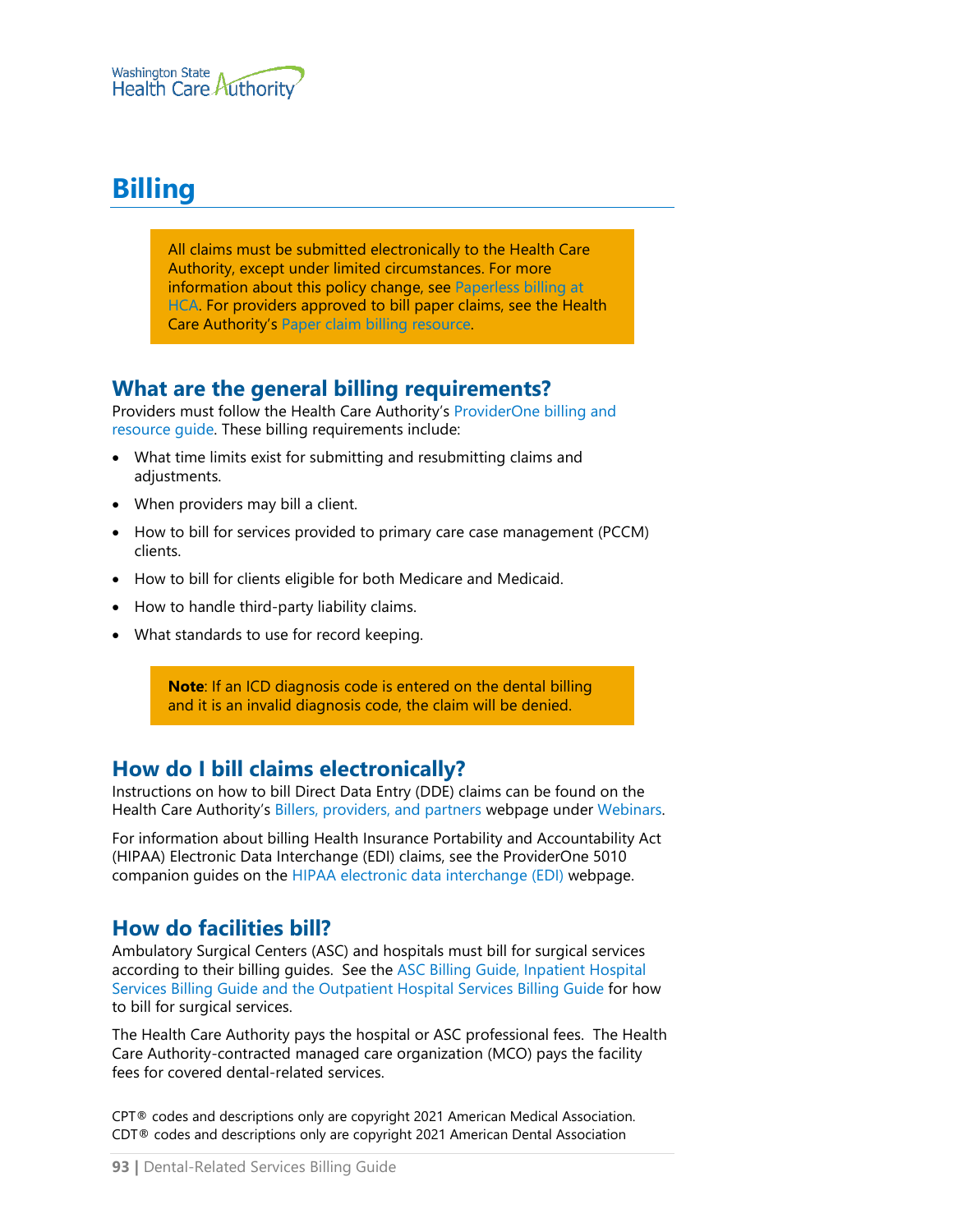# Billing

> All claims must be submitted electronically to the Health Care Authority, except under limited circumstances. For more information about this policy change, see Paperless billing at HCA. For providers approved to bill paper claims, see the Health Care Authority's Paper claim billing resource.

## What are the general billing requirements?

Providers must follow the Health Care Authority's ProviderOne billing and resource guide. These billing requirements include:

- What time limits exist for submitting and resubmitting claims and adjustments.
- When providers may bill a client.
- How to bill for services provided to primary care case management (PCCM) clients.
- How to bill for clients eligible for both Medicare and Medicaid.
- How to handle third-party liability claims.
- What standards to use for record keeping.

> **Note**: If an ICD diagnosis code is entered on the dental billing and it is an invalid diagnosis code, the claim will be denied.

## How do I bill claims electronically?

Instructions on how to bill Direct Data Entry (DDE) claims can be found on the Health Care Authority's Billers, providers, and partners webpage under Webinars.

For information about billing Health Insurance Portability and Accountability Act (HIPAA) Electronic Data Interchange (EDI) claims, see the ProviderOne 5010 companion guides on the HIPAA electronic data interchange (EDI) webpage.

## How do facilities bill?

Ambulatory Surgical Centers (ASC) and hospitals must bill for surgical services according to their billing guides. See the ASC Billing Guide, Inpatient Hospital Services Billing Guide and the Outpatient Hospital Services Billing Guide for how to bill for surgical services.

The Health Care Authority pays the hospital or ASC professional fees. The Health Care Authority-contracted managed care organization (MCO) pays the facility fees for covered dental-related services.

CPT® codes and descriptions only are copyright 2021 American Medical Association.
CDT® codes and descriptions only are copyright 2021 American Dental Association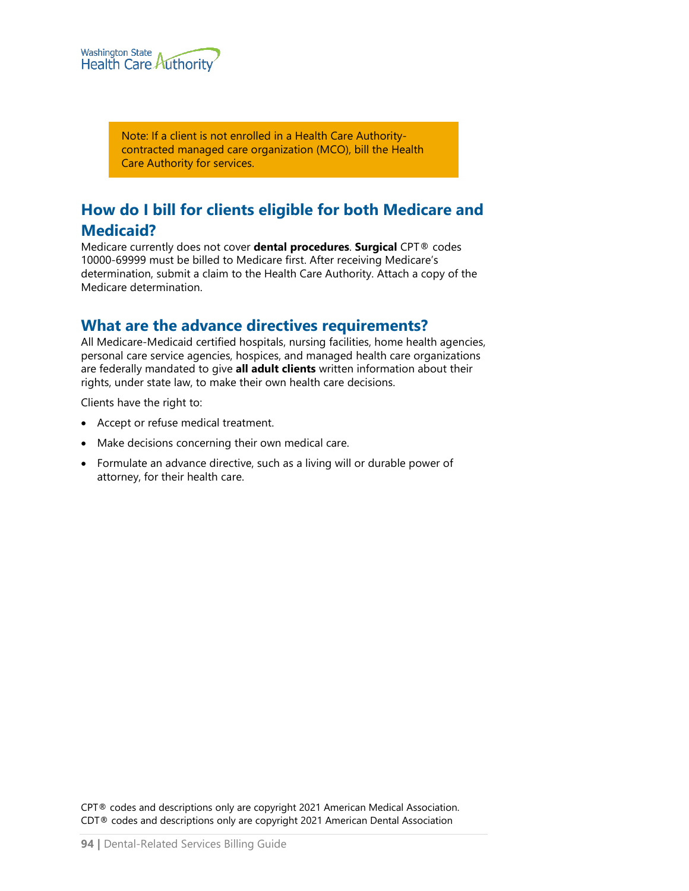> Note: If a client is not enrolled in a Health Care Authority-contracted managed care organization (MCO), bill the Health Care Authority for services.

## How do I bill for clients eligible for both Medicare and Medicaid?

Medicare currently does not cover **dental procedures**. **Surgical** CPT® codes 10000-69999 must be billed to Medicare first. After receiving Medicare's determination, submit a claim to the Health Care Authority. Attach a copy of the Medicare determination.

## What are the advance directives requirements?

All Medicare-Medicaid certified hospitals, nursing facilities, home health agencies, personal care service agencies, hospices, and managed health care organizations are federally mandated to give **all adult clients** written information about their rights, under state law, to make their own health care decisions.

Clients have the right to:

- Accept or refuse medical treatment.
- Make decisions concerning their own medical care.
- Formulate an advance directive, such as a living will or durable power of attorney, for their health care.

CPT® codes and descriptions only are copyright 2021 American Medical Association.
CDT® codes and descriptions only are copyright 2021 American Dental Association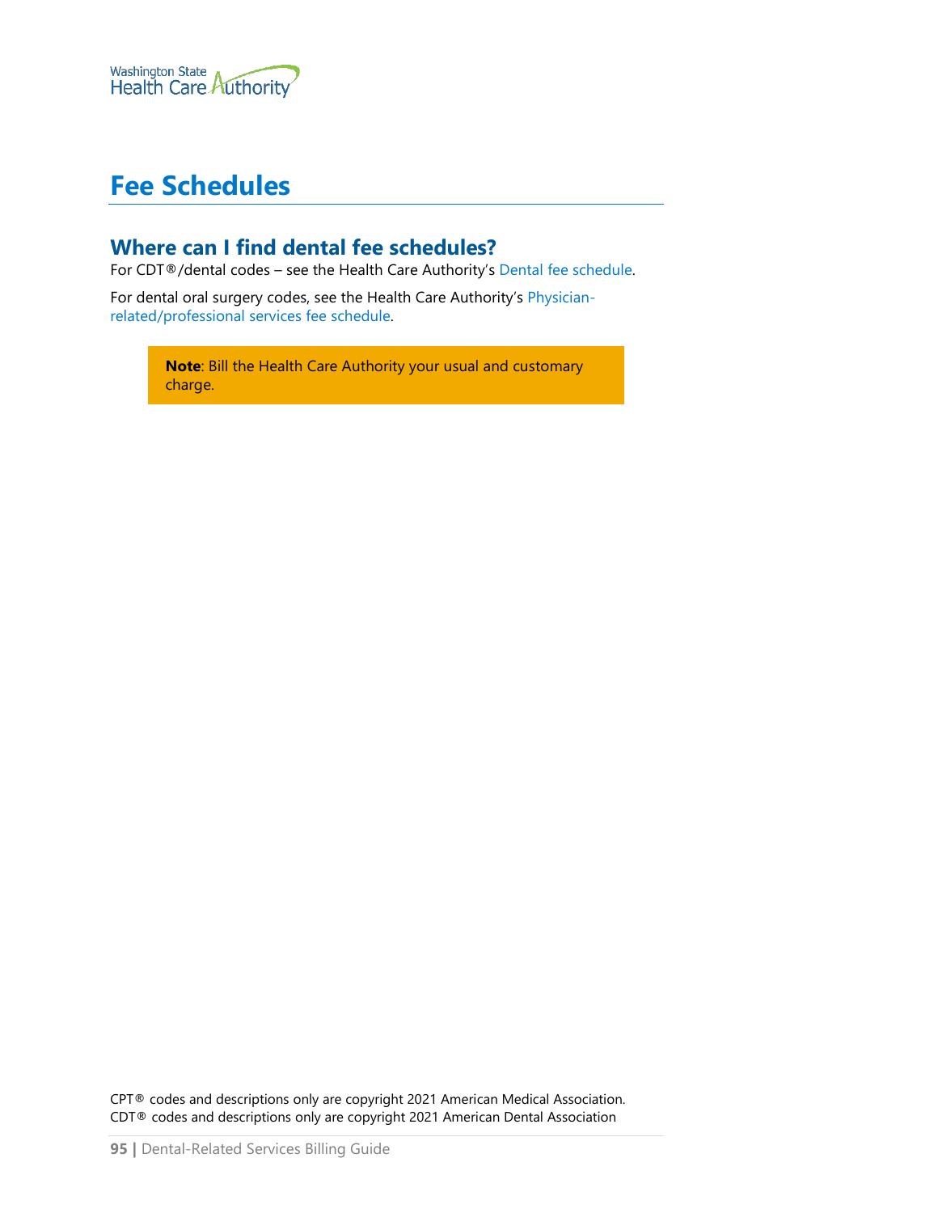# Fee Schedules

## Where can I find dental fee schedules?

For CDT®/dental codes – see the Health Care Authority's Dental fee schedule.

For dental oral surgery codes, see the Health Care Authority's Physician-related/professional services fee schedule.

> **Note**: Bill the Health Care Authority your usual and customary charge.

CPT® codes and descriptions only are copyright 2021 American Medical Association.
CDT® codes and descriptions only are copyright 2021 American Dental Association